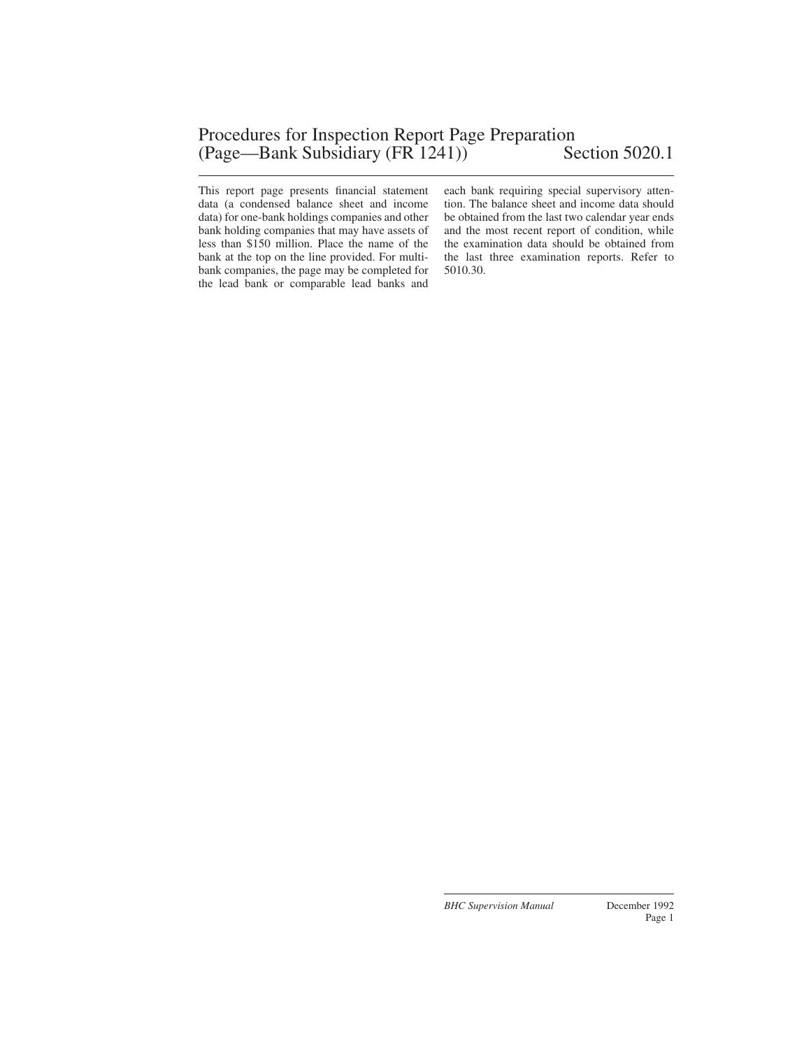# Procedures for Inspection Report Page Preparation (Page—Bank Subsidiary (FR 1241)) Section 5020.1

This report page presents financial statement data (a condensed balance sheet and income data) for one-bank holdings companies and other bank holding companies that may have assets of less than $150 million. Place the name of the bank at the top on the line provided. For multibank companies, the page may be completed for the lead bank or comparable lead banks and each bank requiring special supervisory attention. The balance sheet and income data should be obtained from the last two calendar year ends and the most recent report of condition, while the examination data should be obtained from the last three examination reports. Refer to 5010.30.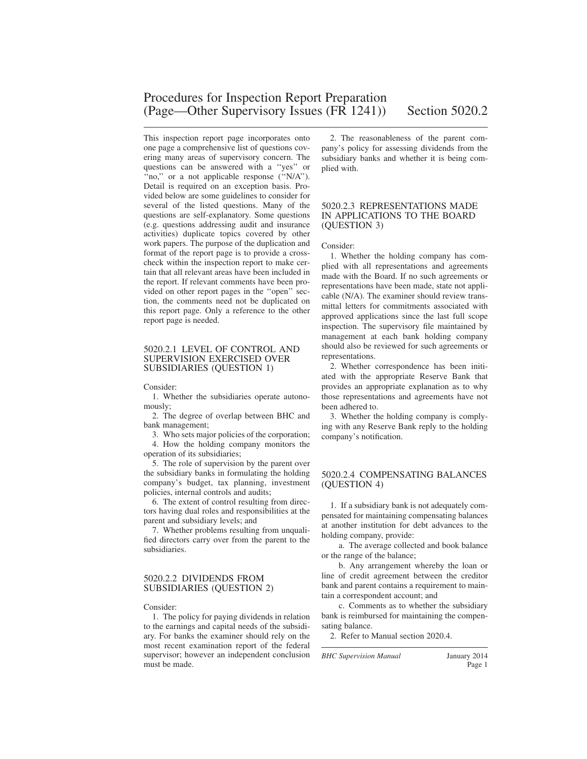# Procedures for Inspection Report Preparation (Page—Other Supervisory Issues (FR 1241)) Section 5020.2

This inspection report page incorporates onto one page a comprehensive list of questions covering many areas of supervisory concern. The questions can be answered with a ''yes'' or ''no,'' or a not applicable response (''N/A''). Detail is required on an exception basis. Provided below are some guidelines to consider for several of the listed questions. Many of the questions are self-explanatory. Some questions (e.g. questions addressing audit and insurance activities) duplicate topics covered by other work papers. The purpose of the duplication and format of the report page is to provide a crosscheck within the inspection report to make certain that all relevant areas have been included in the report. If relevant comments have been provided on other report pages in the ''open'' section, the comments need not be duplicated on this report page. Only a reference to the other report page is needed.

## 5020.2.1 LEVEL OF CONTROL AND SUPERVISION EXERCISED OVER SUBSIDIARIES (QUESTION 1)

Consider:

1. Whether the subsidiaries operate autonomously;
2. The degree of overlap between BHC and bank management;
3. Who sets major policies of the corporation;
4. How the holding company monitors the operation of its subsidiaries;
5. The role of supervision by the parent over the subsidiary banks in formulating the holding company's budget, tax planning, investment policies, internal controls and audits;
6. The extent of control resulting from directors having dual roles and responsibilities at the parent and subsidiary levels; and
7. Whether problems resulting from unqualified directors carry over from the parent to the subsidiaries.

## 5020.2.2 DIVIDENDS FROM SUBSIDIARIES (QUESTION 2)

Consider:

1. The policy for paying dividends in relation to the earnings and capital needs of the subsidiary. For banks the examiner should rely on the most recent examination report of the federal supervisor; however an independent conclusion must be made.
2. The reasonableness of the parent company's policy for assessing dividends from the subsidiary banks and whether it is being complied with.

## 5020.2.3 REPRESENTATIONS MADE IN APPLICATIONS TO THE BOARD (QUESTION 3)

Consider:

1. Whether the holding company has complied with all representations and agreements made with the Board. If no such agreements or representations have been made, state not applicable (N/A). The examiner should review transmittal letters for commitments associated with approved applications since the last full scope inspection. The supervisory file maintained by management at each bank holding company should also be reviewed for such agreements or representations.
2. Whether correspondence has been initiated with the appropriate Reserve Bank that provides an appropriate explanation as to why those representations and agreements have not been adhered to.
3. Whether the holding company is complying with any Reserve Bank reply to the holding company's notification.

## 5020.2.4 COMPENSATING BALANCES (QUESTION 4)

1. If a subsidiary bank is not adequately compensated for maintaining compensating balances at another institution for debt advances to the holding company, provide:
   a. The average collected and book balance or the range of the balance;
   b. Any arrangement whereby the loan or line of credit agreement between the creditor bank and parent contains a requirement to maintain a correspondent account; and
   c. Comments as to whether the subsidiary bank is reimbursed for maintaining the compensating balance.
2. Refer to Manual section 2020.4.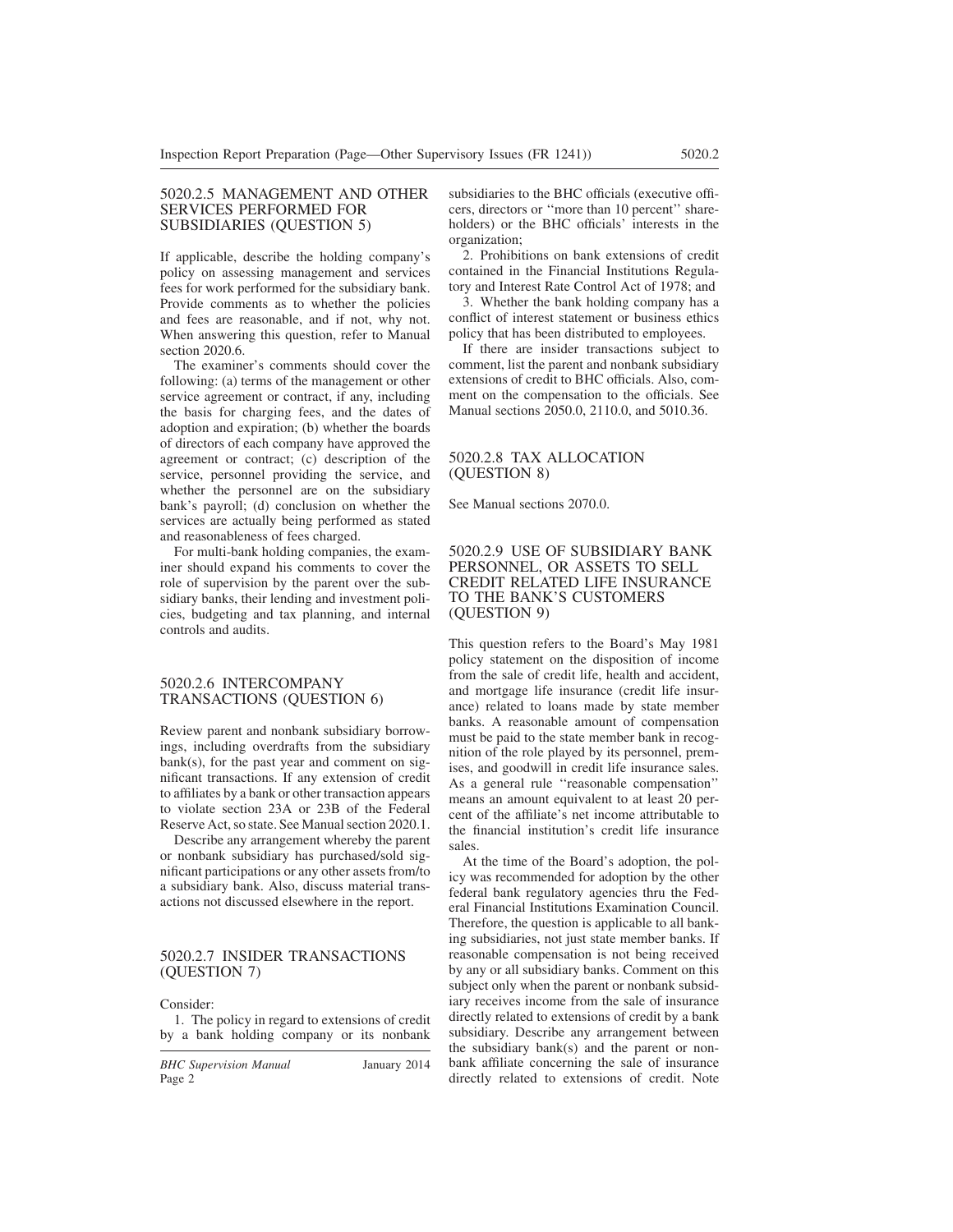### 5020.2.5 MANAGEMENT AND OTHER SERVICES PERFORMED FOR SUBSIDIARIES (QUESTION 5)

If applicable, describe the holding company's policy on assessing management and services fees for work performed for the subsidiary bank. Provide comments as to whether the policies and fees are reasonable, and if not, why not. When answering this question, refer to Manual section 2020.6.

The examiner's comments should cover the following: (a) terms of the management or other service agreement or contract, if any, including the basis for charging fees, and the dates of adoption and expiration; (b) whether the boards of directors of each company have approved the agreement or contract; (c) description of the service, personnel providing the service, and whether the personnel are on the subsidiary bank's payroll; (d) conclusion on whether the services are actually being performed as stated and reasonableness of fees charged.

For multi-bank holding companies, the examiner should expand his comments to cover the role of supervision by the parent over the subsidiary banks, their lending and investment policies, budgeting and tax planning, and internal controls and audits.

### 5020.2.6 INTERCOMPANY TRANSACTIONS (QUESTION 6)

Review parent and nonbank subsidiary borrowings, including overdrafts from the subsidiary bank(s), for the past year and comment on significant transactions. If any extension of credit to affiliates by a bank or other transaction appears to violate section 23A or 23B of the Federal Reserve Act, so state. See Manual section 2020.1.

Describe any arrangement whereby the parent or nonbank subsidiary has purchased/sold significant participations or any other assets from/to a subsidiary bank. Also, discuss material transactions not discussed elsewhere in the report.

### 5020.2.7 INSIDER TRANSACTIONS (QUESTION 7)

Consider:

1. The policy in regard to extensions of credit by a bank holding company or its nonbank subsidiaries to the BHC officials (executive officers, directors or ''more than 10 percent'' shareholders) or the BHC officials' interests in the organization;
2. Prohibitions on bank extensions of credit contained in the Financial Institutions Regulatory and Interest Rate Control Act of 1978; and
3. Whether the bank holding company has a conflict of interest statement or business ethics policy that has been distributed to employees.

If there are insider transactions subject to comment, list the parent and nonbank subsidiary extensions of credit to BHC officials. Also, comment on the compensation to the officials. See Manual sections 2050.0, 2110.0, and 5010.36.

### 5020.2.8 TAX ALLOCATION (QUESTION 8)

See Manual sections 2070.0.

### 5020.2.9 USE OF SUBSIDIARY BANK PERSONNEL, OR ASSETS TO SELL CREDIT RELATED LIFE INSURANCE TO THE BANK'S CUSTOMERS (QUESTION 9)

This question refers to the Board's May 1981 policy statement on the disposition of income from the sale of credit life, health and accident, and mortgage life insurance (credit life insurance) related to loans made by state member banks. A reasonable amount of compensation must be paid to the state member bank in recognition of the role played by its personnel, premises, and goodwill in credit life insurance sales. As a general rule ''reasonable compensation'' means an amount equivalent to at least 20 percent of the affiliate's net income attributable to the financial institution's credit life insurance sales.

At the time of the Board's adoption, the policy was recommended for adoption by the other federal bank regulatory agencies thru the Federal Financial Institutions Examination Council. Therefore, the question is applicable to all banking subsidiaries, not just state member banks. If reasonable compensation is not being received by any or all subsidiary banks. Comment on this subject only when the parent or nonbank subsidiary receives income from the sale of insurance directly related to extensions of credit by a bank subsidiary. Describe any arrangement between the subsidiary bank(s) and the parent or nonbank affiliate concerning the sale of insurance directly related to extensions of credit. Note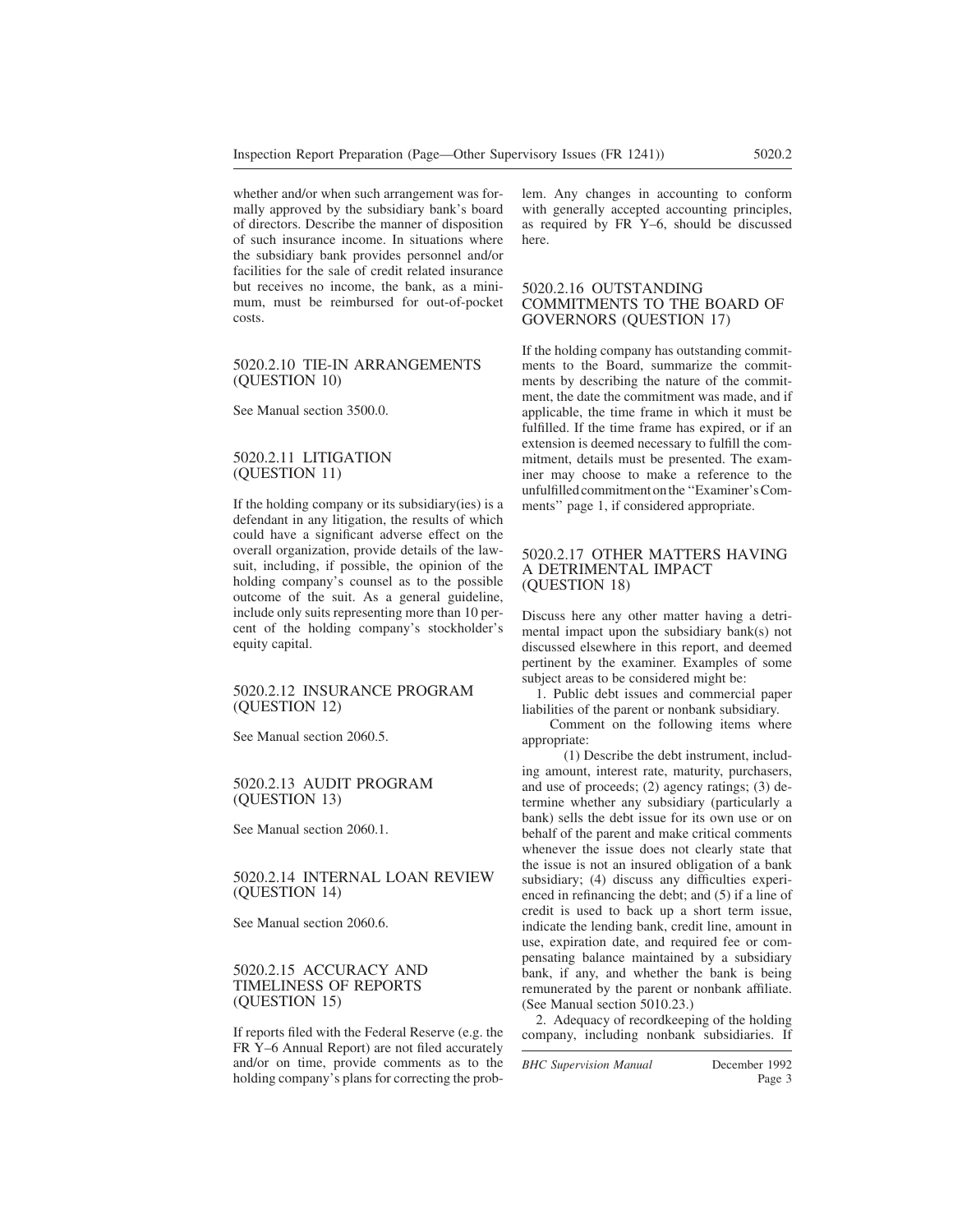whether and/or when such arrangement was formally approved by the subsidiary bank's board of directors. Describe the manner of disposition of such insurance income. In situations where the subsidiary bank provides personnel and/or facilities for the sale of credit related insurance but receives no income, the bank, as a minimum, must be reimbursed for out-of-pocket costs.

## 5020.2.10 TIE-IN ARRANGEMENTS (QUESTION 10)

See Manual section 3500.0.

## 5020.2.11 LITIGATION (QUESTION 11)

If the holding company or its subsidiary(ies) is a defendant in any litigation, the results of which could have a significant adverse effect on the overall organization, provide details of the lawsuit, including, if possible, the opinion of the holding company's counsel as to the possible outcome of the suit. As a general guideline, include only suits representing more than 10 percent of the holding company's stockholder's equity capital.

## 5020.2.12 INSURANCE PROGRAM (QUESTION 12)

See Manual section 2060.5.

## 5020.2.13 AUDIT PROGRAM (QUESTION 13)

See Manual section 2060.1.

## 5020.2.14 INTERNAL LOAN REVIEW (QUESTION 14)

See Manual section 2060.6.

## 5020.2.15 ACCURACY AND TIMELINESS OF REPORTS (QUESTION 15)

If reports filed with the Federal Reserve (e.g. the FR Y–6 Annual Report) are not filed accurately and/or on time, provide comments as to the holding company's plans for correcting the problem. Any changes in accounting to conform with generally accepted accounting principles, as required by FR Y–6, should be discussed here.

## 5020.2.16 OUTSTANDING COMMITMENTS TO THE BOARD OF GOVERNORS (QUESTION 17)

If the holding company has outstanding commitments to the Board, summarize the commitments by describing the nature of the commitment, the date the commitment was made, and if applicable, the time frame in which it must be fulfilled. If the time frame has expired, or if an extension is deemed necessary to fulfill the commitment, details must be presented. The examiner may choose to make a reference to the unfulfilled commitment on the ''Examiner's Comments'' page 1, if considered appropriate.

## 5020.2.17 OTHER MATTERS HAVING A DETRIMENTAL IMPACT (QUESTION 18)

Discuss here any other matter having a detrimental impact upon the subsidiary bank(s) not discussed elsewhere in this report, and deemed pertinent by the examiner. Examples of some subject areas to be considered might be:

1. Public debt issues and commercial paper liabilities of the parent or nonbank subsidiary.

   Comment on the following items where appropriate:

   (1) Describe the debt instrument, including amount, interest rate, maturity, purchasers, and use of proceeds; (2) agency ratings; (3) determine whether any subsidiary (particularly a bank) sells the debt issue for its own use or on behalf of the parent and make critical comments whenever the issue does not clearly state that the issue is not an insured obligation of a bank subsidiary; (4) discuss any difficulties experienced in refinancing the debt; and (5) if a line of credit is used to back up a short term issue, indicate the lending bank, credit line, amount in use, expiration date, and required fee or compensating balance maintained by a subsidiary bank, if any, and whether the bank is being remunerated by the parent or nonbank affiliate. (See Manual section 5010.23.)

2. Adequacy of recordkeeping of the holding company, including nonbank subsidiaries. If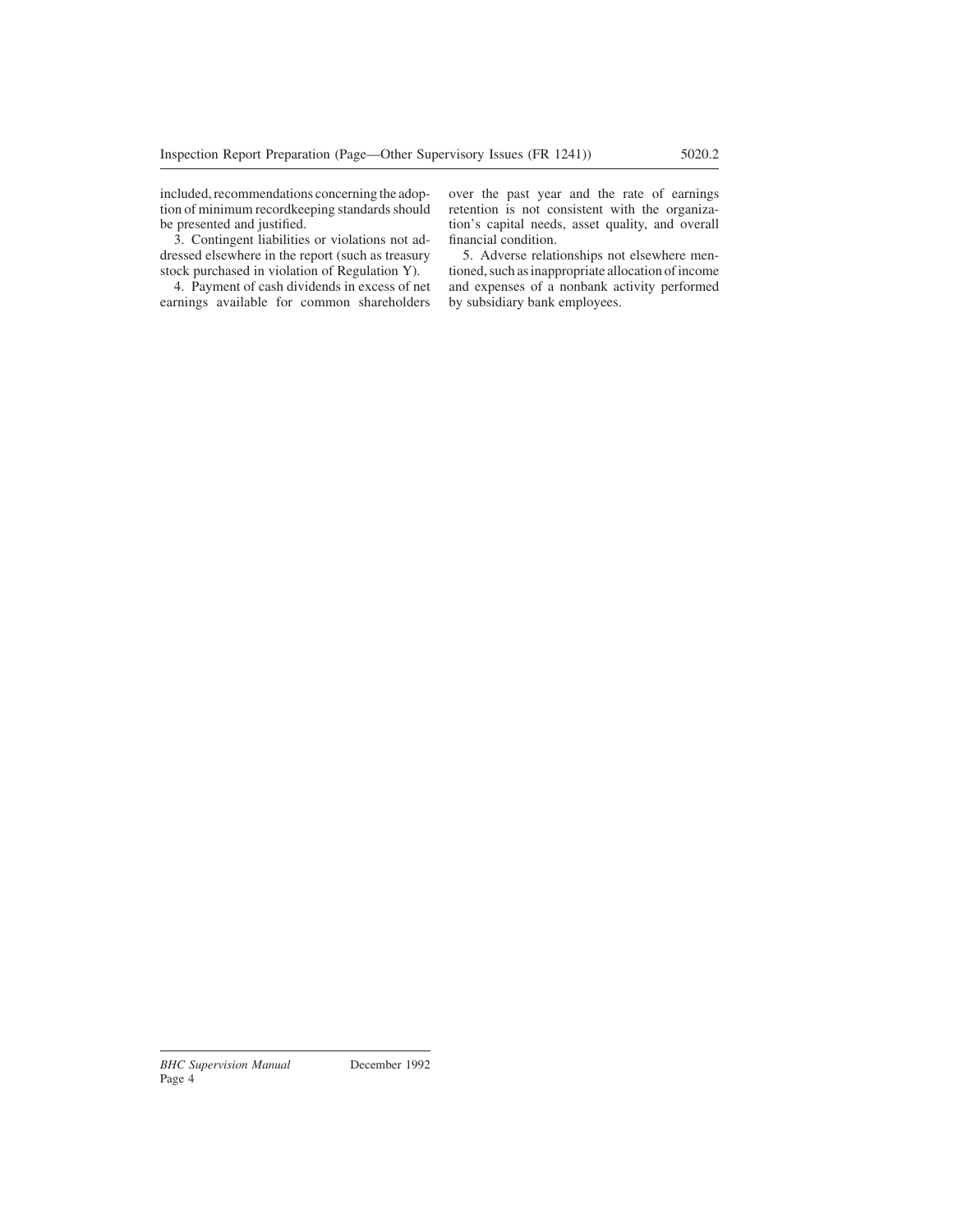included, recommendations concerning the adoption of minimum recordkeeping standards should be presented and justified.

3. Contingent liabilities or violations not addressed elsewhere in the report (such as treasury stock purchased in violation of Regulation Y).

4. Payment of cash dividends in excess of net earnings available for common shareholders over the past year and the rate of earnings retention is not consistent with the organization's capital needs, asset quality, and overall financial condition.

5. Adverse relationships not elsewhere mentioned, such as inappropriate allocation of income and expenses of a nonbank activity performed by subsidiary bank employees.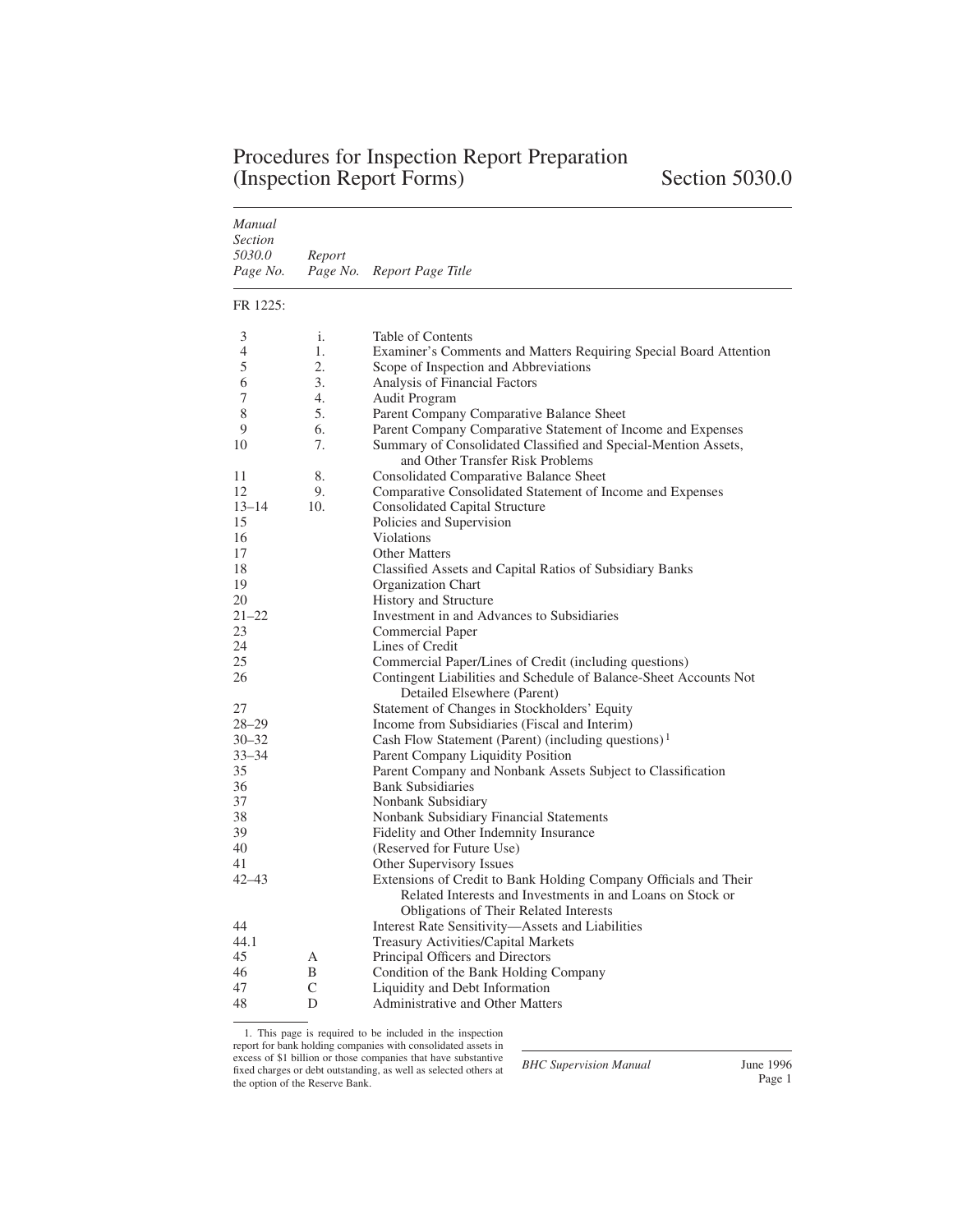# Procedures for Inspection Report Preparation (Inspection Report Forms) Section 5030.0

| *Manual Section 5030.0 Page No.* | *Report Page No.* | *Report Page Title* |
|---|---|---|
| FR 1225: | | |
| 3 | i. | Table of Contents |
| 4 | 1. | Examiner's Comments and Matters Requiring Special Board Attention |
| 5 | 2. | Scope of Inspection and Abbreviations |
| 6 | 3. | Analysis of Financial Factors |
| 7 | 4. | Audit Program |
| 8 | 5. | Parent Company Comparative Balance Sheet |
| 9 | 6. | Parent Company Comparative Statement of Income and Expenses |
| 10 | 7. | Summary of Consolidated Classified and Special-Mention Assets, and Other Transfer Risk Problems |
| 11 | 8. | Consolidated Comparative Balance Sheet |
| 12 | 9. | Comparative Consolidated Statement of Income and Expenses |
| 13–14 | 10. | Consolidated Capital Structure |
| 15 | | Policies and Supervision |
| 16 | | Violations |
| 17 | | Other Matters |
| 18 | | Classified Assets and Capital Ratios of Subsidiary Banks |
| 19 | | Organization Chart |
| 20 | | History and Structure |
| 21–22 | | Investment in and Advances to Subsidiaries |
| 23 | | Commercial Paper |
| 24 | | Lines of Credit |
| 25 | | Commercial Paper/Lines of Credit (including questions) |
| 26 | | Contingent Liabilities and Schedule of Balance-Sheet Accounts Not Detailed Elsewhere (Parent) |
| 27 | | Statement of Changes in Stockholders' Equity |
| 28–29 | | Income from Subsidiaries (Fiscal and Interim) |
| 30–32 | | Cash Flow Statement (Parent) (including questions)[1] |
| 33–34 | | Parent Company Liquidity Position |
| 35 | | Parent Company and Nonbank Assets Subject to Classification |
| 36 | | Bank Subsidiaries |
| 37 | | Nonbank Subsidiary |
| 38 | | Nonbank Subsidiary Financial Statements |
| 39 | | Fidelity and Other Indemnity Insurance |
| 40 | | (Reserved for Future Use) |
| 41 | | Other Supervisory Issues |
| 42–43 | | Extensions of Credit to Bank Holding Company Officials and Their Related Interests and Investments in and Loans on Stock or Obligations of Their Related Interests |
| 44 | | Interest Rate Sensitivity—Assets and Liabilities |
| 44.1 | | Treasury Activities/Capital Markets |
| 45 | A | Principal Officers and Directors |
| 46 | B | Condition of the Bank Holding Company |
| 47 | C | Liquidity and Debt Information |
| 48 | D | Administrative and Other Matters |

1. This page is required to be included in the inspection report for bank holding companies with consolidated assets in excess of $1 billion or those companies that have substantive fixed charges or debt outstanding, as well as selected others at the option of the Reserve Bank.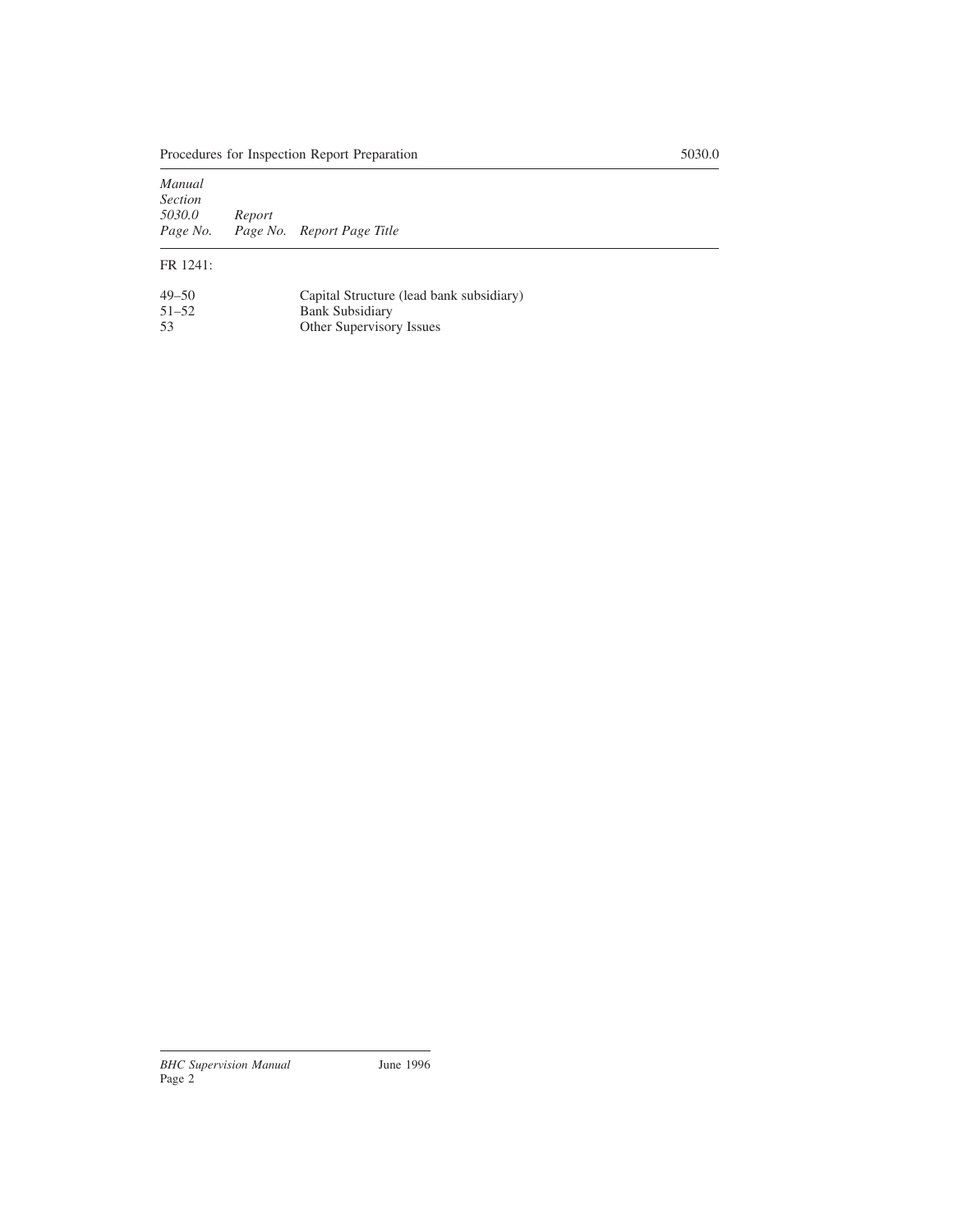| *Manual Section 5030.0 Page No.* | *Report Page No.* | *Report Page Title* |
|---|---|---|
| FR 1241: | | |
| 49–50 | | Capital Structure (lead bank subsidiary) |
| 51–52 | | Bank Subsidiary |
| 53 | | Other Supervisory Issues |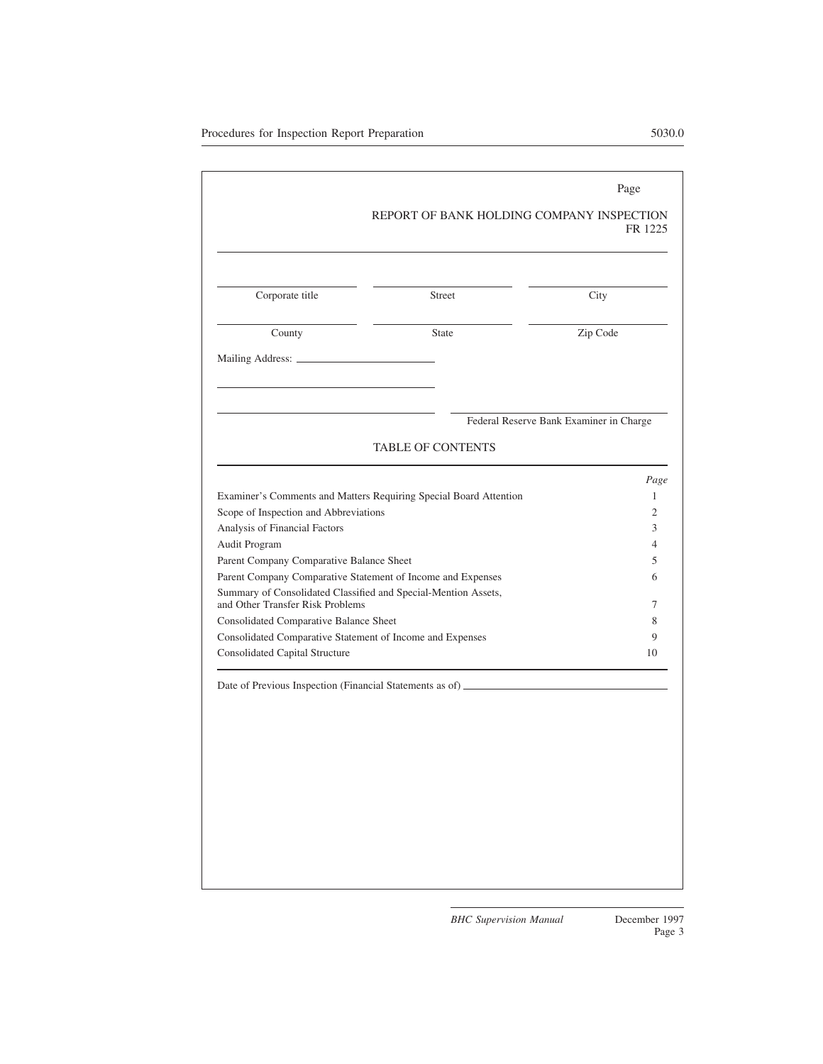Page

REPORT OF BANK HOLDING COMPANY INSPECTION
FR 1225

| Corporate title | Street | City |
|---|---|---|
| County | State | Zip Code |

Mailing Address: ______________________

______________________

______________________ Federal Reserve Bank Examiner in Charge

TABLE OF CONTENTS

| | *Page* |
|---|---|
| Examiner's Comments and Matters Requiring Special Board Attention | 1 |
| Scope of Inspection and Abbreviations | 2 |
| Analysis of Financial Factors | 3 |
| Audit Program | 4 |
| Parent Company Comparative Balance Sheet | 5 |
| Parent Company Comparative Statement of Income and Expenses | 6 |
| Summary of Consolidated Classified and Special-Mention Assets, and Other Transfer Risk Problems | 7 |
| Consolidated Comparative Balance Sheet | 8 |
| Consolidated Comparative Statement of Income and Expenses | 9 |
| Consolidated Capital Structure | 10 |

Date of Previous Inspection (Financial Statements as of) ______________________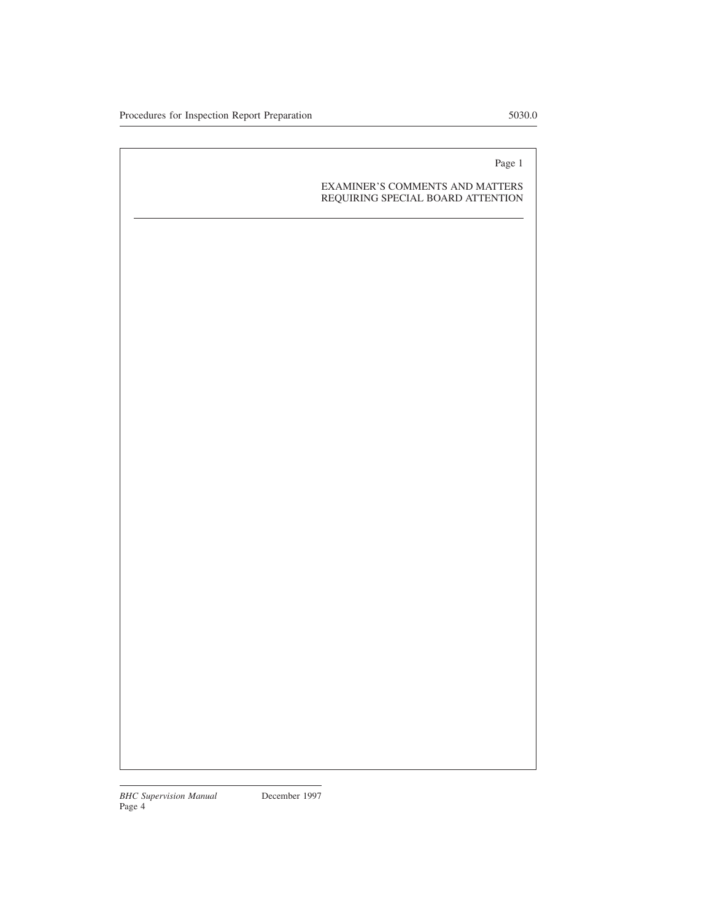Page 1

EXAMINER'S COMMENTS AND MATTERS
REQUIRING SPECIAL BOARD ATTENTION

---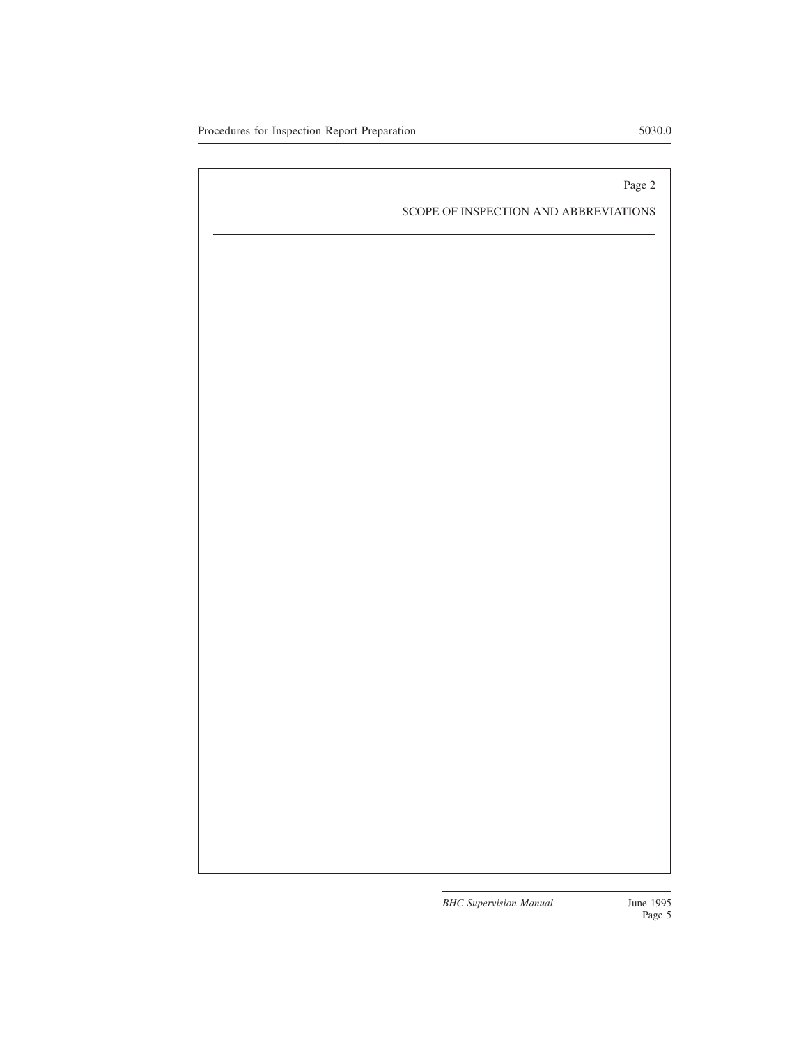Page 2

SCOPE OF INSPECTION AND ABBREVIATIONS

---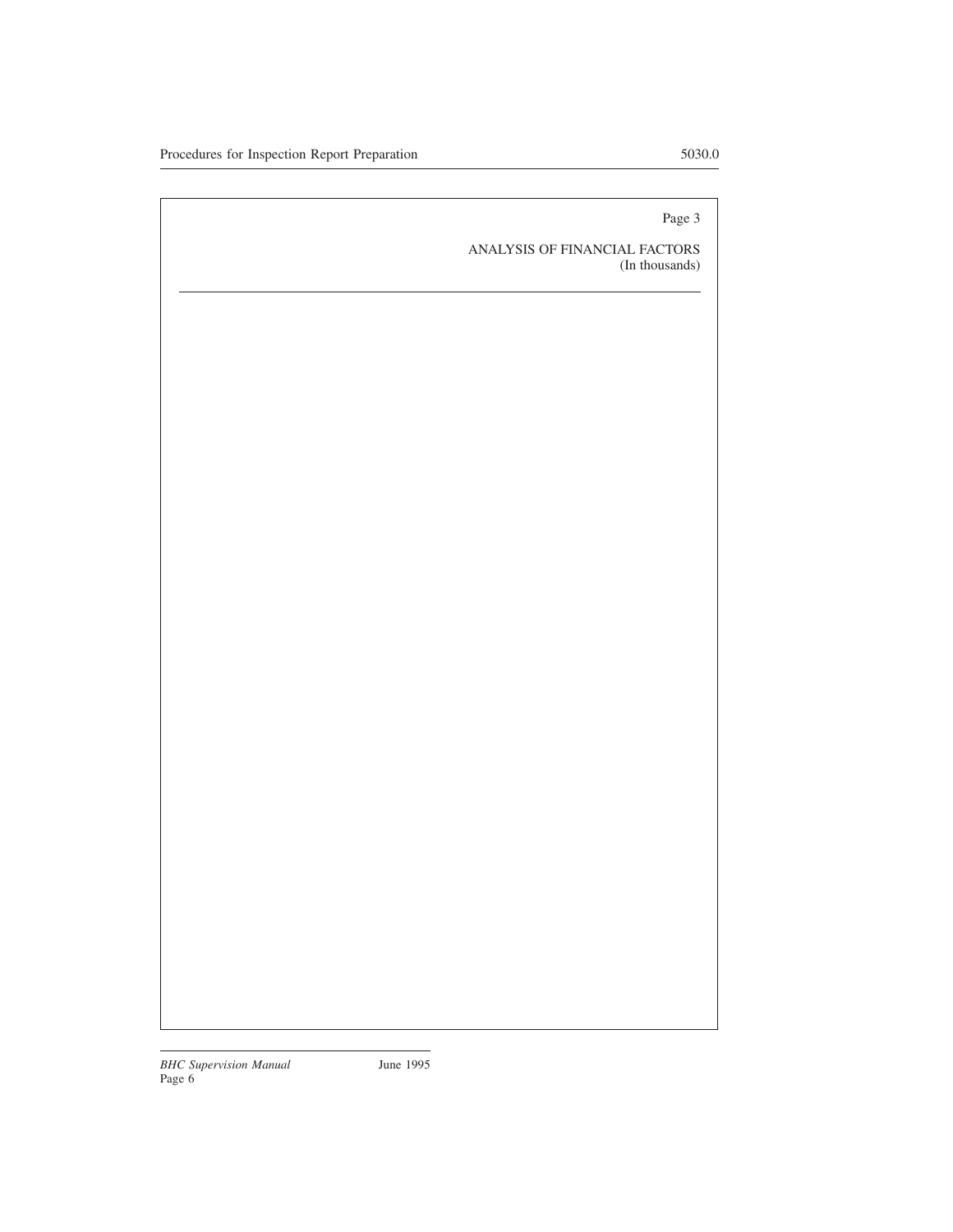Page 3

ANALYSIS OF FINANCIAL FACTORS
(In thousands)

---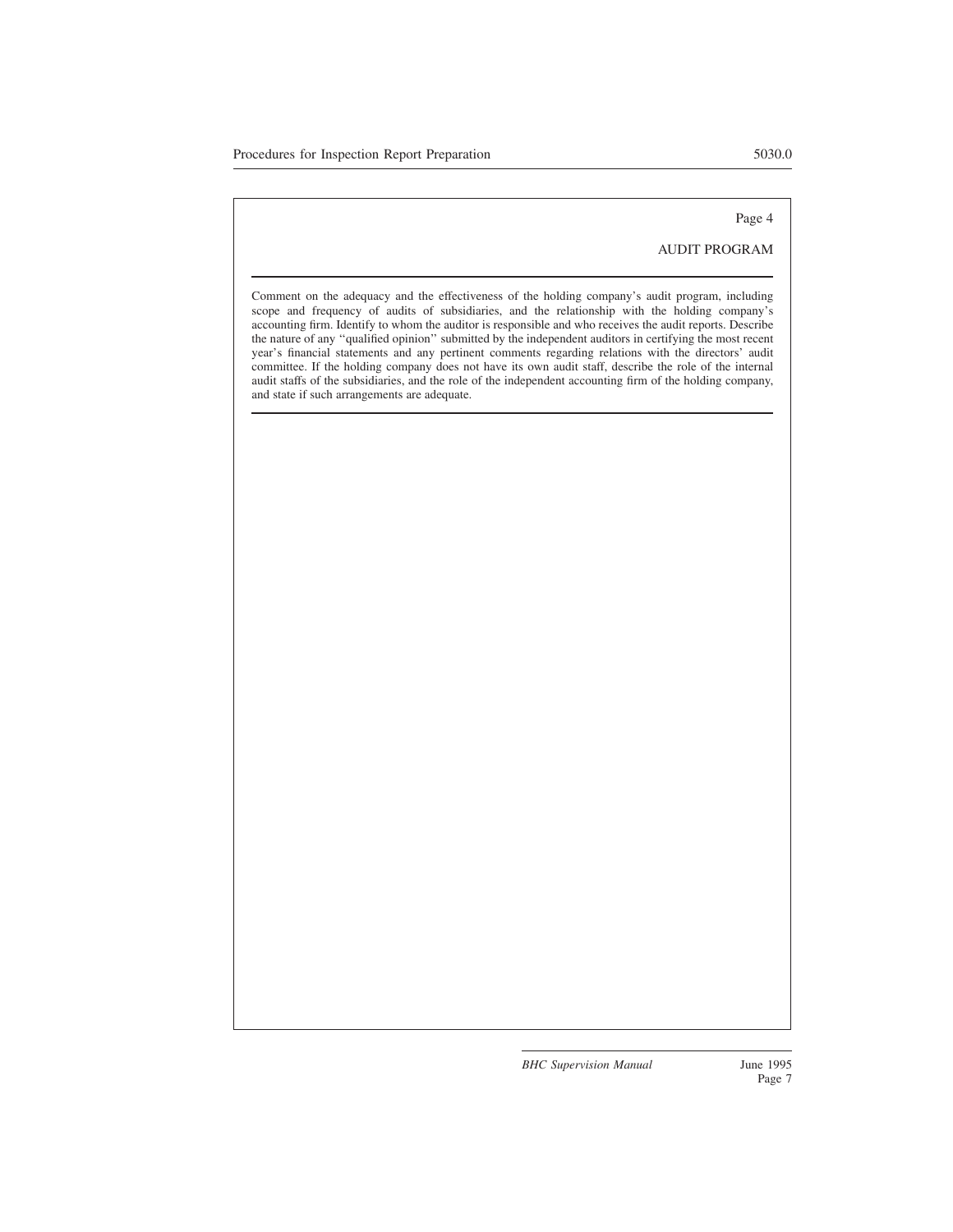Page 4

AUDIT PROGRAM

---

Comment on the adequacy and the effectiveness of the holding company's audit program, including scope and frequency of audits of subsidiaries, and the relationship with the holding company's accounting firm. Identify to whom the auditor is responsible and who receives the audit reports. Describe the nature of any ''qualified opinion'' submitted by the independent auditors in certifying the most recent year's financial statements and any pertinent comments regarding relations with the directors' audit committee. If the holding company does not have its own audit staff, describe the role of the internal audit staffs of the subsidiaries, and the role of the independent accounting firm of the holding company, and state if such arrangements are adequate.

---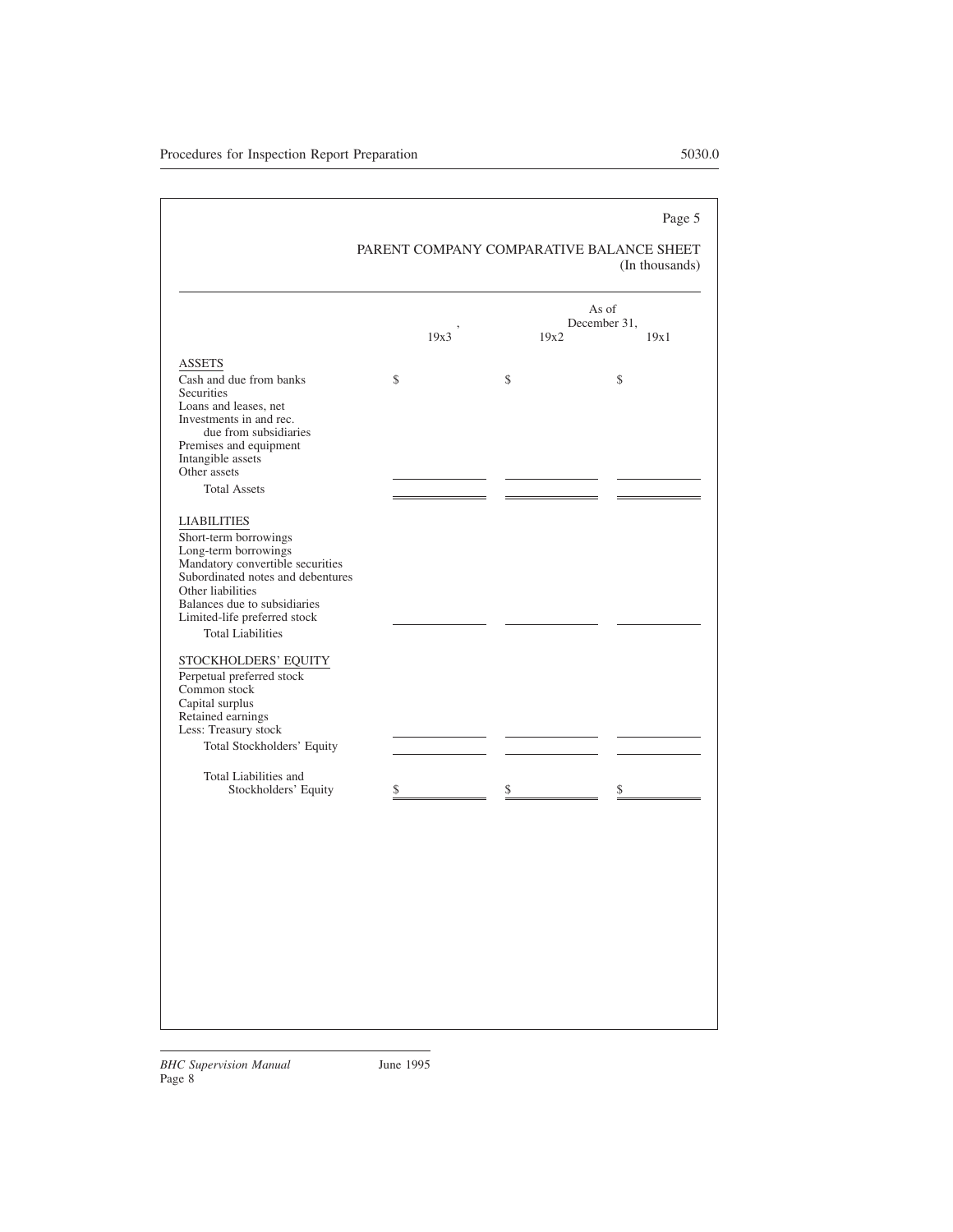Page 5

## PARENT COMPANY COMPARATIVE BALANCE SHEET

(In thousands)

| | , 19x3 | As of December 31, 19x2 | 19x1 |
|---|---|---|---|
| **ASSETS** | | | |
| Cash and due from banks | $ | $ | $ |
| Securities | | | |
| Loans and leases, net | | | |
| Investments in and rec. due from subsidiaries | | | |
| Premises and equipment | | | |
| Intangible assets | | | |
| Other assets | | | |
| Total Assets | | | |
| **LIABILITIES** | | | |
| Short-term borrowings | | | |
| Long-term borrowings | | | |
| Mandatory convertible securities | | | |
| Subordinated notes and debentures | | | |
| Other liabilities | | | |
| Balances due to subsidiaries | | | |
| Limited-life preferred stock | | | |
| Total Liabilities | | | |
| **STOCKHOLDERS' EQUITY** | | | |
| Perpetual preferred stock | | | |
| Common stock | | | |
| Capital surplus | | | |
| Retained earnings | | | |
| Less: Treasury stock | | | |
| Total Stockholders' Equity | | | |
| Total Liabilities and Stockholders' Equity | $ | $ | $ |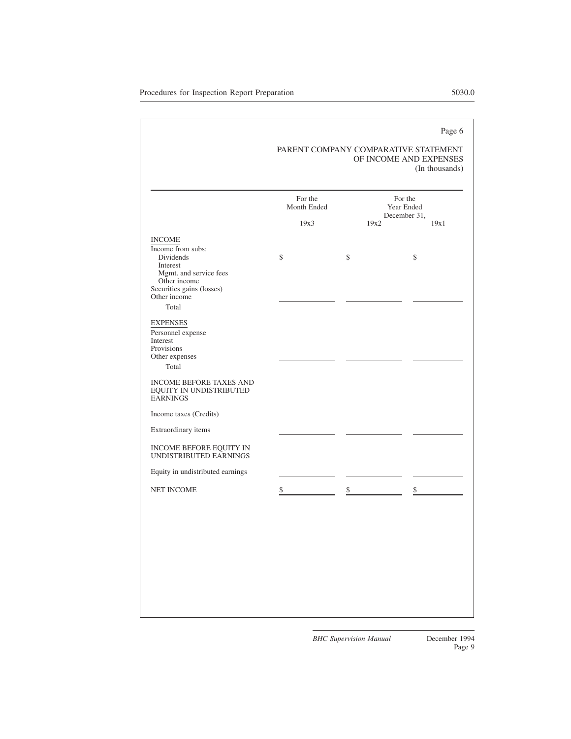Page 6

PARENT COMPANY COMPARATIVE STATEMENT
OF INCOME AND EXPENSES
(In thousands)

| | For the Month Ended | For the Year Ended December 31, | |
|---|---|---|---|
| | 19x3 | 19x2 | 19x1 |
| INCOME | | | |
| Income from subs: | | | |
| Dividends | $ | $ | $ |
| Interest | | | |
| Mgmt. and service fees | | | |
| Other income | | | |
| Securities gains (losses) | | | |
| Other income | | | |
| Total | | | |
| EXPENSES | | | |
| Personnel expense | | | |
| Interest | | | |
| Provisions | | | |
| Other expenses | | | |
| Total | | | |
| INCOME BEFORE TAXES AND EQUITY IN UNDISTRIBUTED EARNINGS | | | |
| Income taxes (Credits) | | | |
| Extraordinary items | | | |
| INCOME BEFORE EQUITY IN UNDISTRIBUTED EARNINGS | | | |
| Equity in undistributed earnings | | | |
| NET INCOME | $ | $ | $ |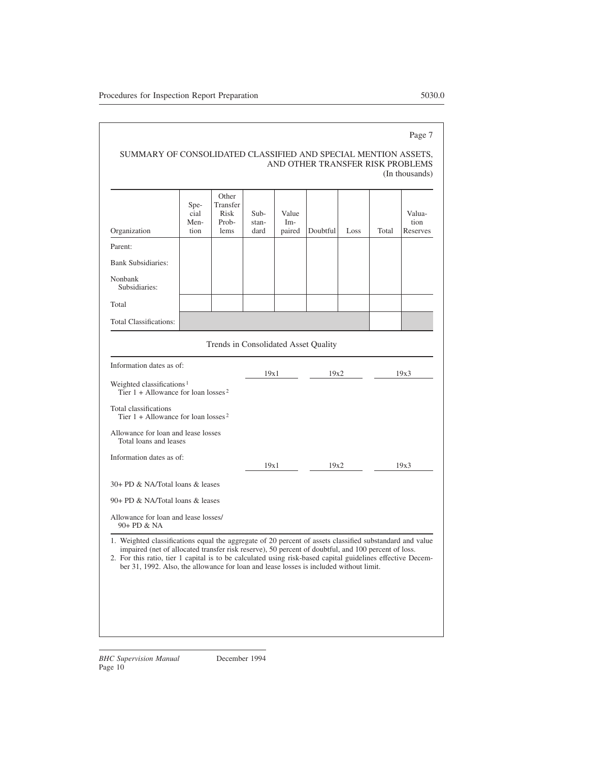Page 7

## SUMMARY OF CONSOLIDATED CLASSIFIED AND SPECIAL MENTION ASSETS, AND OTHER TRANSFER RISK PROBLEMS

(In thousands)

| Organization | Special Mention | Other Transfer Risk Problems | Substandard | Value Impaired | Doubtful | Loss | Total | Valuation Reserves |
|---|---|---|---|---|---|---|---|---|
| Parent: | | | | | | | | |
| Bank Subsidiaries: | | | | | | | | |
| Nonbank Subsidiaries: | | | | | | | | |
| Total | | | | | | | | |
| Total Classifications: | | | | | | | | |

### Trends in Consolidated Asset Quality

| Information dates as of: | 19x1 | 19x2 | 19x3 |
|---|---|---|---|
| Weighted classifications[1] / Tier 1 + Allowance for loan losses[2] | | | |
| Total classifications / Tier 1 + Allowance for loan losses[2] | | | |
| Allowance for loan and lease losses / Total loans and leases | | | |

| Information dates as of: | 19x1 | 19x2 | 19x3 |
|---|---|---|---|
| 30+ PD & NA/Total loans & leases | | | |
| 90+ PD & NA/Total loans & leases | | | |
| Allowance for loan and lease losses/ 90+ PD & NA | | | |

1. Weighted classifications equal the aggregate of 20 percent of assets classified substandard and value impaired (net of allocated transfer risk reserve), 50 percent of doubtful, and 100 percent of loss.
2. For this ratio, tier 1 capital is to be calculated using risk-based capital guidelines effective December 31, 1992. Also, the allowance for loan and lease losses is included without limit.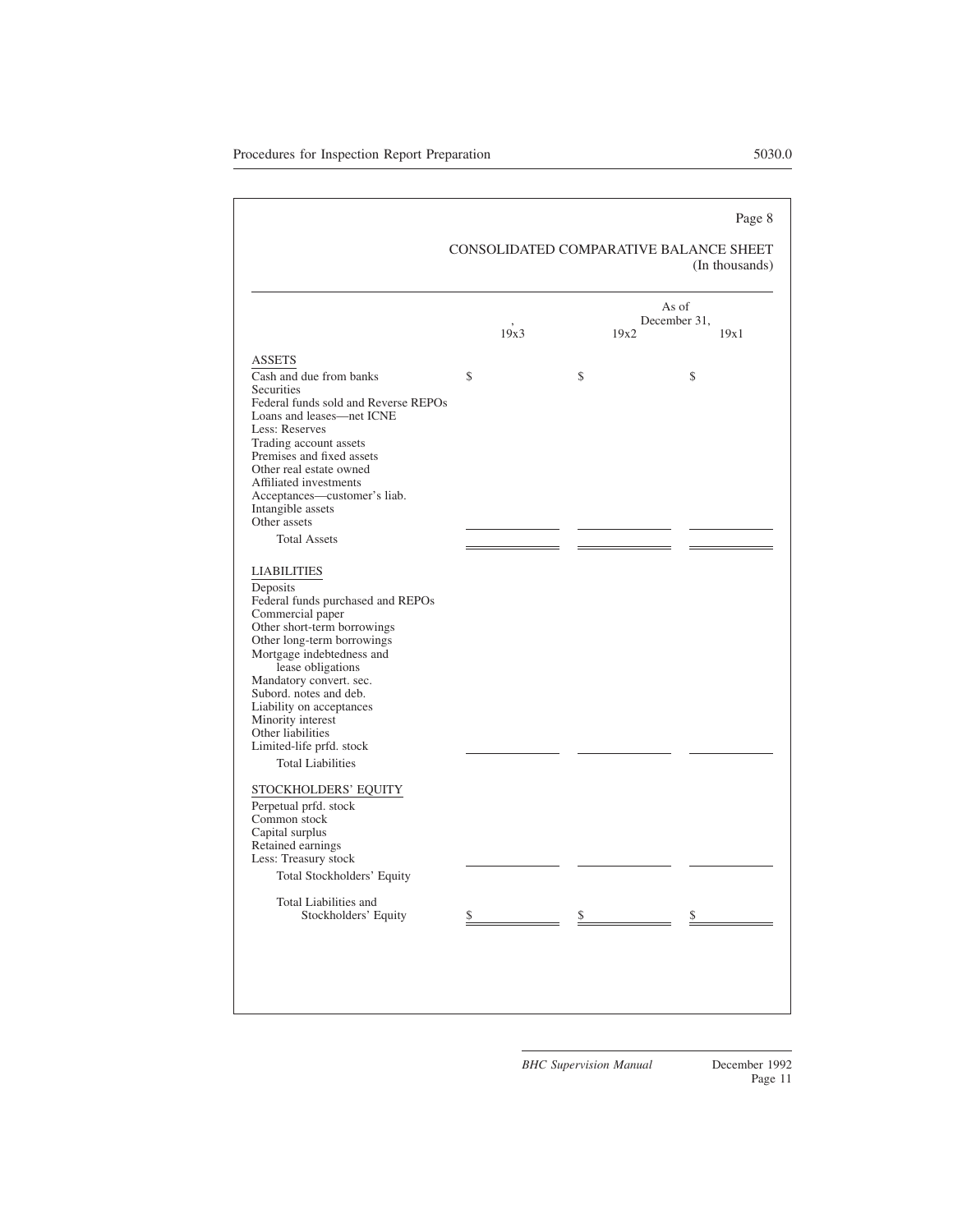Page 8

## CONSOLIDATED COMPARATIVE BALANCE SHEET

(In thousands)

| | , 19x3 | As of December 31, 19x2 | 19x1 |
|---|---|---|---|
| **ASSETS** | | | |
| Cash and due from banks | $ | $ | $ |
| Securities | | | |
| Federal funds sold and Reverse REPOs | | | |
| Loans and leases—net ICNE | | | |
| Less: Reserves | | | |
| Trading account assets | | | |
| Premises and fixed assets | | | |
| Other real estate owned | | | |
| Affiliated investments | | | |
| Acceptances—customer's liab. | | | |
| Intangible assets | | | |
| Other assets | | | |
| Total Assets | | | |
| **LIABILITIES** | | | |
| Deposits | | | |
| Federal funds purchased and REPOs | | | |
| Commercial paper | | | |
| Other short-term borrowings | | | |
| Other long-term borrowings | | | |
| Mortgage indebtedness and lease obligations | | | |
| Mandatory convert. sec. | | | |
| Subord. notes and deb. | | | |
| Liability on acceptances | | | |
| Minority interest | | | |
| Other liabilities | | | |
| Limited-life prfd. stock | | | |
| Total Liabilities | | | |
| **STOCKHOLDERS' EQUITY** | | | |
| Perpetual prfd. stock | | | |
| Common stock | | | |
| Capital surplus | | | |
| Retained earnings | | | |
| Less: Treasury stock | | | |
| Total Stockholders' Equity | | | |
| Total Liabilities and Stockholders' Equity | $ | $ | $ |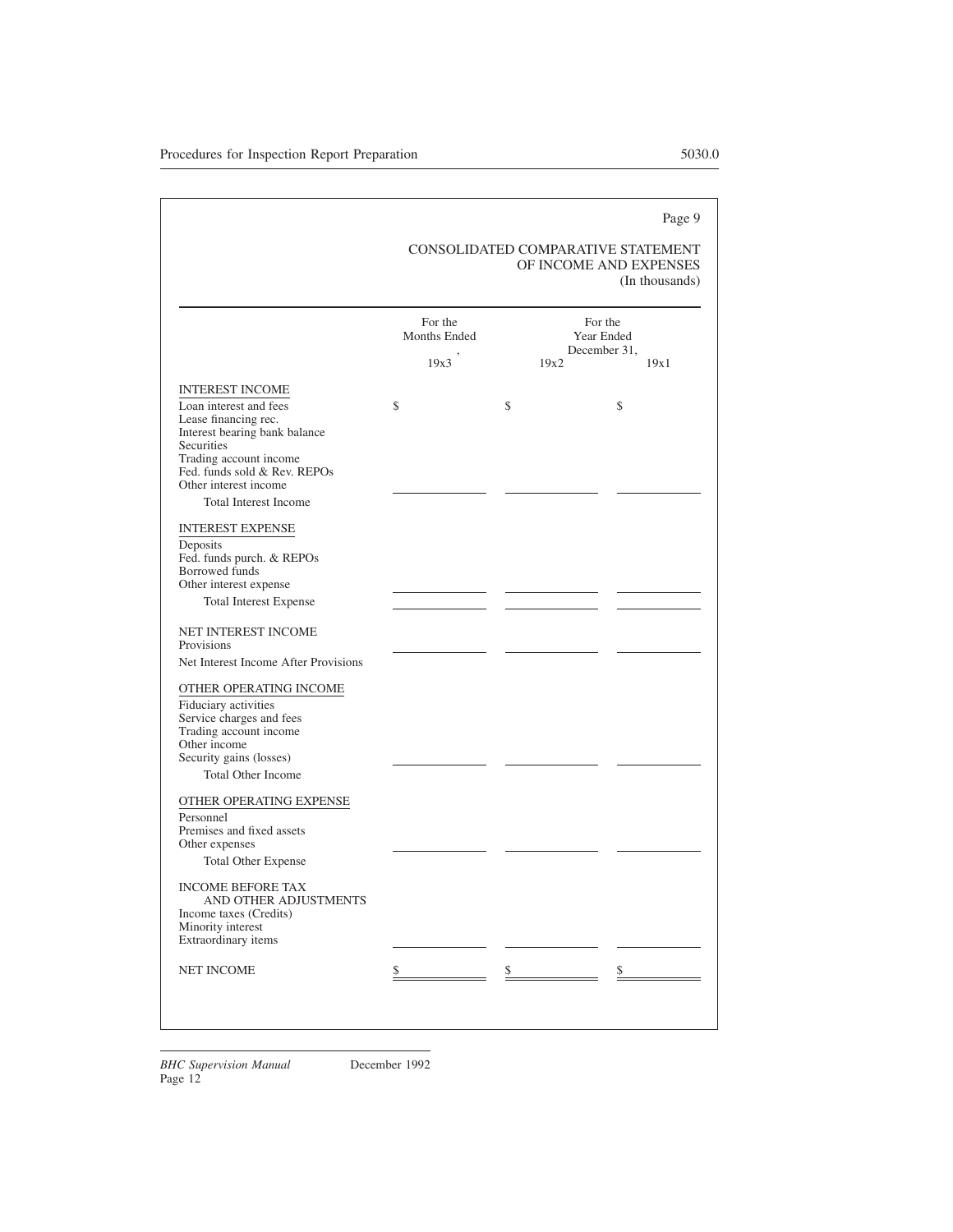Page 9

CONSOLIDATED COMPARATIVE STATEMENT
OF INCOME AND EXPENSES
(In thousands)

| | For the Months Ended , 19x3 | For the Year Ended December 31, 19x2 | 19x1 |
|---|---|---|---|
| INTEREST INCOME | | | |
| Loan interest and fees | $ | $ | $ |
| Lease financing rec. | | | |
| Interest bearing bank balance | | | |
| Securities | | | |
| Trading account income | | | |
| Fed. funds sold & Rev. REPOs | | | |
| Other interest income | | | |
| Total Interest Income | | | |
| INTEREST EXPENSE | | | |
| Deposits | | | |
| Fed. funds purch. & REPOs | | | |
| Borrowed funds | | | |
| Other interest expense | | | |
| Total Interest Expense | | | |
| NET INTEREST INCOME | | | |
| Provisions | | | |
| Net Interest Income After Provisions | | | |
| OTHER OPERATING INCOME | | | |
| Fiduciary activities | | | |
| Service charges and fees | | | |
| Trading account income | | | |
| Other income | | | |
| Security gains (losses) | | | |
| Total Other Income | | | |
| OTHER OPERATING EXPENSE | | | |
| Personnel | | | |
| Premises and fixed assets | | | |
| Other expenses | | | |
| Total Other Expense | | | |
| INCOME BEFORE TAX AND OTHER ADJUSTMENTS | | | |
| Income taxes (Credits) | | | |
| Minority interest | | | |
| Extraordinary items | | | |
| NET INCOME | $ | $ | $ |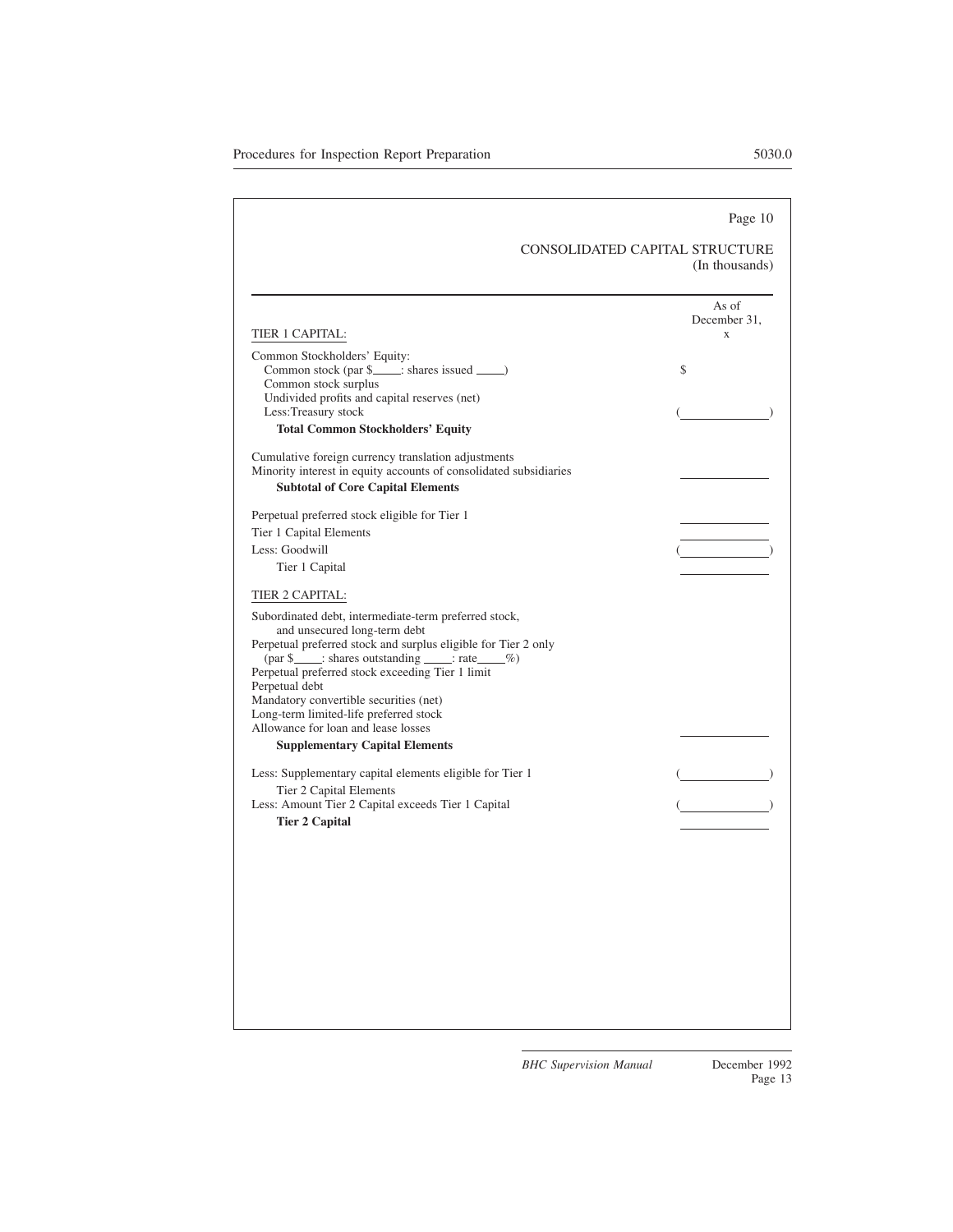Page 10

CONSOLIDATED CAPITAL STRUCTURE
(In thousands)

| TIER 1 CAPITAL: | As of December 31, x |
|---|---|
| Common Stockholders' Equity: | |
| Common stock (par $____: shares issued ____) | $ |
| Common stock surplus | |
| Undivided profits and capital reserves (net) | |
| Less:Treasury stock | (____________) |
| **Total Common Stockholders' Equity** | |
| Cumulative foreign currency translation adjustments | |
| Minority interest in equity accounts of consolidated subsidiaries | ____________ |
| **Subtotal of Core Capital Elements** | |
| Perpetual preferred stock eligible for Tier 1 | ____________ |
| Tier 1 Capital Elements | ____________ |
| Less: Goodwill | (____________) |
| Tier 1 Capital | ____________ |
| TIER 2 CAPITAL: | |
| Subordinated debt, intermediate-term preferred stock, and unsecured long-term debt | |
| Perpetual preferred stock and surplus eligible for Tier 2 only (par $____: shares outstanding ____: rate____%) | |
| Perpetual preferred stock exceeding Tier 1 limit | |
| Perpetual debt | |
| Mandatory convertible securities (net) | |
| Long-term limited-life preferred stock | |
| Allowance for loan and lease losses | ____________ |
| **Supplementary Capital Elements** | |
| Less: Supplementary capital elements eligible for Tier 1 | (____________) |
| Tier 2 Capital Elements | |
| Less: Amount Tier 2 Capital exceeds Tier 1 Capital | (____________) |
| **Tier 2 Capital** | ____________ |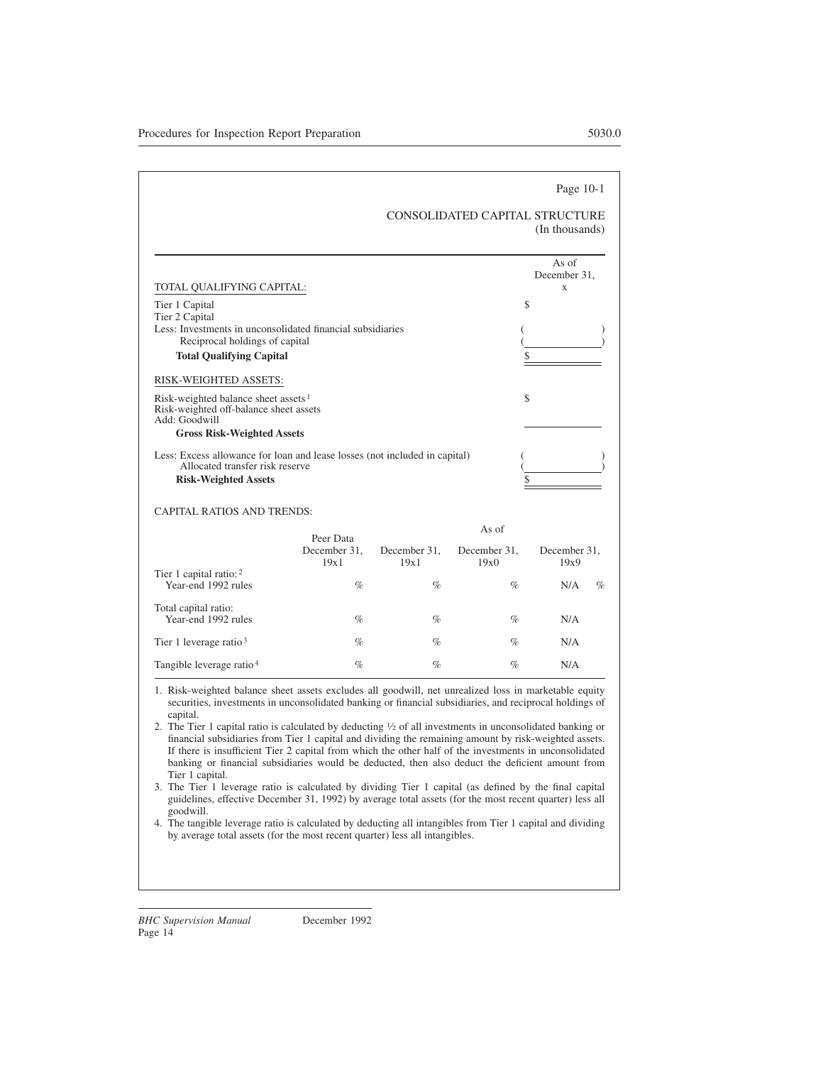Page 10-1

## CONSOLIDATED CAPITAL STRUCTURE
(In thousands)

| TOTAL QUALIFYING CAPITAL: | As of December 31, x |
|---|---|
| Tier 1 Capital | $ |
| Tier 2 Capital | |
| Less: Investments in unconsolidated financial subsidiaries | ( ) |
| Reciprocal holdings of capital | ( ) |
| **Total Qualifying Capital** | $ |
| RISK-WEIGHTED ASSETS: | |
| Risk-weighted balance sheet assets[1] | $ |
| Risk-weighted off-balance sheet assets | |
| Add: Goodwill | |
| **Gross Risk-Weighted Assets** | |
| Less: Excess allowance for loan and lease losses (not included in capital) | ( ) |
| Allocated transfer risk reserve | ( ) |
| **Risk-Weighted Assets** | $ |

CAPITAL RATIOS AND TRENDS:

| | Peer Data December 31, 19x1 | As of December 31, 19x1 | As of December 31, 19x0 | As of December 31, 19x9 |
|---|---|---|---|---|
| Tier 1 capital ratio:[2] Year-end 1992 rules | % | % | % | N/A % |
| Total capital ratio: Year-end 1992 rules | % | % | % | N/A |
| Tier 1 leverage ratio[3] | % | % | % | N/A |
| Tangible leverage ratio[4] | % | % | % | N/A |

1. Risk-weighted balance sheet assets excludes all goodwill, net unrealized loss in marketable equity securities, investments in unconsolidated banking or financial subsidiaries, and reciprocal holdings of capital.
2. The Tier 1 capital ratio is calculated by deducting ½ of all investments in unconsolidated banking or financial subsidiaries from Tier 1 capital and dividing the remaining amount by risk-weighted assets. If there is insufficient Tier 2 capital from which the other half of the investments in unconsolidated banking or financial subsidiaries would be deducted, then also deduct the deficient amount from Tier 1 capital.
3. The Tier 1 leverage ratio is calculated by dividing Tier 1 capital (as defined by the final capital guidelines, effective December 31, 1992) by average total assets (for the most recent quarter) less all goodwill.
4. The tangible leverage ratio is calculated by deducting all intangibles from Tier 1 capital and dividing by average total assets (for the most recent quarter) less all intangibles.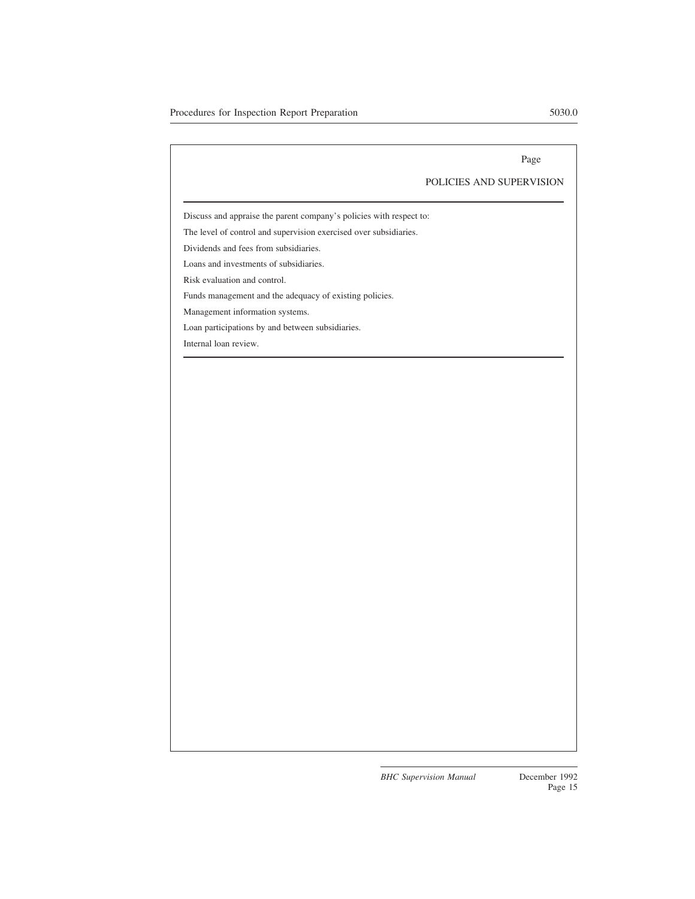Page

## POLICIES AND SUPERVISION

Discuss and appraise the parent company's policies with respect to:

The level of control and supervision exercised over subsidiaries.

Dividends and fees from subsidiaries.

Loans and investments of subsidiaries.

Risk evaluation and control.

Funds management and the adequacy of existing policies.

Management information systems.

Loan participations by and between subsidiaries.

Internal loan review.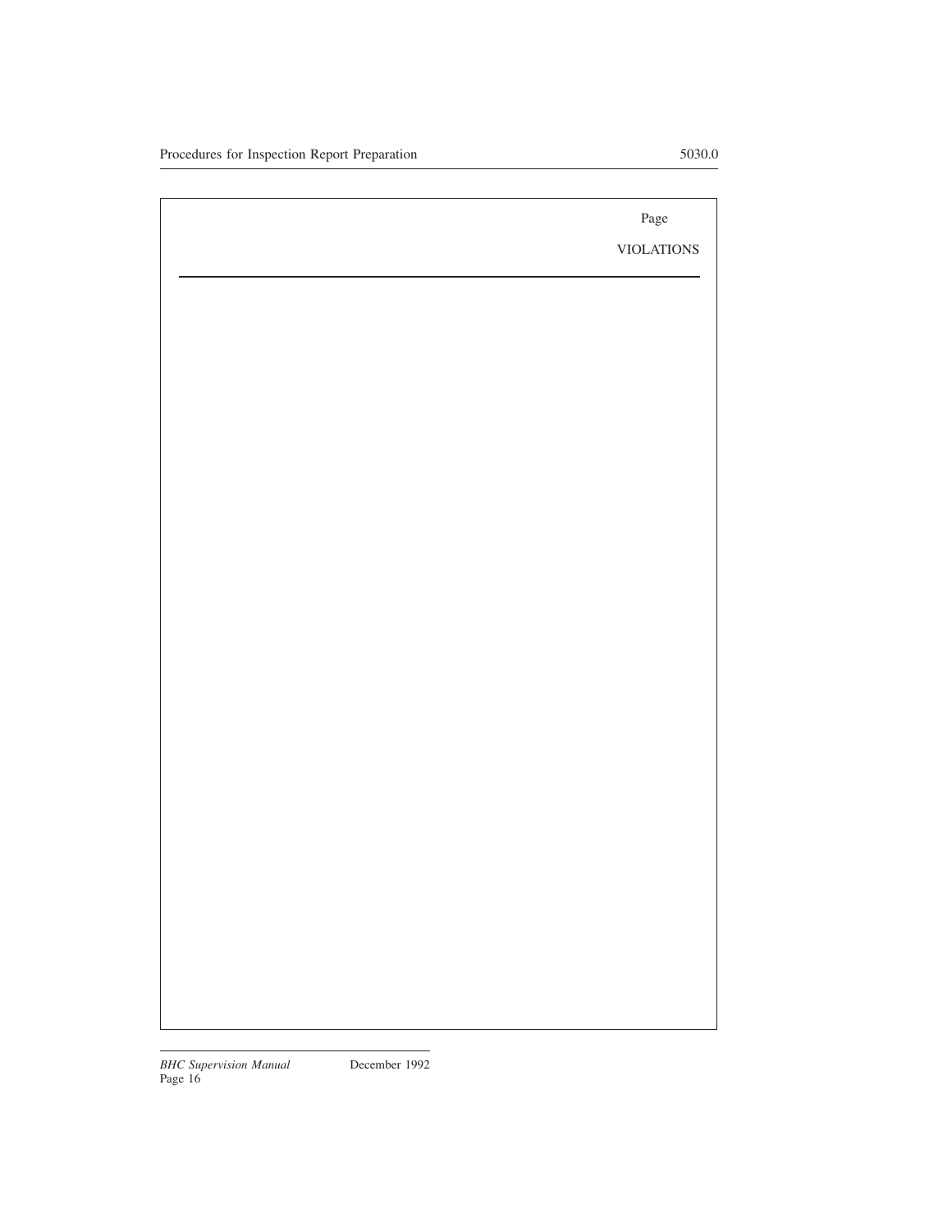Page

VIOLATIONS

---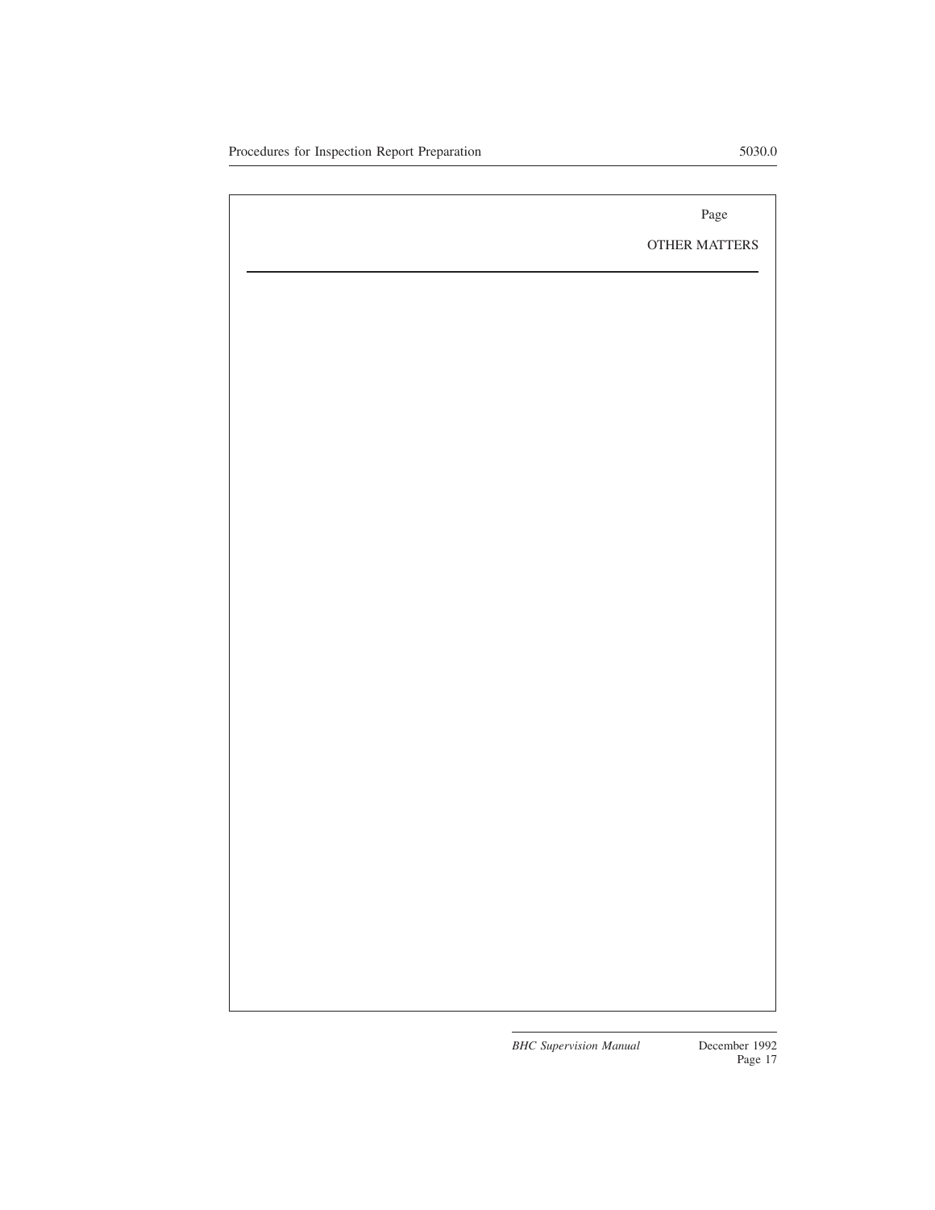Page

OTHER MATTERS

---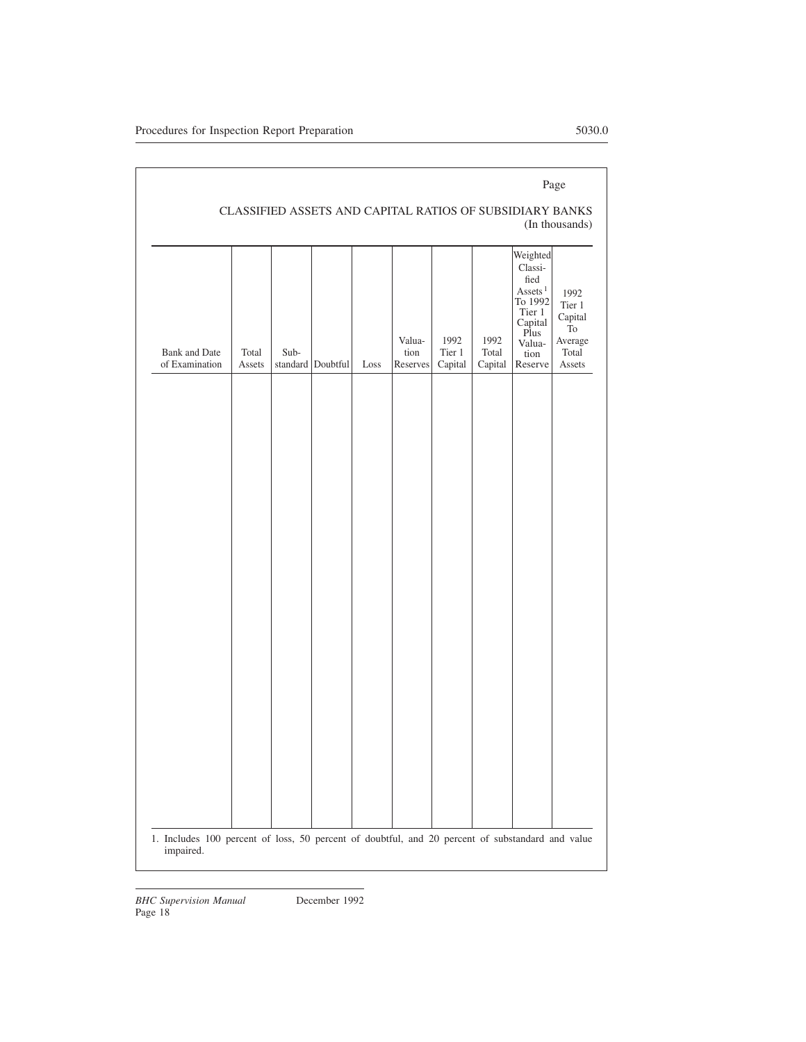Page

## CLASSIFIED ASSETS AND CAPITAL RATIOS OF SUBSIDIARY BANKS

(In thousands)

| Bank and Date of Examination | Total Assets | Sub-standard | Doubtful | Loss | Valuation Reserves | 1992 Tier 1 Capital | 1992 Total Capital | Weighted Classified Assets[1] To 1992 Tier 1 Capital Plus Valuation Reserve | 1992 Tier 1 Capital To Average Total Assets |
|---|---|---|---|---|---|---|---|---|---|
| | | | | | | | | | |

1. Includes 100 percent of loss, 50 percent of doubtful, and 20 percent of substandard and value impaired.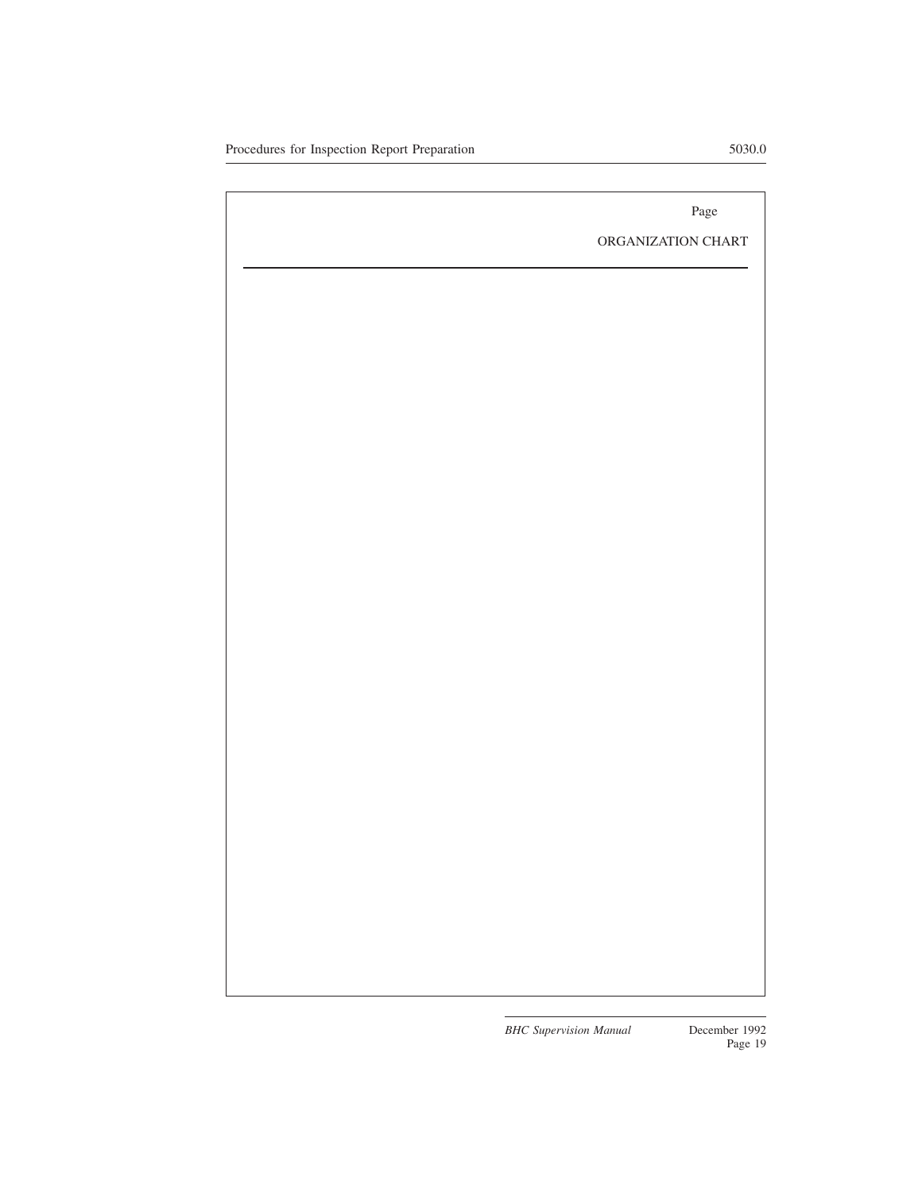Page

ORGANIZATION CHART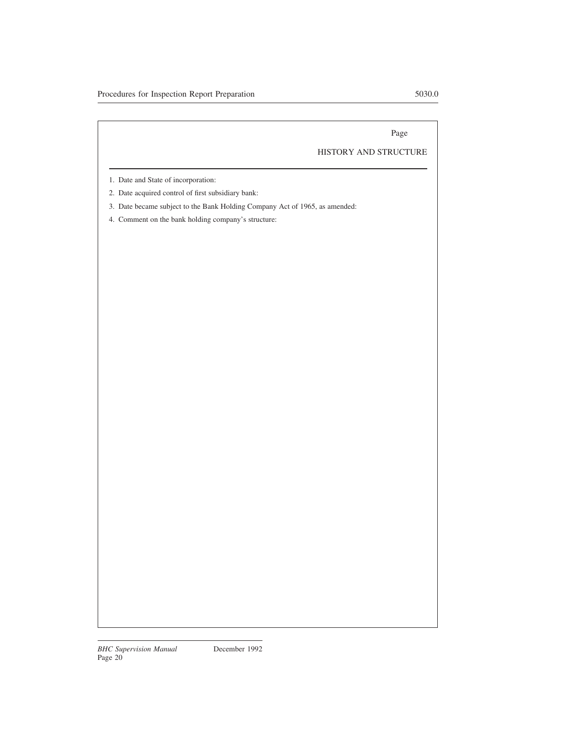Page

## HISTORY AND STRUCTURE

1. Date and State of incorporation:
2. Date acquired control of first subsidiary bank:
3. Date became subject to the Bank Holding Company Act of 1965, as amended:
4. Comment on the bank holding company's structure: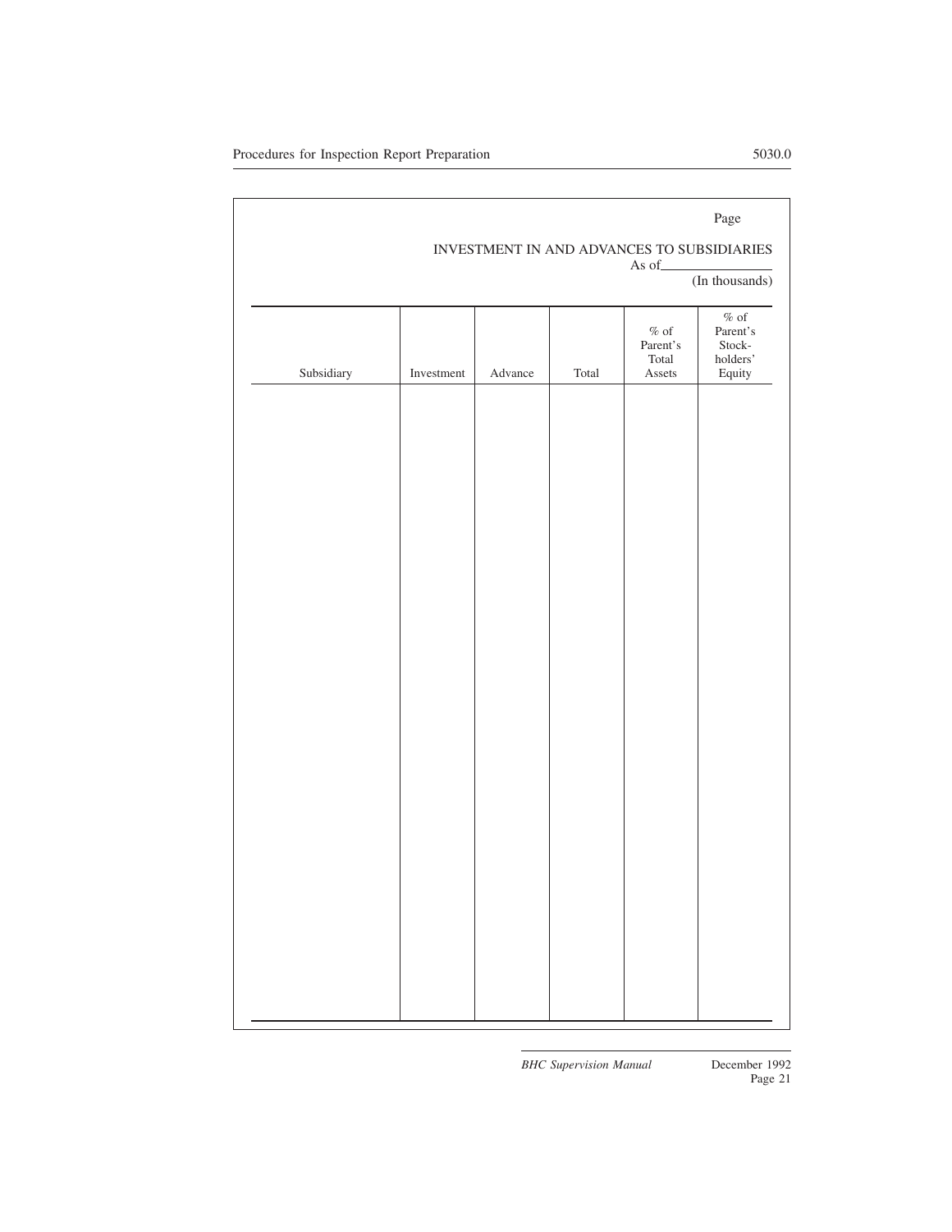Page

## INVESTMENT IN AND ADVANCES TO SUBSIDIARIES

As of\_\_\_\_\_\_\_\_\_\_\_\_

(In thousands)

| Subsidiary | Investment | Advance | Total | % of Parent's Total Assets | % of Parent's Stock-holders' Equity |
|---|---|---|---|---|---|
| | | | | | |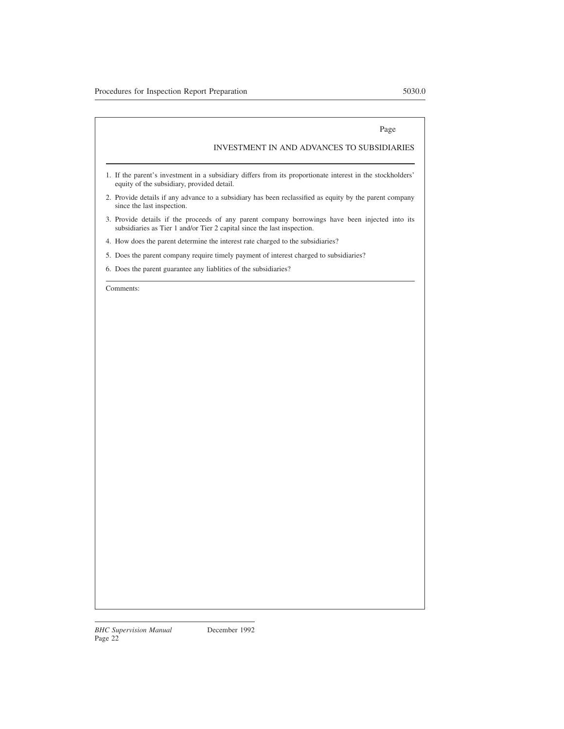Page

## INVESTMENT IN AND ADVANCES TO SUBSIDIARIES

1. If the parent's investment in a subsidiary differs from its proportionate interest in the stockholders' equity of the subsidiary, provided detail.
2. Provide details if any advance to a subsidiary has been reclassified as equity by the parent company since the last inspection.
3. Provide details if the proceeds of any parent company borrowings have been injected into its subsidiaries as Tier 1 and/or Tier 2 capital since the last inspection.
4. How does the parent determine the interest rate charged to the subsidiaries?
5. Does the parent company require timely payment of interest charged to subsidiaries?
6. Does the parent guarantee any liablities of the subsidiaries?

Comments: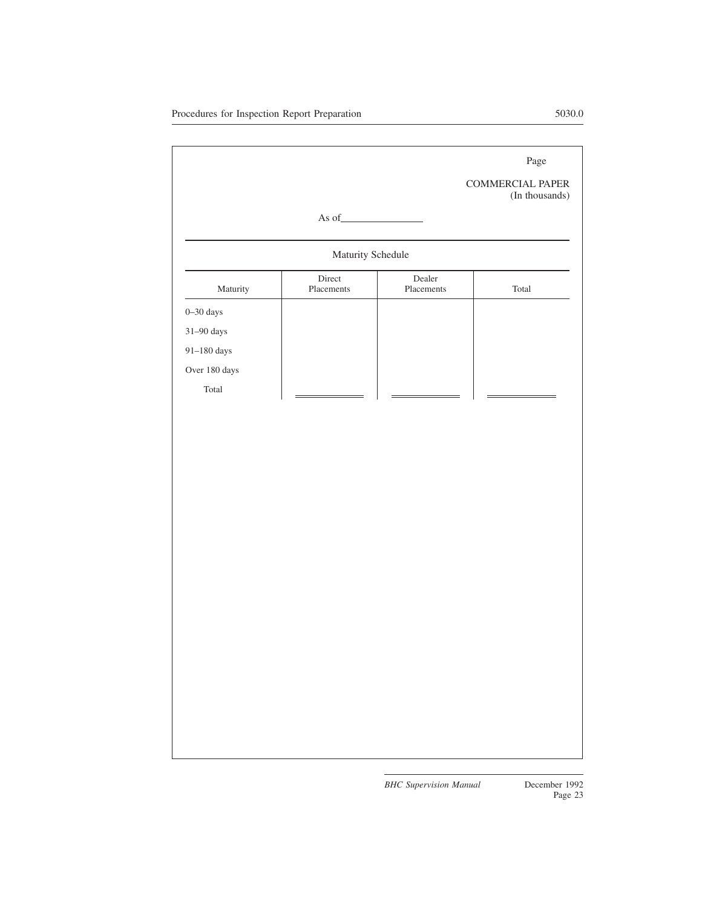Page

COMMERCIAL PAPER
(In thousands)

As of\_\_\_\_\_\_\_\_\_\_\_\_\_\_\_\_

Maturity Schedule

| Maturity | Direct Placements | Dealer Placements | Total |
|---|---|---|---|
| 0–30 days | | | |
| 31–90 days | | | |
| 91–180 days | | | |
| Over 180 days | | | |
| Total | | | |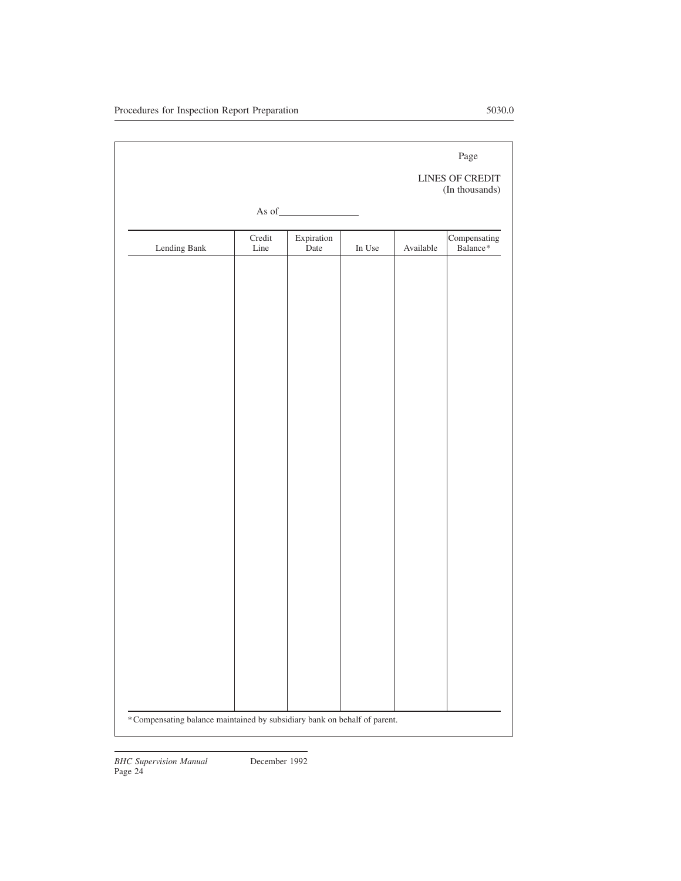Page

LINES OF CREDIT
(In thousands)

As of________________

| Lending Bank | Credit Line | Expiration Date | In Use | Available | Compensating Balance* |
|---|---|---|---|---|---|
| | | | | | |

*Compensating balance maintained by subsidiary bank on behalf of parent.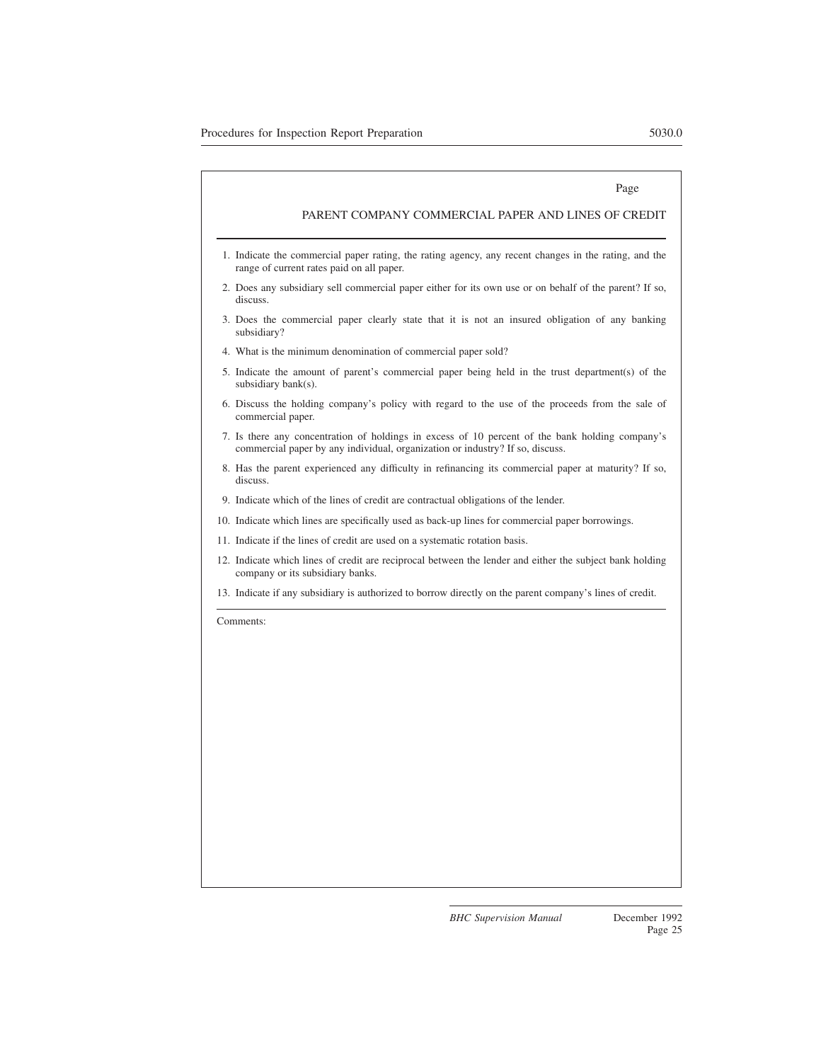Page

## PARENT COMPANY COMMERCIAL PAPER AND LINES OF CREDIT

1. Indicate the commercial paper rating, the rating agency, any recent changes in the rating, and the range of current rates paid on all paper.
2. Does any subsidiary sell commercial paper either for its own use or on behalf of the parent? If so, discuss.
3. Does the commercial paper clearly state that it is not an insured obligation of any banking subsidiary?
4. What is the minimum denomination of commercial paper sold?
5. Indicate the amount of parent's commercial paper being held in the trust department(s) of the subsidiary bank(s).
6. Discuss the holding company's policy with regard to the use of the proceeds from the sale of commercial paper.
7. Is there any concentration of holdings in excess of 10 percent of the bank holding company's commercial paper by any individual, organization or industry? If so, discuss.
8. Has the parent experienced any difficulty in refinancing its commercial paper at maturity? If so, discuss.
9. Indicate which of the lines of credit are contractual obligations of the lender.
10. Indicate which lines are specifically used as back-up lines for commercial paper borrowings.
11. Indicate if the lines of credit are used on a systematic rotation basis.
12. Indicate which lines of credit are reciprocal between the lender and either the subject bank holding company or its subsidiary banks.
13. Indicate if any subsidiary is authorized to borrow directly on the parent company's lines of credit.

Comments: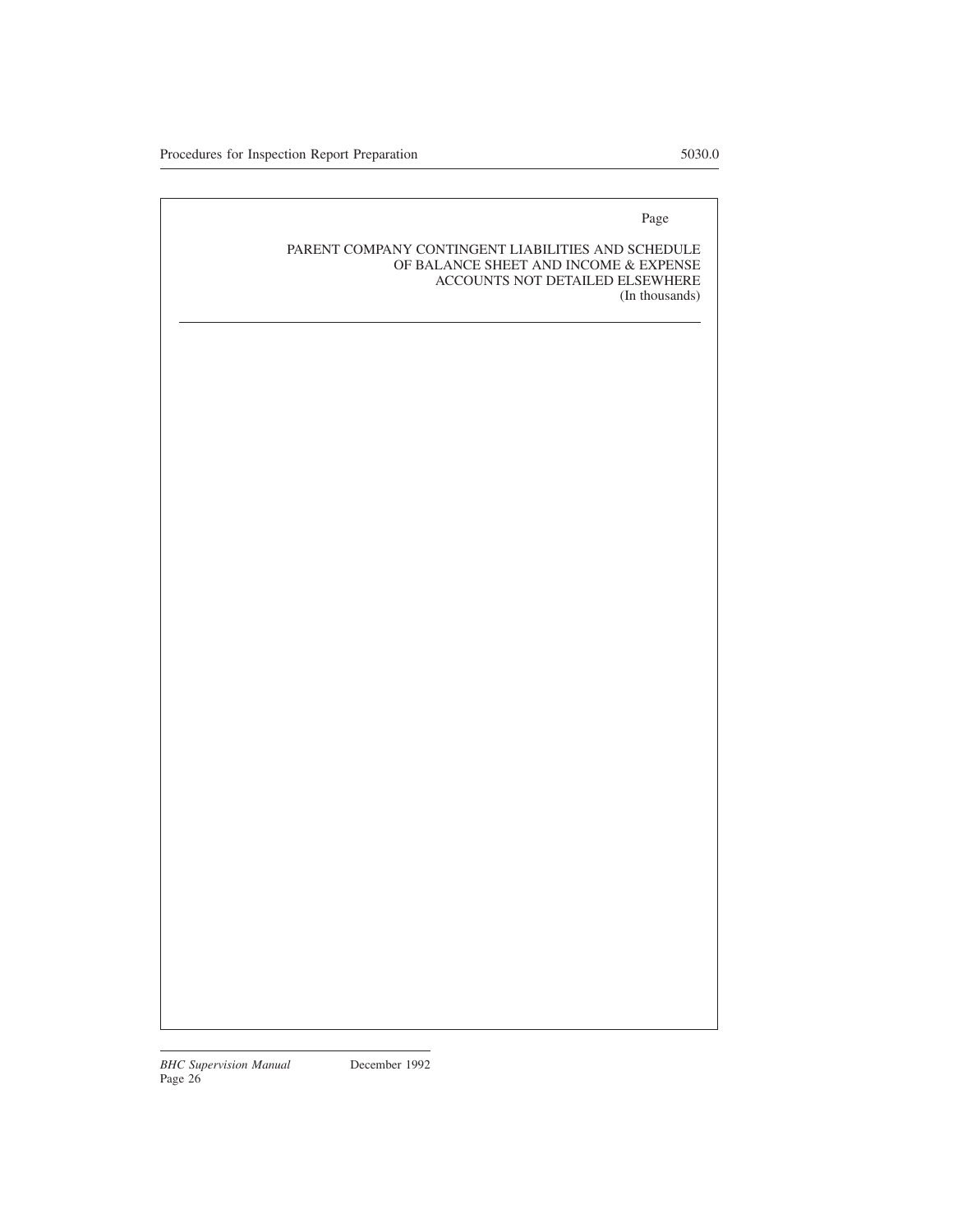Page

PARENT COMPANY CONTINGENT LIABILITIES AND SCHEDULE OF BALANCE SHEET AND INCOME & EXPENSE ACCOUNTS NOT DETAILED ELSEWHERE
(In thousands)

---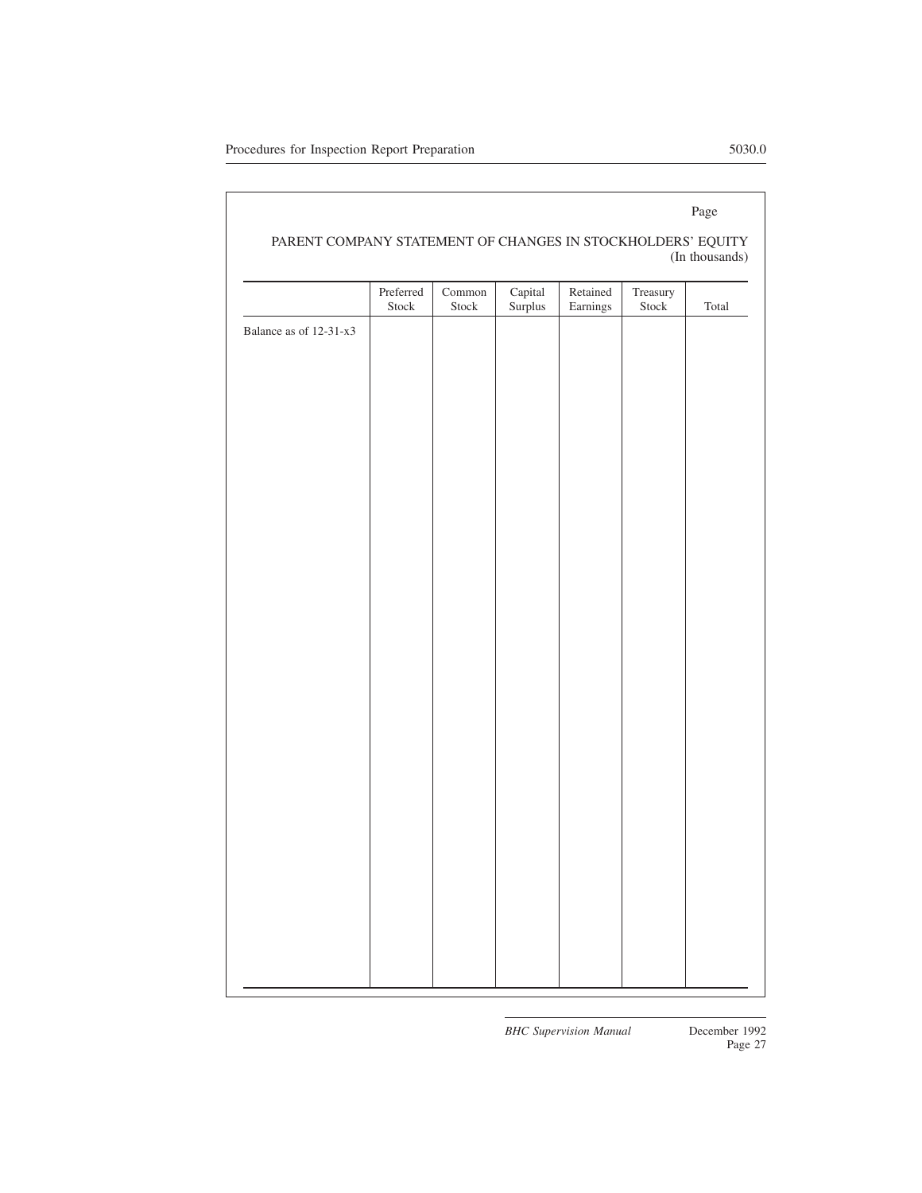Page

## PARENT COMPANY STATEMENT OF CHANGES IN STOCKHOLDERS' EQUITY

(In thousands)

| | Preferred Stock | Common Stock | Capital Surplus | Retained Earnings | Treasury Stock | Total |
|---|---|---|---|---|---|---|
| Balance as of 12-31-x3 | | | | | | |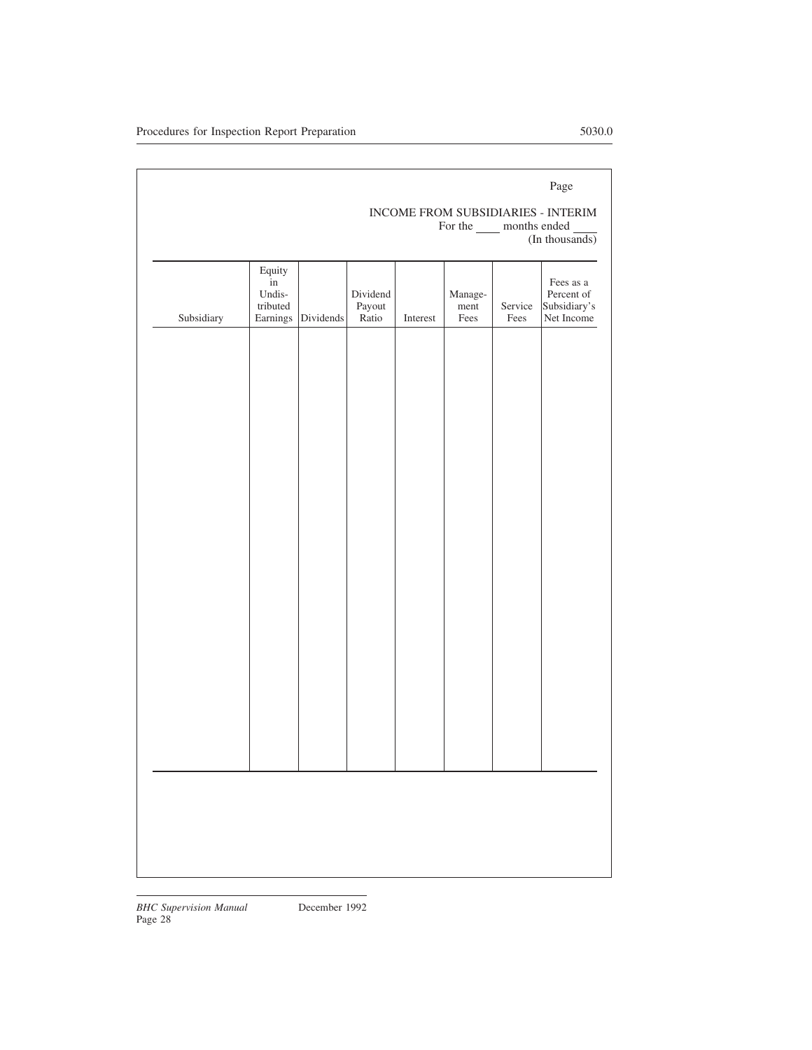Page

INCOME FROM SUBSIDIARIES - INTERIM

For the ____ months ended ____

(In thousands)

| Subsidiary | Equity in Undistributed Earnings | Dividends | Dividend Payout Ratio | Interest | Management Fees | Service Fees | Fees as a Percent of Subsidiary's Net Income |
|---|---|---|---|---|---|---|---|
| | | | | | | | |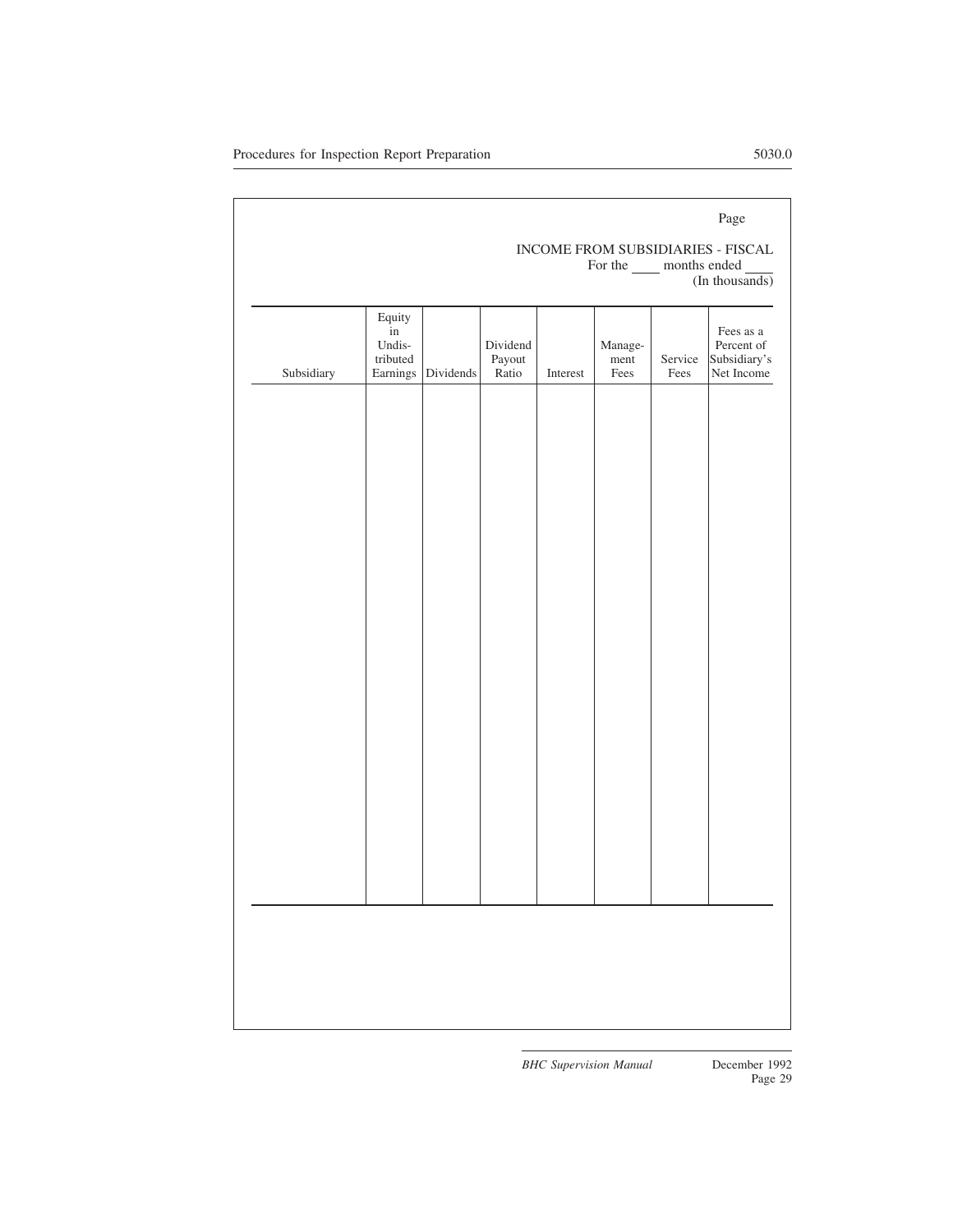Page

INCOME FROM SUBSIDIARIES - FISCAL
For the \_\_\_\_ months ended \_\_\_\_
(In thousands)

| Subsidiary | Equity in Undis-tributed Earnings | Dividends | Dividend Payout Ratio | Interest | Manage-ment Fees | Service Fees | Fees as a Percent of Subsidiary's Net Income |
|---|---|---|---|---|---|---|---|
| | | | | | | | |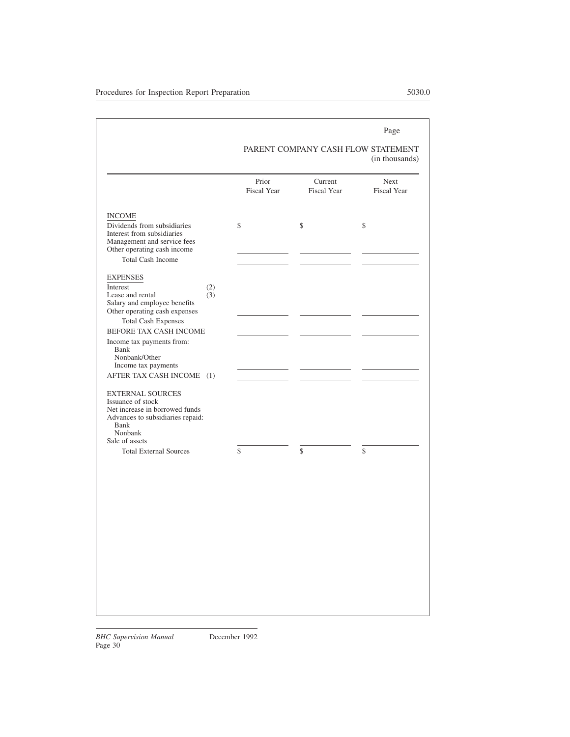Page

## PARENT COMPANY CASH FLOW STATEMENT

(in thousands)

| | | Prior Fiscal Year | Current Fiscal Year | Next Fiscal Year |
|---|---|---|---|---|
| INCOME | | | | |
| Dividends from subsidiaries | | $ | $ | $ |
| Interest from subsidiaries | | | | |
| Management and service fees | | | | |
| Other operating cash income | | | | |
| Total Cash Income | | | | |
| EXPENSES | | | | |
| Interest | (2) | | | |
| Lease and rental | (3) | | | |
| Salary and employee benefits | | | | |
| Other operating cash expenses | | | | |
| Total Cash Expenses | | | | |
| BEFORE TAX CASH INCOME | | | | |
| Income tax payments from: | | | | |
| Bank | | | | |
| Nonbank/Other | | | | |
| Income tax payments | | | | |
| AFTER TAX CASH INCOME | (1) | | | |
| EXTERNAL SOURCES | | | | |
| Issuance of stock | | | | |
| Net increase in borrowed funds | | | | |
| Advances to subsidiaries repaid: | | | | |
| Bank | | | | |
| Nonbank | | | | |
| Sale of assets | | | | |
| Total External Sources | | $ | $ | $ |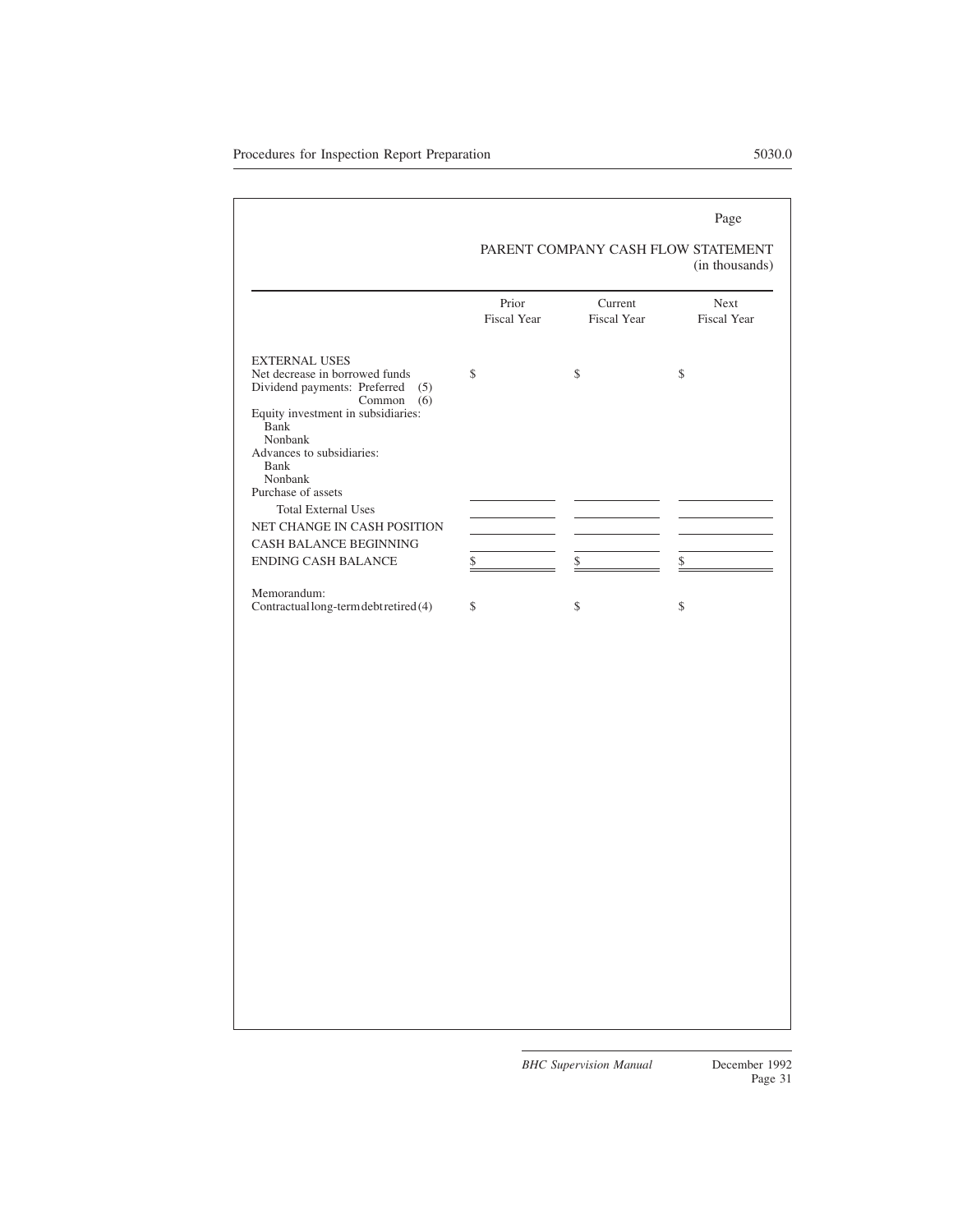Page

## PARENT COMPANY CASH FLOW STATEMENT
(in thousands)

| | Prior Fiscal Year | Current Fiscal Year | Next Fiscal Year |
|---|---|---|---|
| EXTERNAL USES | | | |
| Net decrease in borrowed funds | $ | $ | $ |
| Dividend payments: Preferred (5) | | | |
| Common (6) | | | |
| Equity investment in subsidiaries: | | | |
| Bank | | | |
| Nonbank | | | |
| Advances to subsidiaries: | | | |
| Bank | | | |
| Nonbank | | | |
| Purchase of assets | | | |
| Total External Uses | | | |
| NET CHANGE IN CASH POSITION | | | |
| CASH BALANCE BEGINNING | | | |
| ENDING CASH BALANCE | $ | $ | $ |
| | | | |
| Memorandum: | | | |
| Contractual long-term debt retired (4) | $ | $ | $ |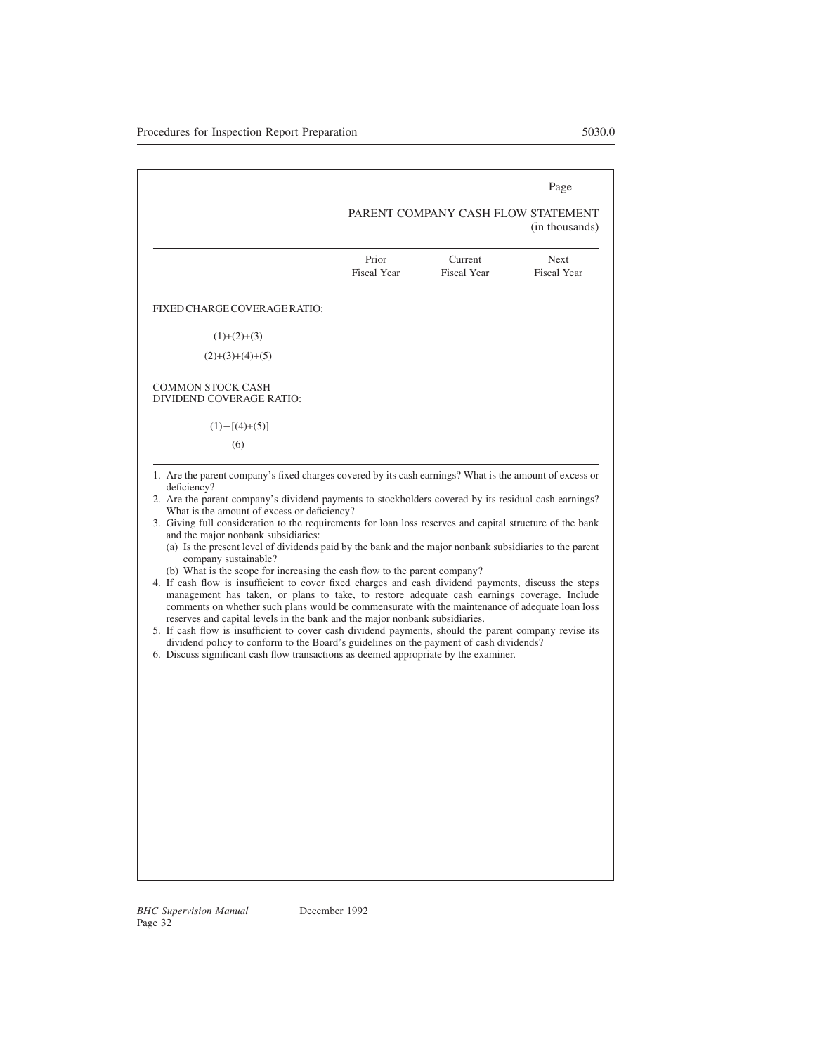Page

## PARENT COMPANY CASH FLOW STATEMENT
(in thousands)

| | Prior Fiscal Year | Current Fiscal Year | Next Fiscal Year |
|---|---|---|---|
| FIXED CHARGE COVERAGE RATIO: $\frac{(1)+(2)+(3)}{(2)+(3)+(4)+(5)}$ | | | |
| COMMON STOCK CASH DIVIDEND COVERAGE RATIO: $\frac{(1)-[(4)+(5)]}{(6)}$ | | | |

1. Are the parent company's fixed charges covered by its cash earnings? What is the amount of excess or deficiency?
2. Are the parent company's dividend payments to stockholders covered by its residual cash earnings? What is the amount of excess or deficiency?
3. Giving full consideration to the requirements for loan loss reserves and capital structure of the bank and the major nonbank subsidiaries:
   (a) Is the present level of dividends paid by the bank and the major nonbank subsidiaries to the parent company sustainable?
   (b) What is the scope for increasing the cash flow to the parent company?
4. If cash flow is insufficient to cover fixed charges and cash dividend payments, discuss the steps management has taken, or plans to take, to restore adequate cash earnings coverage. Include comments on whether such plans would be commensurate with the maintenance of adequate loan loss reserves and capital levels in the bank and the major nonbank subsidiaries.
5. If cash flow is insufficient to cover cash dividend payments, should the parent company revise its dividend policy to conform to the Board's guidelines on the payment of cash dividends?
6. Discuss significant cash flow transactions as deemed appropriate by the examiner.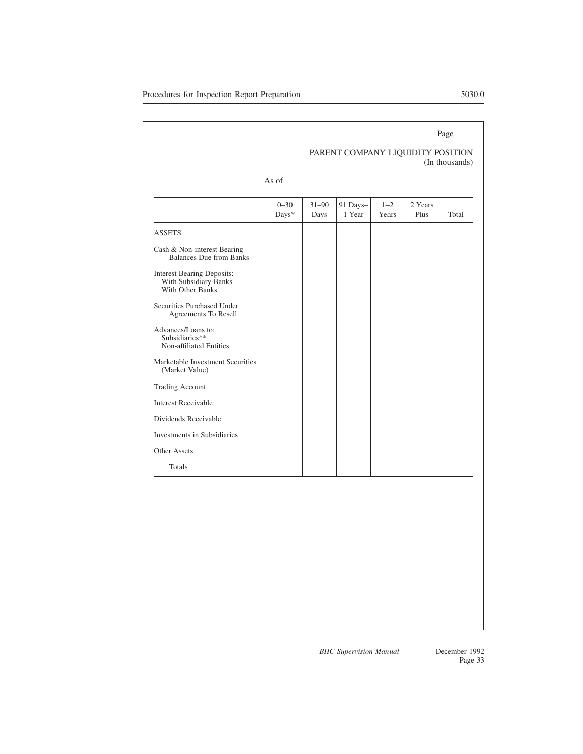Page

## PARENT COMPANY LIQUIDITY POSITION
(In thousands)

As of________________

| | 0–30 Days* | 31–90 Days | 91 Days– 1 Year | 1–2 Years | 2 Years Plus | Total |
|---|---|---|---|---|---|---|
| ASSETS | | | | | | |
| Cash & Non-interest Bearing Balances Due from Banks | | | | | | |
| Interest Bearing Deposits: With Subsidiary Banks With Other Banks | | | | | | |
| Securities Purchased Under Agreements To Resell | | | | | | |
| Advances/Loans to: Subsidiaries** Non-affiliated Entities | | | | | | |
| Marketable Investment Securities (Market Value) | | | | | | |
| Trading Account | | | | | | |
| Interest Receivable | | | | | | |
| Dividends Receivable | | | | | | |
| Investments in Subsidiaries | | | | | | |
| Other Assets | | | | | | |
| Totals | | | | | | |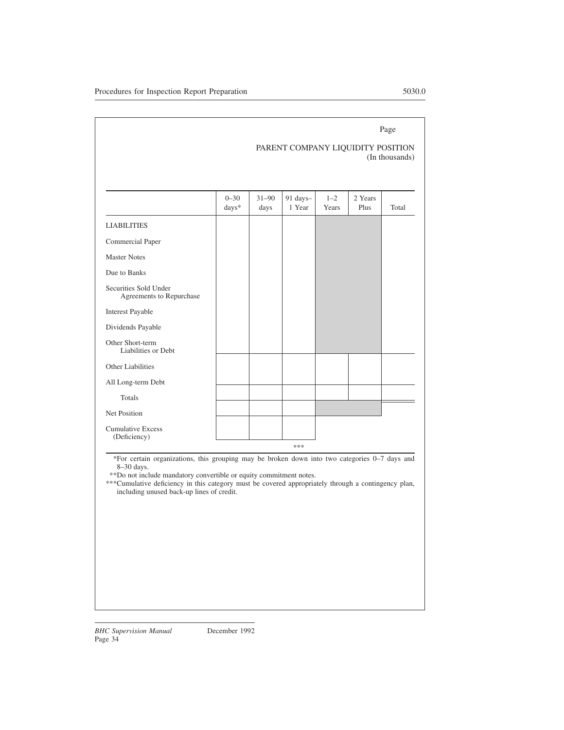Page

PARENT COMPANY LIQUIDITY POSITION
(In thousands)

| | 0–30 days* | 31–90 days | 91 days–1 Year | 1–2 Years | 2 Years Plus | Total |
|---|---|---|---|---|---|---|
| LIABILITIES | | | | | | |
| Commercial Paper | | | | | | |
| Master Notes | | | | | | |
| Due to Banks | | | | | | |
| Securities Sold Under Agreements to Repurchase | | | | | | |
| Interest Payable | | | | | | |
| Dividends Payable | | | | | | |
| Other Short-term Liabilities or Debt | | | | | | |
| Other Liabilities | | | | | | |
| All Long-term Debt | | | | | | |
| Totals | | | | | | |
| Net Position | | | | | | |
| Cumulative Excess (Deficiency) | | | *** | | | |

*For certain organizations, this grouping may be broken down into two categories 0–7 days and 8–30 days.

**Do not include mandatory convertible or equity commitment notes.

***Cumulative deficiency in this category must be covered appropriately through a contingency plan, including unused back-up lines of credit.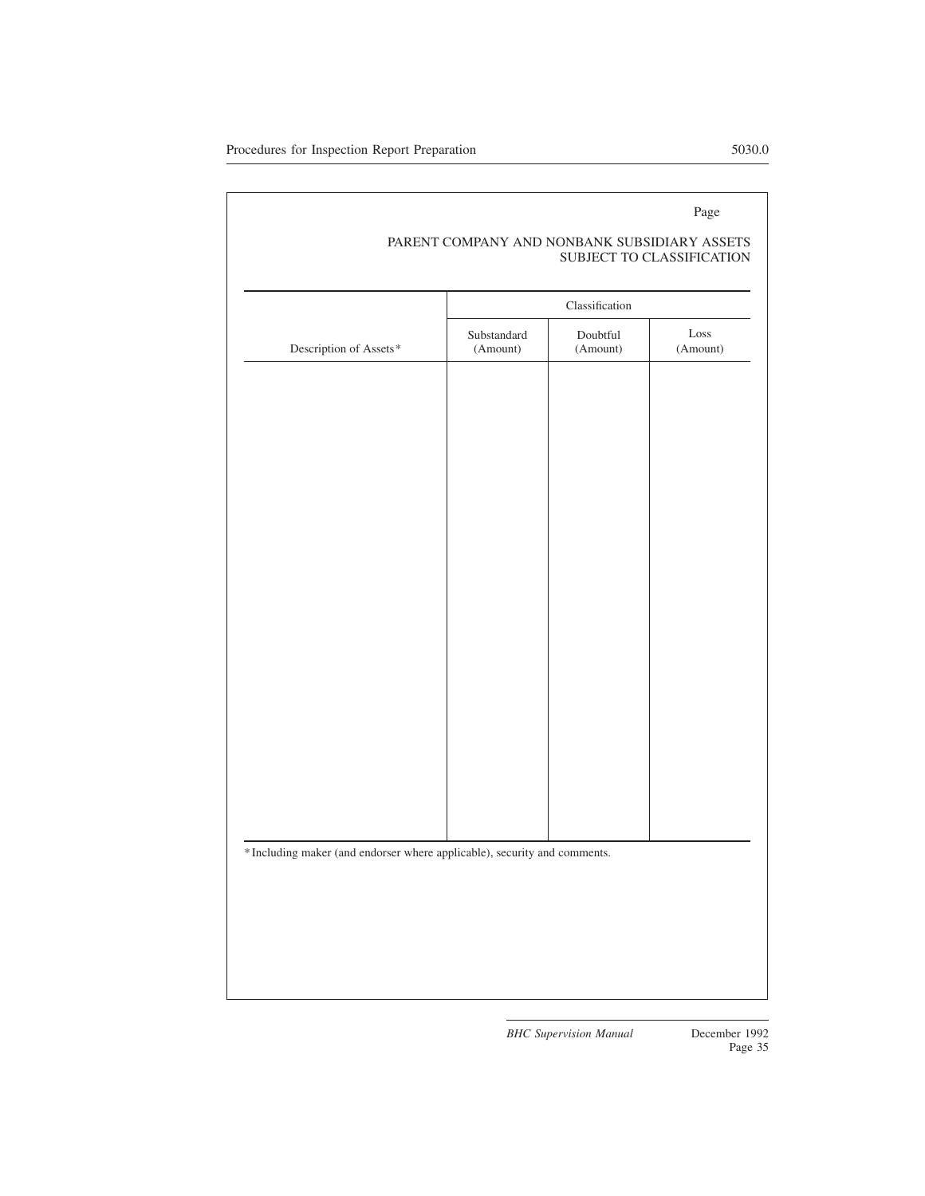Page

PARENT COMPANY AND NONBANK SUBSIDIARY ASSETS SUBJECT TO CLASSIFICATION

| | Classification | | |
|---|---|---|---|
| Description of Assets* | Substandard (Amount) | Doubtful (Amount) | Loss (Amount) |
| | | | |

*Including maker (and endorser where applicable), security and comments.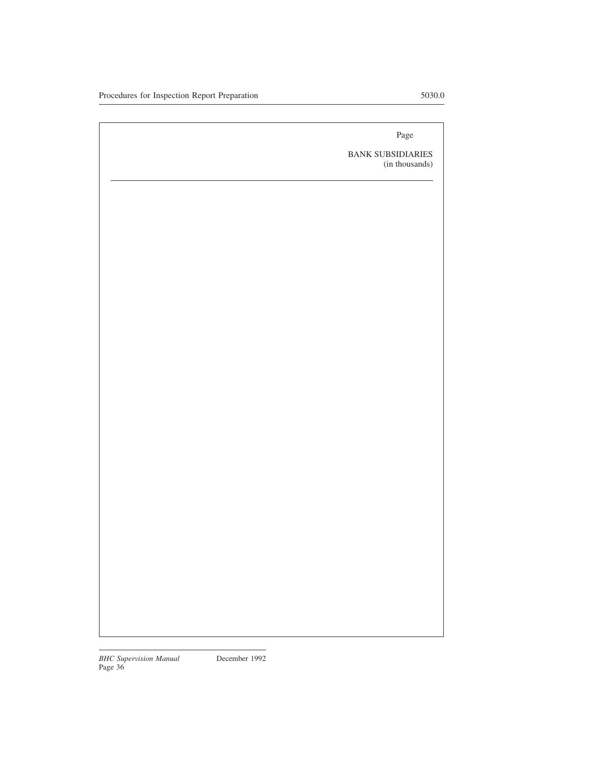Page

BANK SUBSIDIARIES
(in thousands)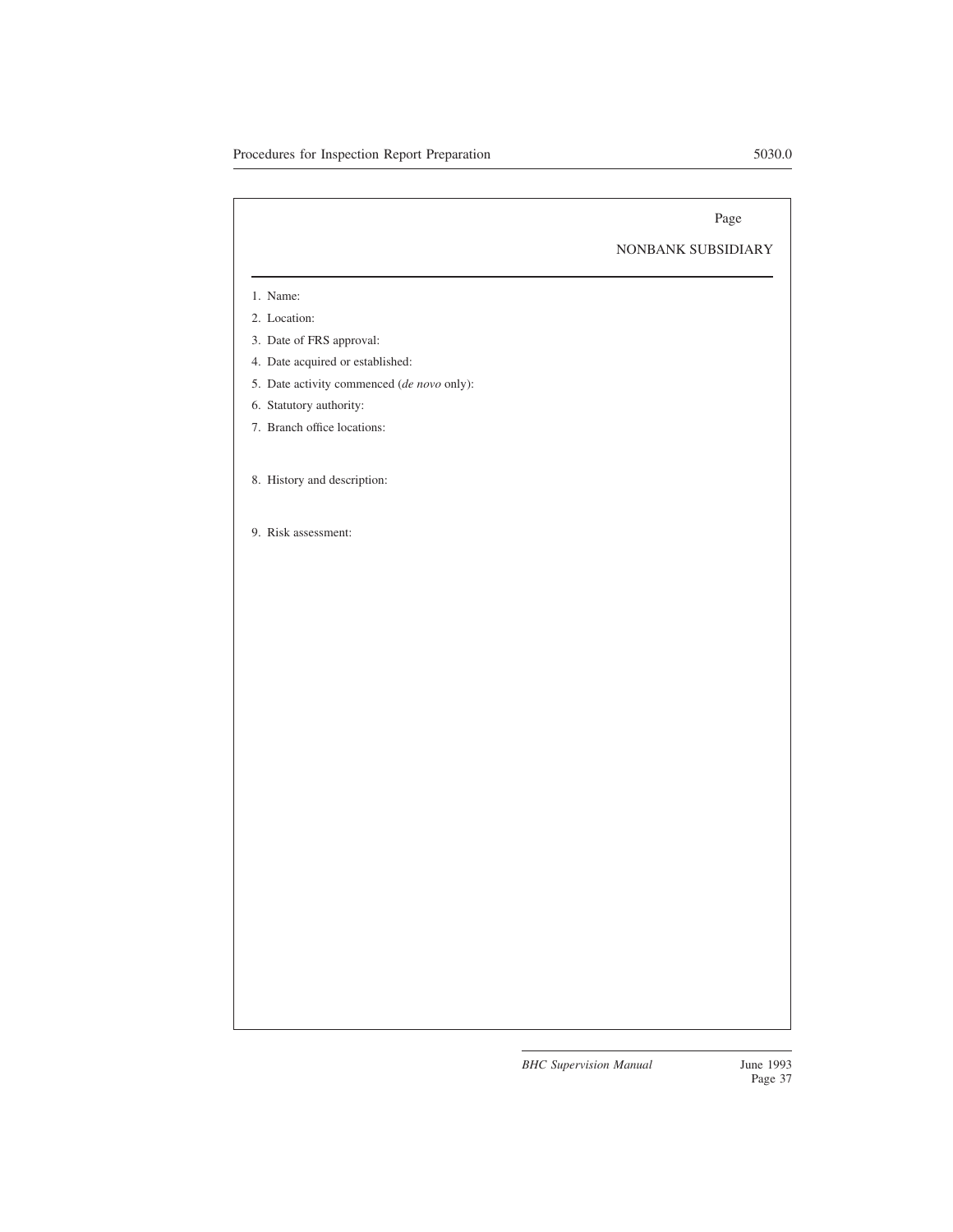Page

## NONBANK SUBSIDIARY

1. Name:
2. Location:
3. Date of FRS approval:
4. Date acquired or established:
5. Date activity commenced (*de novo* only):
6. Statutory authority:
7. Branch office locations:

8. History and description:

9. Risk assessment: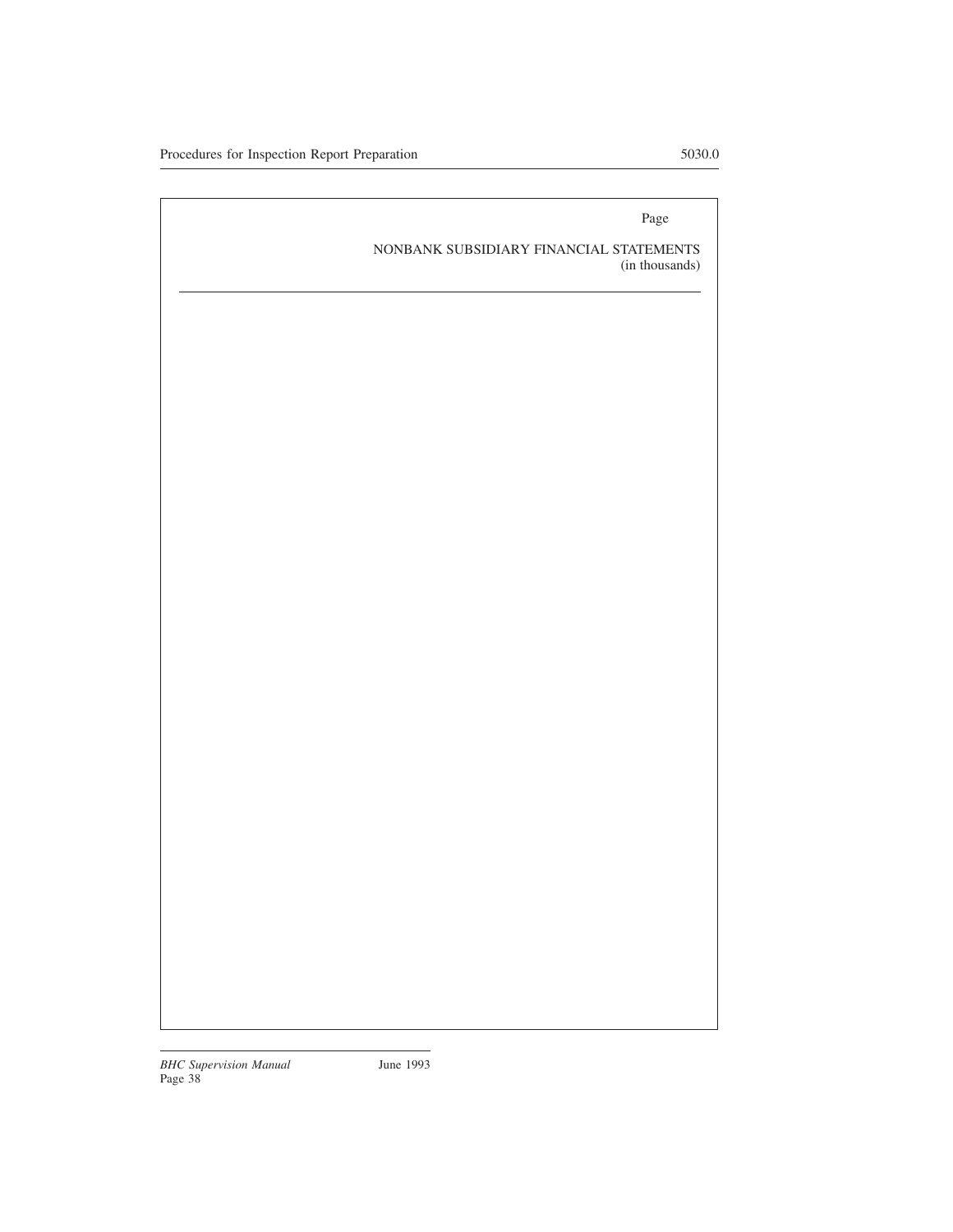Page

NONBANK SUBSIDIARY FINANCIAL STATEMENTS
(in thousands)

---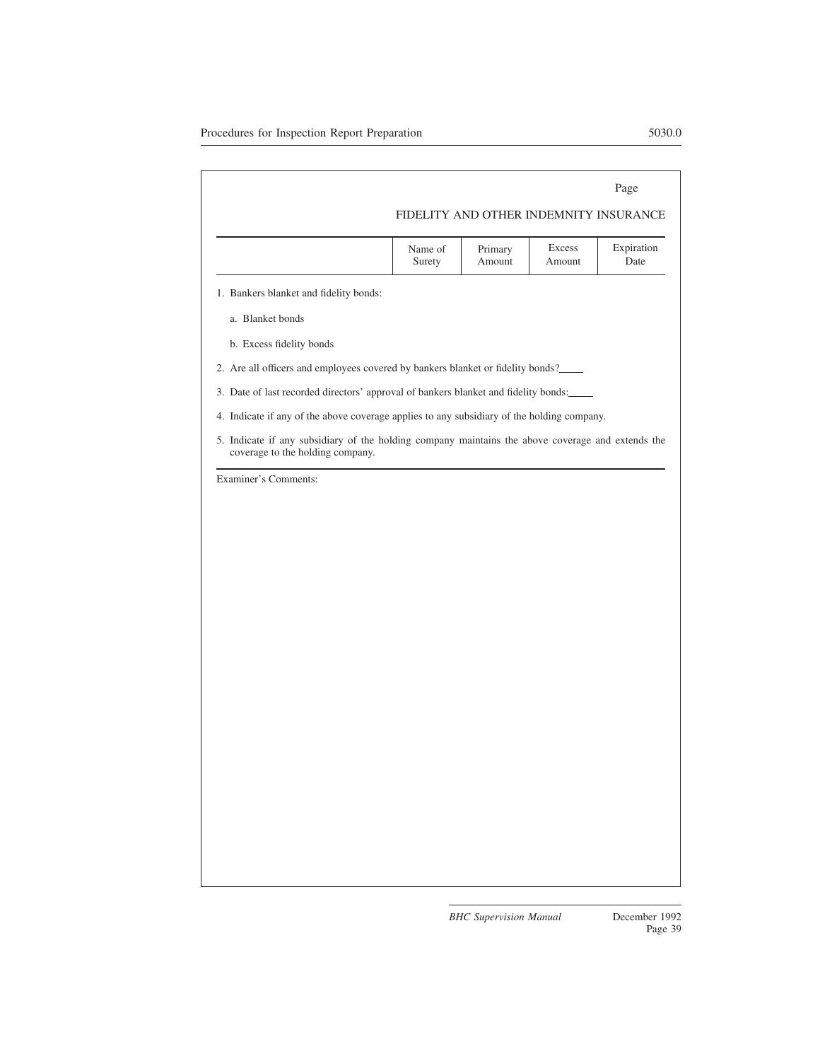Page

## FIDELITY AND OTHER INDEMNITY INSURANCE

| | Name of Surety | Primary Amount | Excess Amount | Expiration Date |
|---|---|---|---|---|
| 1. Bankers blanket and fidelity bonds: | | | | |
| a. Blanket bonds | | | | |
| b. Excess fidelity bonds | | | | |

2. Are all officers and employees covered by bankers blanket or fidelity bonds?_____

3. Date of last recorded directors' approval of bankers blanket and fidelity bonds:_____

4. Indicate if any of the above coverage applies to any subsidiary of the holding company.

5. Indicate if any subsidiary of the holding company maintains the above coverage and extends the coverage to the holding company.

Examiner's Comments: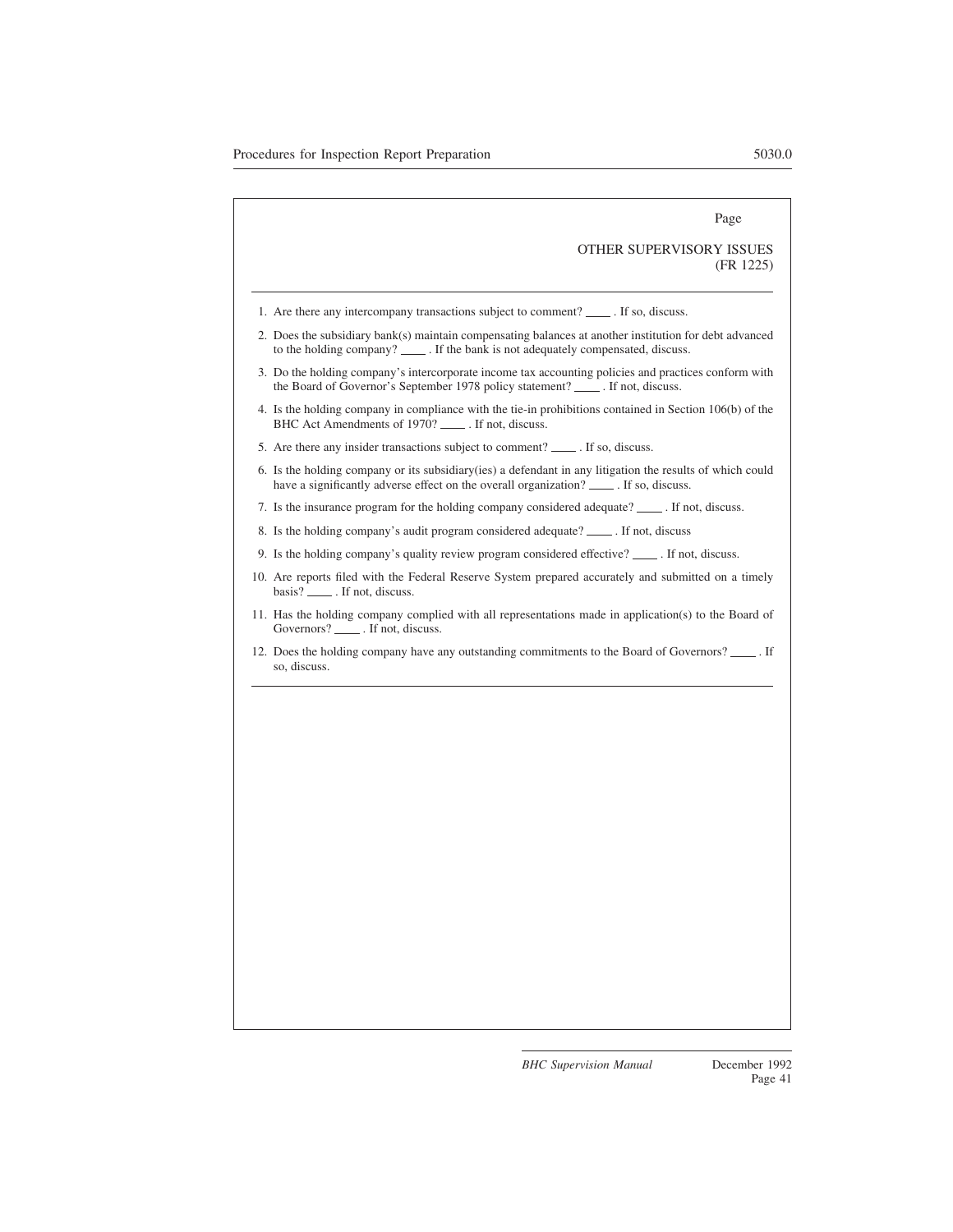Page

OTHER SUPERVISORY ISSUES
(FR 1225)

---

1. Are there any intercompany transactions subject to comment? ____ . If so, discuss.
2. Does the subsidiary bank(s) maintain compensating balances at another institution for debt advanced to the holding company? ____ . If the bank is not adequately compensated, discuss.
3. Do the holding company's intercorporate income tax accounting policies and practices conform with the Board of Governor's September 1978 policy statement? ____ . If not, discuss.
4. Is the holding company in compliance with the tie-in prohibitions contained in Section 106(b) of the BHC Act Amendments of 1970? ____ . If not, discuss.
5. Are there any insider transactions subject to comment? ____ . If so, discuss.
6. Is the holding company or its subsidiary(ies) a defendant in any litigation the results of which could have a significantly adverse effect on the overall organization? ____ . If so, discuss.
7. Is the insurance program for the holding company considered adequate? ____ . If not, discuss.
8. Is the holding company's audit program considered adequate? ____ . If not, discuss
9. Is the holding company's quality review program considered effective? ____ . If not, discuss.
10. Are reports filed with the Federal Reserve System prepared accurately and submitted on a timely basis? ____ . If not, discuss.
11. Has the holding company complied with all representations made in application(s) to the Board of Governors? ____ . If not, discuss.
12. Does the holding company have any outstanding commitments to the Board of Governors? ____ . If so, discuss.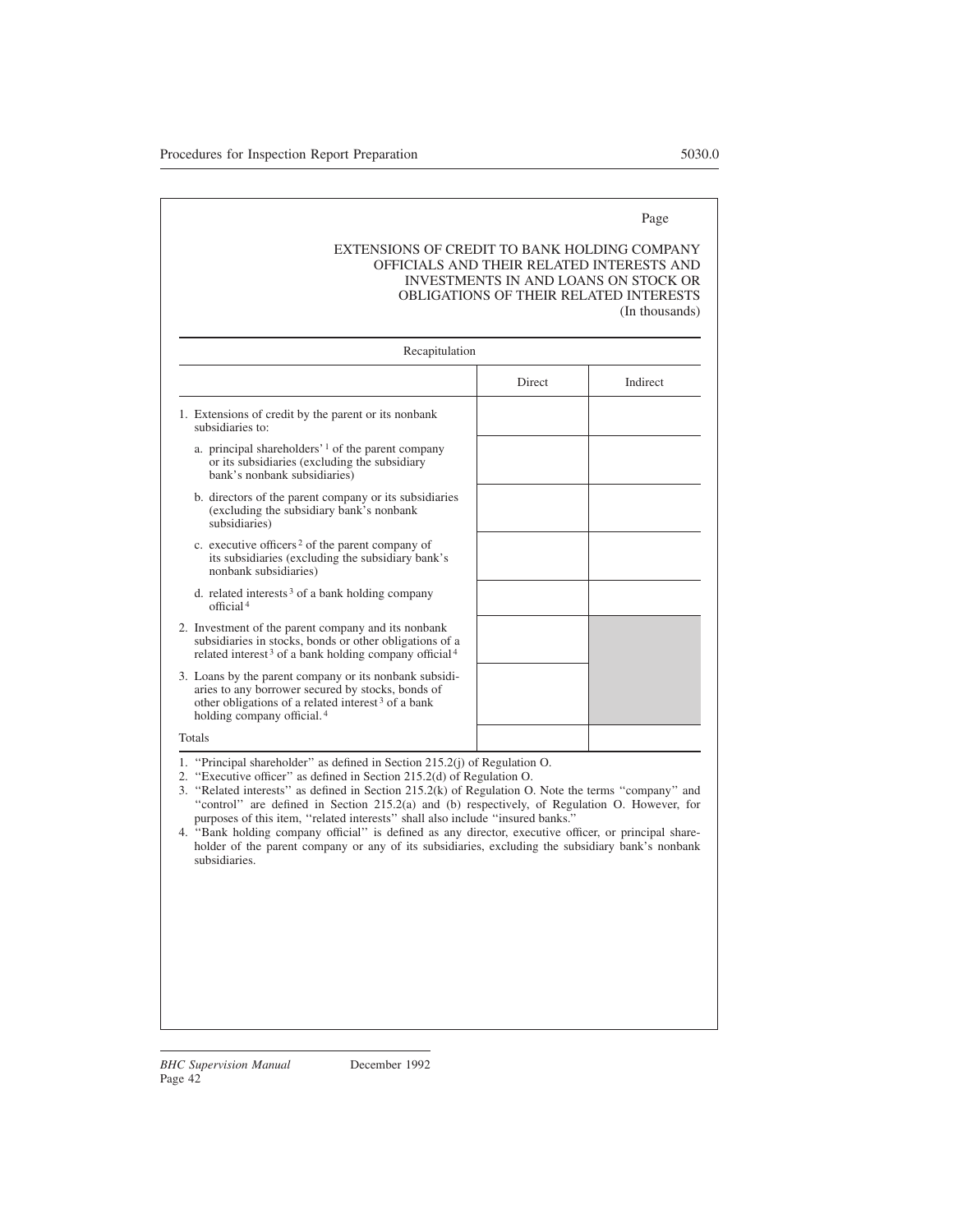Page

EXTENSIONS OF CREDIT TO BANK HOLDING COMPANY OFFICIALS AND THEIR RELATED INTERESTS AND INVESTMENTS IN AND LOANS ON STOCK OR OBLIGATIONS OF THEIR RELATED INTERESTS
(In thousands)

| Recapitulation | | |
|---|---|---|
| | Direct | Indirect |
| 1. Extensions of credit by the parent or its nonbank subsidiaries to: | | |
| a. principal shareholders'[1] of the parent company or its subsidiaries (excluding the subsidiary bank's nonbank subsidiaries) | | |
| b. directors of the parent company or its subsidiaries (excluding the subsidiary bank's nonbank subsidiaries) | | |
| c. executive officers[2] of the parent company of its subsidiaries (excluding the subsidiary bank's nonbank subsidiaries) | | |
| d. related interests[3] of a bank holding company official[4] | | |
| 2. Investment of the parent company and its nonbank subsidiaries in stocks, bonds or other obligations of a related interest[3] of a bank holding company official[4] | | |
| 3. Loans by the parent company or its nonbank subsidiaries to any borrower secured by stocks, bonds of other obligations of a related interest[3] of a bank holding company official.[4] | | |
| Totals | | |

1. ''Principal shareholder'' as defined in Section 215.2(j) of Regulation O.
2. ''Executive officer'' as defined in Section 215.2(d) of Regulation O.
3. ''Related interests'' as defined in Section 215.2(k) of Regulation O. Note the terms ''company'' and ''control'' are defined in Section 215.2(a) and (b) respectively, of Regulation O. However, for purposes of this item, ''related interests'' shall also include ''insured banks.''
4. ''Bank holding company official'' is defined as any director, executive officer, or principal shareholder of the parent company or any of its subsidiaries, excluding the subsidiary bank's nonbank subsidiaries.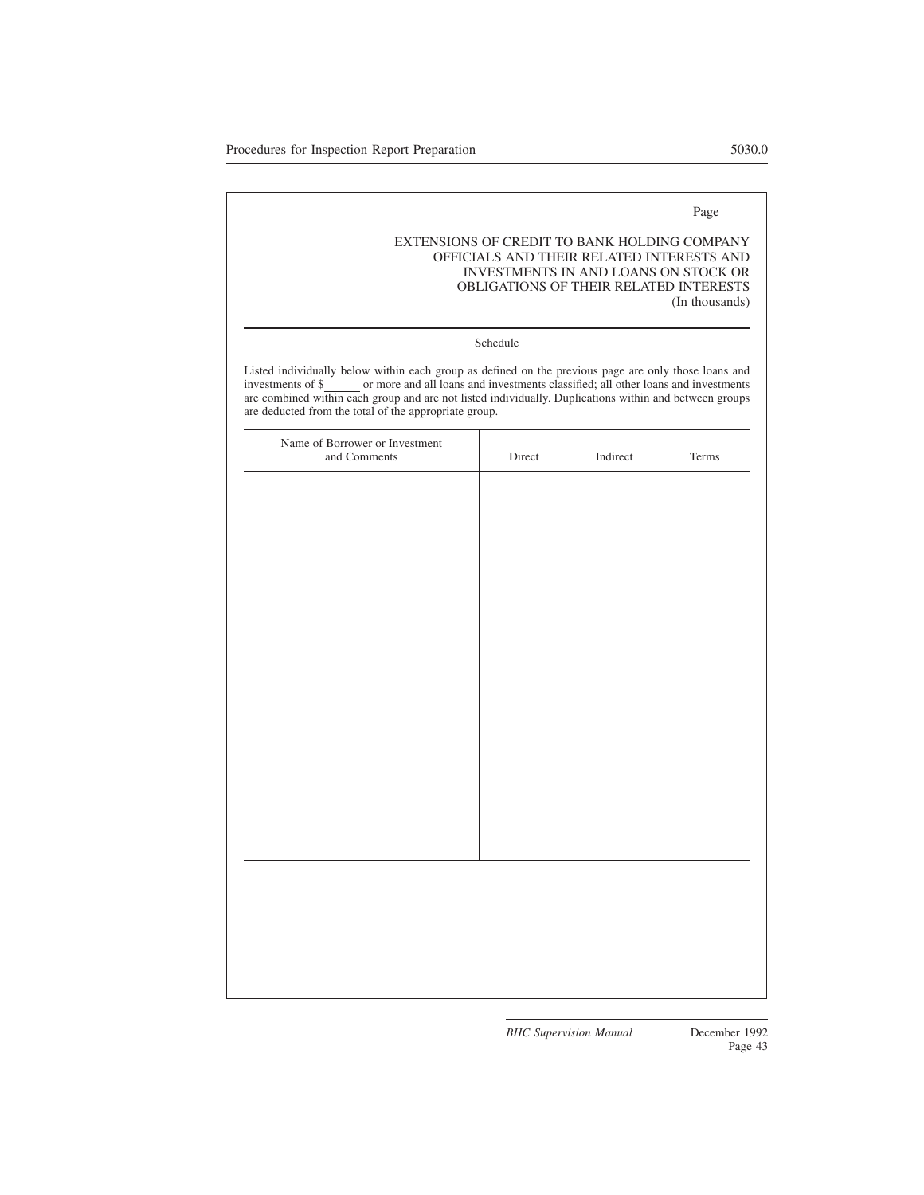Page

EXTENSIONS OF CREDIT TO BANK HOLDING COMPANY OFFICIALS AND THEIR RELATED INTERESTS AND INVESTMENTS IN AND LOANS ON STOCK OR OBLIGATIONS OF THEIR RELATED INTERESTS
(In thousands)

Schedule

Listed individually below within each group as defined on the previous page are only those loans and investments of $\_\_\_\_\_\_ or more and all loans and investments classified; all other loans and investments are combined within each group and are not listed individually. Duplications within and between groups are deducted from the total of the appropriate group.

| Name of Borrower or Investment and Comments | Direct | Indirect | Terms |
|---|---|---|---|
| | | | |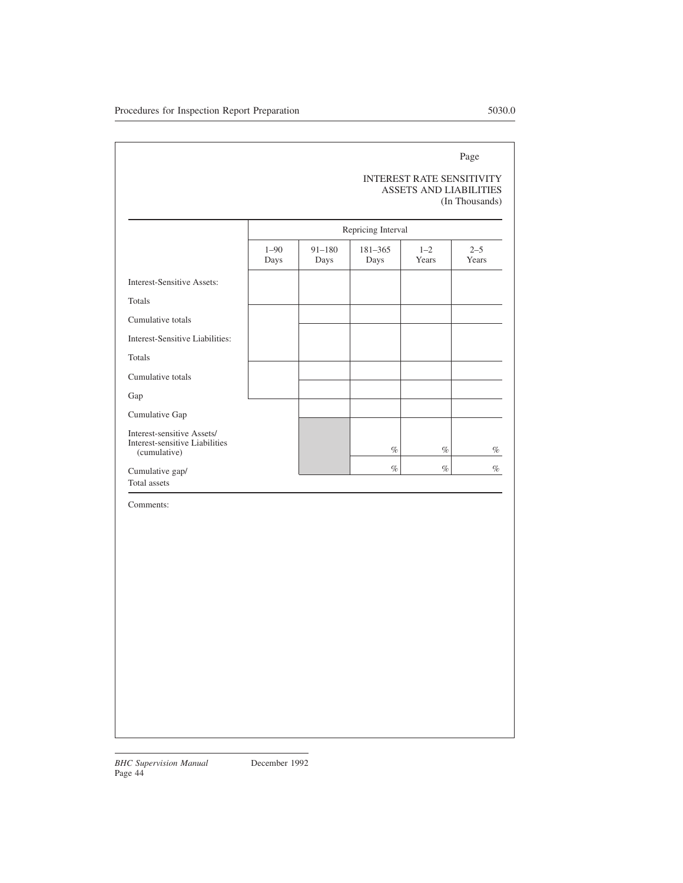Page

INTEREST RATE SENSITIVITY
ASSETS AND LIABILITIES
(In Thousands)

| | Repricing Interval | | | | |
|---|---|---|---|---|---|
| | 1–90 Days | 91–180 Days | 181–365 Days | 1–2 Years | 2–5 Years |
| Interest-Sensitive Assets: | | | | | |
| Totals | | | | | |
| Cumulative totals | | | | | |
| Interest-Sensitive Liabilities: | | | | | |
| Totals | | | | | |
| Cumulative totals | | | | | |
| Gap | | | | | |
| Cumulative Gap | | | | | |
| Interest-sensitive Assets/ Interest-sensitive Liabilities (cumulative) | | | % | % | % |
| Cumulative gap/ Total assets | | | % | % | % |

Comments: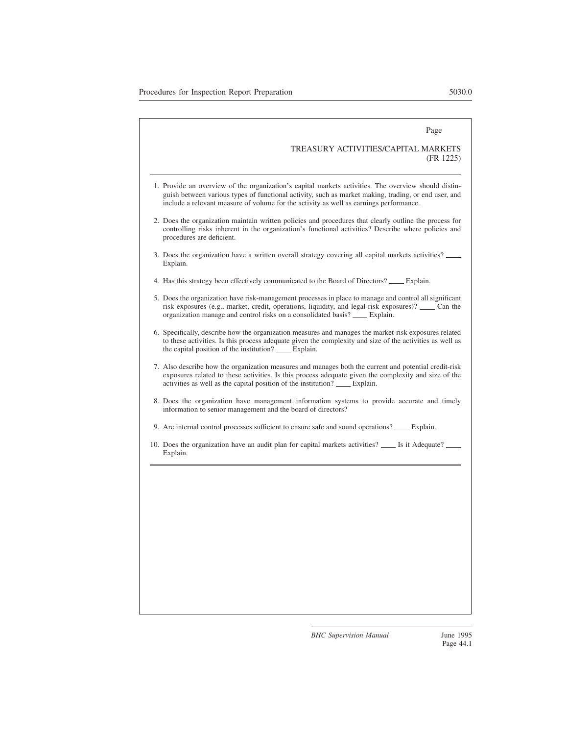Page

TREASURY ACTIVITIES/CAPITAL MARKETS
(FR 1225)

1. Provide an overview of the organization's capital markets activities. The overview should distinguish between various types of functional activity, such as market making, trading, or end user, and include a relevant measure of volume for the activity as well as earnings performance.

2. Does the organization maintain written policies and procedures that clearly outline the process for controlling risks inherent in the organization's functional activities? Describe where policies and procedures are deficient.

3. Does the organization have a written overall strategy covering all capital markets activities? ____ Explain.

4. Has this strategy been effectively communicated to the Board of Directors? ____ Explain.

5. Does the organization have risk-management processes in place to manage and control all significant risk exposures (e.g., market, credit, operations, liquidity, and legal-risk exposures)? ____ Can the organization manage and control risks on a consolidated basis? ____ Explain.

6. Specifically, describe how the organization measures and manages the market-risk exposures related to these activities. Is this process adequate given the complexity and size of the activities as well as the capital position of the institution? ____ Explain.

7. Also describe how the organization measures and manages both the current and potential credit-risk exposures related to these activities. Is this process adequate given the complexity and size of the activities as well as the capital position of the institution? ____ Explain.

8. Does the organization have management information systems to provide accurate and timely information to senior management and the board of directors?

9. Are internal control processes sufficient to ensure safe and sound operations? ____ Explain.

10. Does the organization have an audit plan for capital markets activities? ____ Is it Adequate? ____ Explain.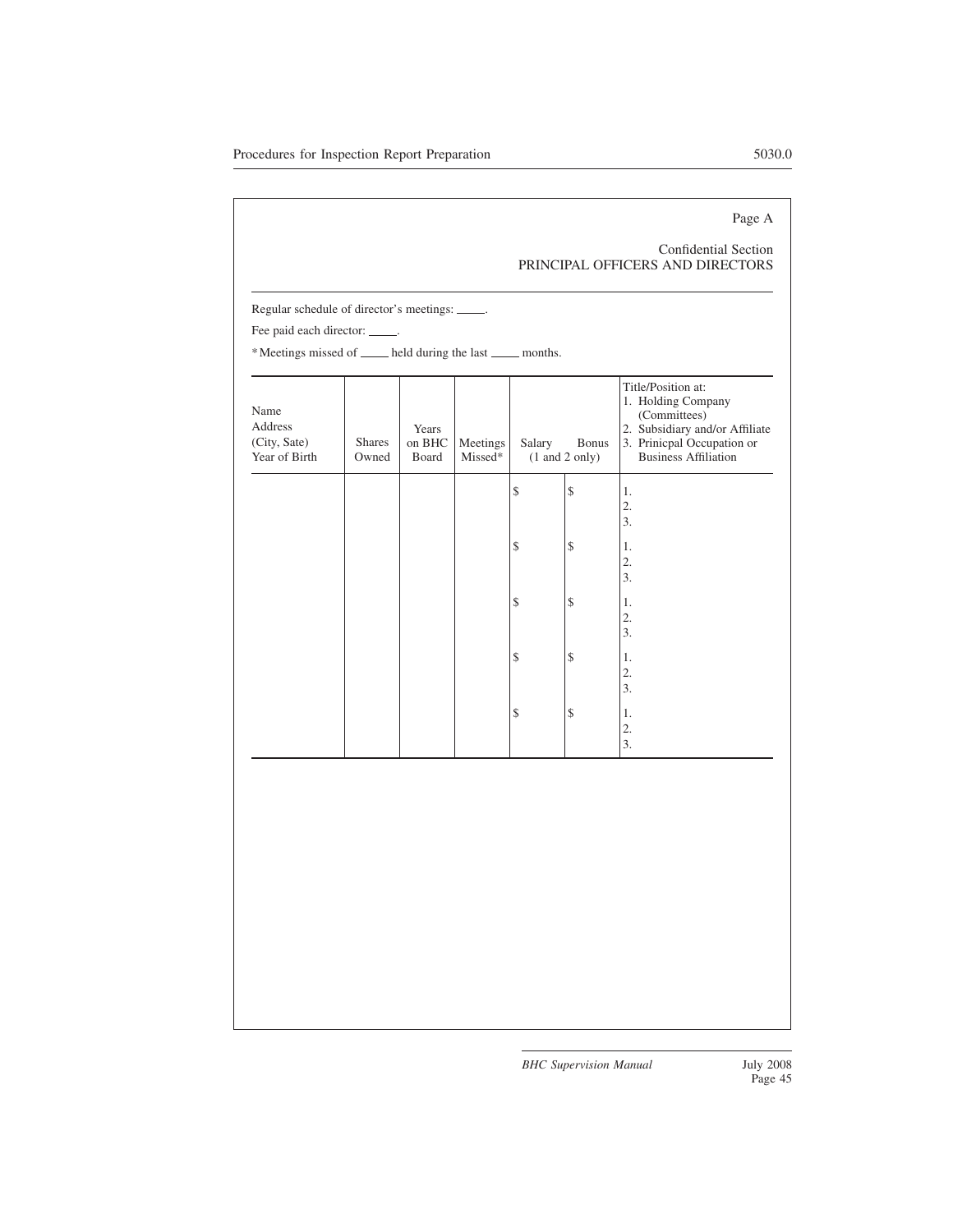Page A

Confidential Section
PRINCIPAL OFFICERS AND DIRECTORS

Regular schedule of director's meetings: _____.

Fee paid each director: _____.

*Meetings missed of _____ held during the last _____ months.

| Name<br>Address<br>(City, Sate)<br>Year of Birth | Shares Owned | Years on BHC Board | Meetings Missed* | Salary (1 and 2 only) | Bonus (1 and 2 only) | Title/Position at:<br>1. Holding Company (Committees)<br>2. Subsidiary and/or Affiliate<br>3. Prinicpal Occupation or Business Affiliation |
|---|---|---|---|---|---|---|
| | | | | $ | $ | 1.<br>2.<br>3. |
| | | | | $ | $ | 1.<br>2.<br>3. |
| | | | | $ | $ | 1.<br>2.<br>3. |
| | | | | $ | $ | 1.<br>2.<br>3. |
| | | | | $ | $ | 1.<br>2.<br>3. |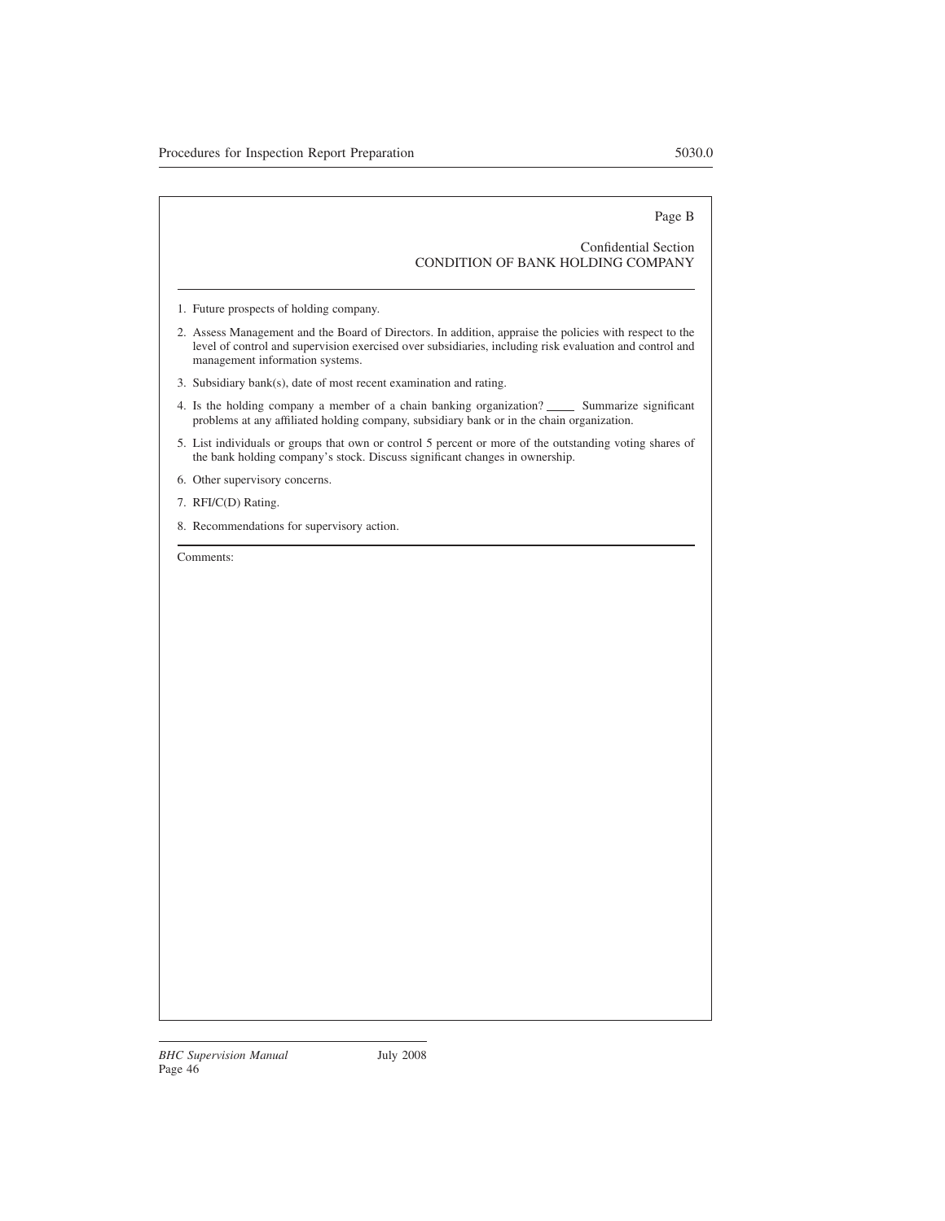Page B

Confidential Section
CONDITION OF BANK HOLDING COMPANY

---

1. Future prospects of holding company.
2. Assess Management and the Board of Directors. In addition, appraise the policies with respect to the level of control and supervision exercised over subsidiaries, including risk evaluation and control and management information systems.
3. Subsidiary bank(s), date of most recent examination and rating.
4. Is the holding company a member of a chain banking organization? _____ Summarize significant problems at any affiliated holding company, subsidiary bank or in the chain organization.
5. List individuals or groups that own or control 5 percent or more of the outstanding voting shares of the bank holding company's stock. Discuss significant changes in ownership.
6. Other supervisory concerns.
7. RFI/C(D) Rating.
8. Recommendations for supervisory action.

---

Comments: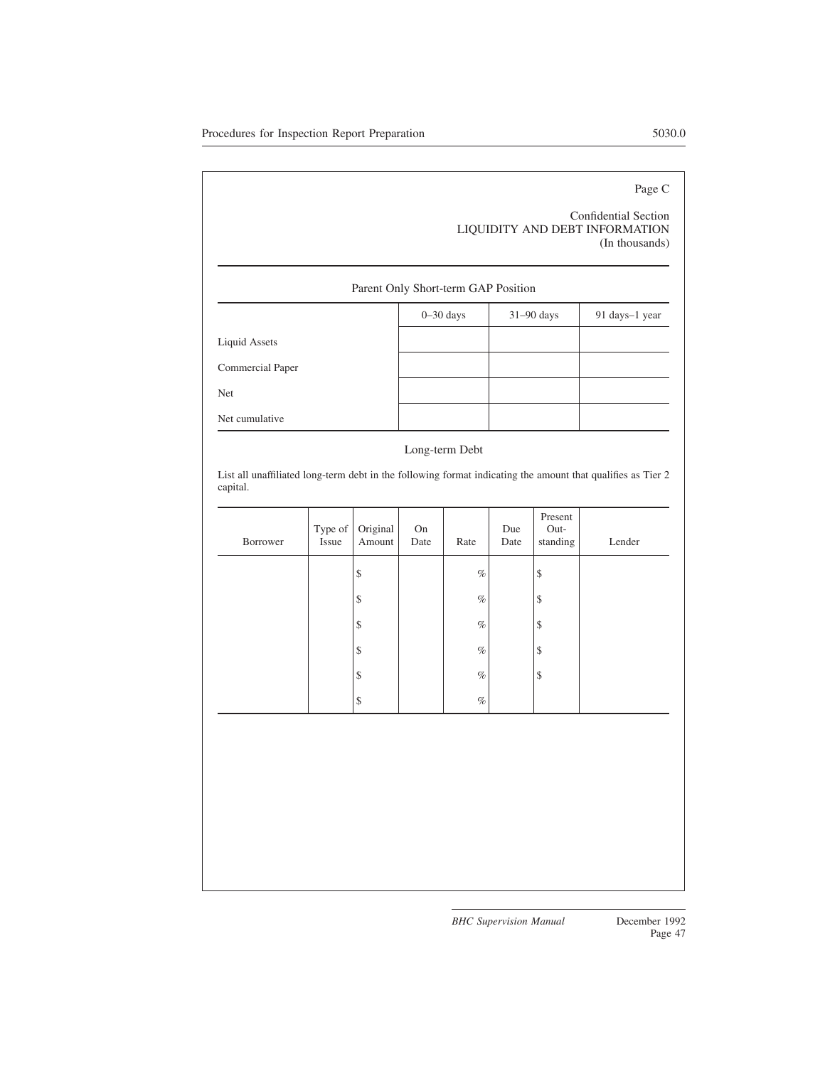Page C

Confidential Section
LIQUIDITY AND DEBT INFORMATION
(In thousands)

## Parent Only Short-term GAP Position

| | 0–30 days | 31–90 days | 91 days–1 year |
|---|---|---|---|
| Liquid Assets | | | |
| Commercial Paper | | | |
| Net | | | |
| Net cumulative | | | |

## Long-term Debt

List all unaffiliated long-term debt in the following format indicating the amount that qualifies as Tier 2 capital.

| Borrower | Type of Issue | Original Amount | On Date | Rate | Due Date | Present Out-standing | Lender |
|---|---|---|---|---|---|---|---|
| | | $ | | % | | $ | |
| | | $ | | % | | $ | |
| | | $ | | % | | $ | |
| | | $ | | % | | $ | |
| | | $ | | % | | $ | |
| | | $ | | % | | | |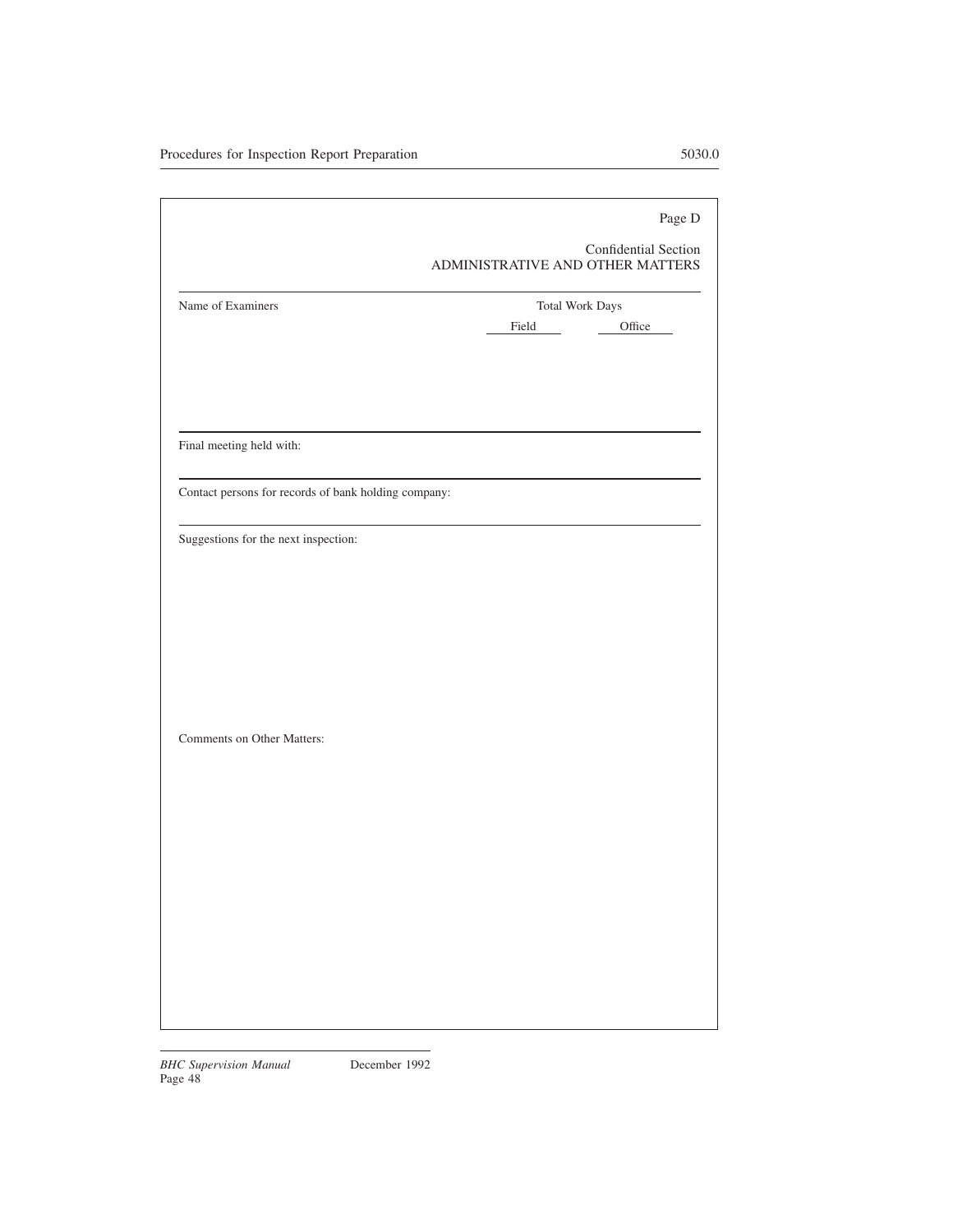Page D

Confidential Section
ADMINISTRATIVE AND OTHER MATTERS

| Name of Examiners | Total Work Days | |
|---|---|---|
| | Field | Office |

Final meeting held with:

Contact persons for records of bank holding company:

Suggestions for the next inspection:

Comments on Other Matters: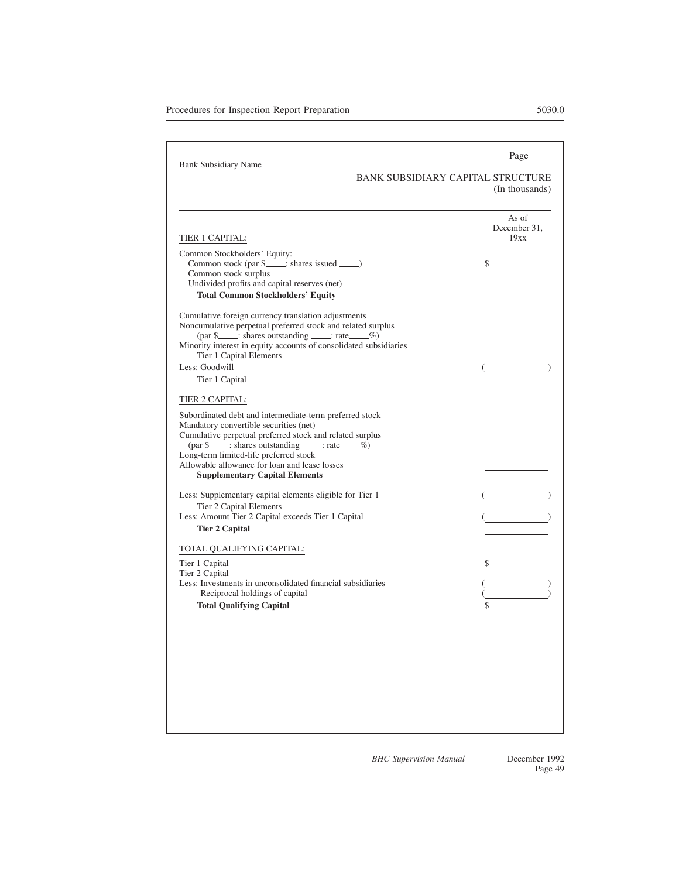______________________________
Bank Subsidiary Name

Page

**BANK SUBSIDIARY CAPITAL STRUCTURE**
(In thousands)

| | As of December 31, 19xx |
|---|---|
| TIER 1 CAPITAL: | |
| Common Stockholders' Equity: | |
| Common stock (par $_____: shares issued _____) | $ |
| Common stock surplus | |
| Undivided profits and capital reserves (net) | ______ |
| **Total Common Stockholders' Equity** | |
| Cumulative foreign currency translation adjustments | |
| Noncumulative perpetual preferred stock and related surplus (par $_____: shares outstanding _____: rate_____%) | |
| Minority interest in equity accounts of consolidated subsidiaries | ______ |
| Tier 1 Capital Elements | |
| Less: Goodwill | (______) |
| Tier 1 Capital | ______ |
| TIER 2 CAPITAL: | |
| Subordinated debt and intermediate-term preferred stock | |
| Mandatory convertible securities (net) | |
| Cumulative perpetual preferred stock and related surplus (par $_____: shares outstanding _____: rate_____%) | |
| Long-term limited-life preferred stock | |
| Allowable allowance for loan and lease losses | ______ |
| **Supplementary Capital Elements** | |
| Less: Supplementary capital elements eligible for Tier 1 | (______) |
| Tier 2 Capital Elements | |
| Less: Amount Tier 2 Capital exceeds Tier 1 Capital | (______) |
| **Tier 2 Capital** | ______ |
| TOTAL QUALIFYING CAPITAL: | |
| Tier 1 Capital | $ |
| Tier 2 Capital | |
| Less: Investments in unconsolidated financial subsidiaries | ( ) |
| Reciprocal holdings of capital | (______) |
| **Total Qualifying Capital** | $______ |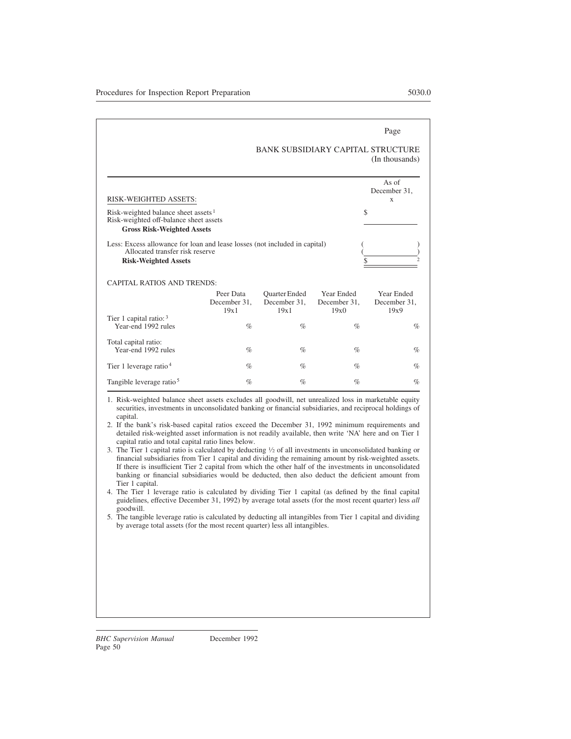Page

## BANK SUBSIDIARY CAPITAL STRUCTURE
(In thousands)

| RISK-WEIGHTED ASSETS: | As of December 31, x |
|---|---|
| Risk-weighted balance sheet assets [1] | $ |
| Risk-weighted off-balance sheet assets | |
| **Gross Risk-Weighted Assets** | |
| Less: Excess allowance for loan and lease losses (not included in capital) | ( ) |
| Allocated transfer risk reserve | ( ) |
| **Risk-Weighted Assets** | $ [2] |

CAPITAL RATIOS AND TRENDS:

| | Peer Data December 31, 19x1 | Quarter Ended December 31, 19x1 | Year Ended December 31, 19x0 | Year Ended December 31, 19x9 |
|---|---|---|---|---|
| Tier 1 capital ratio: [3] Year-end 1992 rules | % | % | % | % |
| Total capital ratio: Year-end 1992 rules | % | % | % | % |
| Tier 1 leverage ratio [4] | % | % | % | % |
| Tangible leverage ratio [5] | % | % | % | % |

1. Risk-weighted balance sheet assets excludes all goodwill, net unrealized loss in marketable equity securities, investments in unconsolidated banking or financial subsidiaries, and reciprocal holdings of capital.
2. If the bank's risk-based capital ratios exceed the December 31, 1992 minimum requirements and detailed risk-weighted asset information is not readily available, then write 'NA' here and on Tier 1 capital ratio and total capital ratio lines below.
3. The Tier 1 capital ratio is calculated by deducting ½ of all investments in unconsolidated banking or financial subsidiaries from Tier 1 capital and dividing the remaining amount by risk-weighted assets. If there is insufficient Tier 2 capital from which the other half of the investments in unconsolidated banking or financial subsidiaries would be deducted, then also deduct the deficient amount from Tier 1 capital.
4. The Tier 1 leverage ratio is calculated by dividing Tier 1 capital (as defined by the final capital guidelines, effective December 31, 1992) by average total assets (for the most recent quarter) less *all* goodwill.
5. The tangible leverage ratio is calculated by deducting all intangibles from Tier 1 capital and dividing by average total assets (for the most recent quarter) less all intangibles.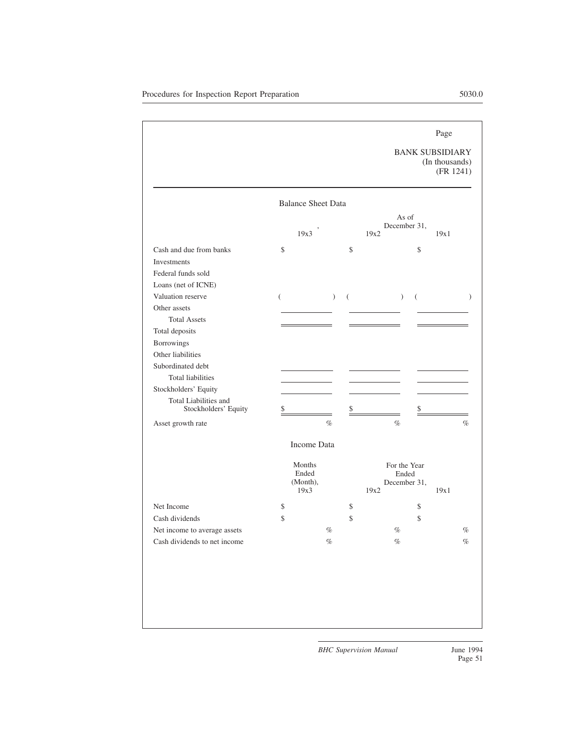Page

BANK SUBSIDIARY
(In thousands)
(FR 1241)

Balance Sheet Data

| | , 19x3 | As of December 31, 19x2 | 19x1 |
|---|---|---|---|
| Cash and due from banks | $ | $ | $ |
| Investments | | | |
| Federal funds sold | | | |
| Loans (net of ICNE) | | | |
| Valuation reserve | ( ) | ( ) | ( ) |
| Other assets | | | |
| Total Assets | | | |
| Total deposits | | | |
| Borrowings | | | |
| Other liabilities | | | |
| Subordinated debt | | | |
| Total liabilities | | | |
| Stockholders' Equity | | | |
| Total Liabilities and Stockholders' Equity | $ | $ | $ |
| Asset growth rate | % | % | % |

Income Data

| | Months Ended (Month), 19x3 | For the Year Ended December 31, 19x2 | 19x1 |
|---|---|---|---|
| Net Income | $ | $ | $ |
| Cash dividends | $ | $ | $ |
| Net income to average assets | % | % | % |
| Cash dividends to net income | % | % | % |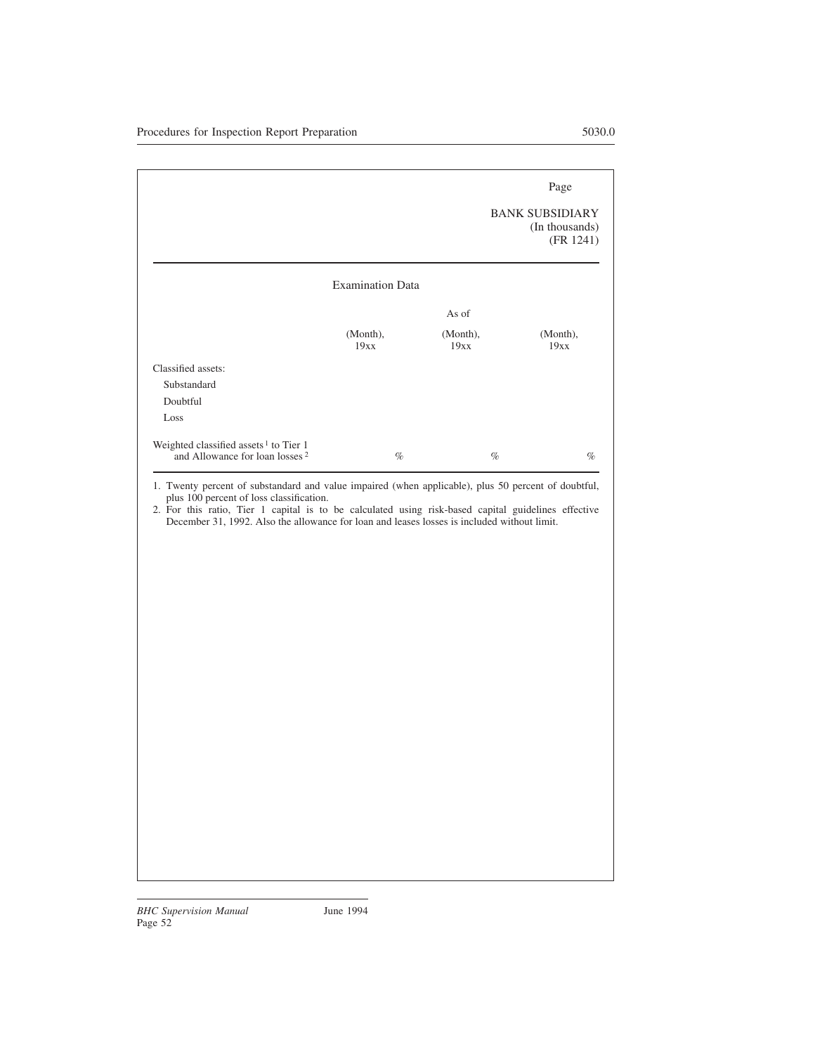Page

BANK SUBSIDIARY
(In thousands)
(FR 1241)

## Examination Data

| | As of | | |
|---|---|---|---|
| | (Month), 19xx | (Month), 19xx | (Month), 19xx |
| Classified assets: | | | |
| Substandard | | | |
| Doubtful | | | |
| Loss | | | |
| Weighted classified assets[1] to Tier 1 and Allowance for loan losses[2] | % | % | % |

1. Twenty percent of substandard and value impaired (when applicable), plus 50 percent of doubtful, plus 100 percent of loss classification.
2. For this ratio, Tier 1 capital is to be calculated using risk-based capital guidelines effective December 31, 1992. Also the allowance for loan and leases losses is included without limit.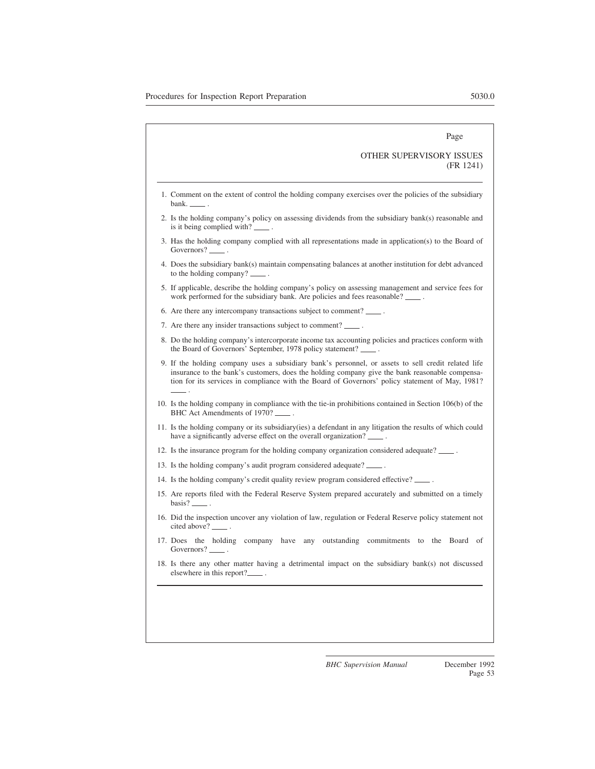Page

OTHER SUPERVISORY ISSUES
(FR 1241)

---

1. Comment on the extent of control the holding company exercises over the policies of the subsidiary bank. ____ .
2. Is the holding company's policy on assessing dividends from the subsidiary bank(s) reasonable and is it being complied with? ____ .
3. Has the holding company complied with all representations made in application(s) to the Board of Governors? ____ .
4. Does the subsidiary bank(s) maintain compensating balances at another institution for debt advanced to the holding company? ____ .
5. If applicable, describe the holding company's policy on assessing management and service fees for work performed for the subsidiary bank. Are policies and fees reasonable? ____ .
6. Are there any intercompany transactions subject to comment? ____ .
7. Are there any insider transactions subject to comment? ____ .
8. Do the holding company's intercorporate income tax accounting policies and practices conform with the Board of Governors' September, 1978 policy statement? ____ .
9. If the holding company uses a subsidiary bank's personnel, or assets to sell credit related life insurance to the bank's customers, does the holding company give the bank reasonable compensation for its services in compliance with the Board of Governors' policy statement of May, 1981? ____ .
10. Is the holding company in compliance with the tie-in prohibitions contained in Section 106(b) of the BHC Act Amendments of 1970? ____ .
11. Is the holding company or its subsidiary(ies) a defendant in any litigation the results of which could have a significantly adverse effect on the overall organization? ____ .
12. Is the insurance program for the holding company organization considered adequate? ____ .
13. Is the holding company's audit program considered adequate? ____ .
14. Is the holding company's credit quality review program considered effective? ____ .
15. Are reports filed with the Federal Reserve System prepared accurately and submitted on a timely basis? ____ .
16. Did the inspection uncover any violation of law, regulation or Federal Reserve policy statement not cited above? ____ .
17. Does the holding company have any outstanding commitments to the Board of Governors? ____ .
18. Is there any other matter having a detrimental impact on the subsidiary bank(s) not discussed elsewhere in this report? ____ .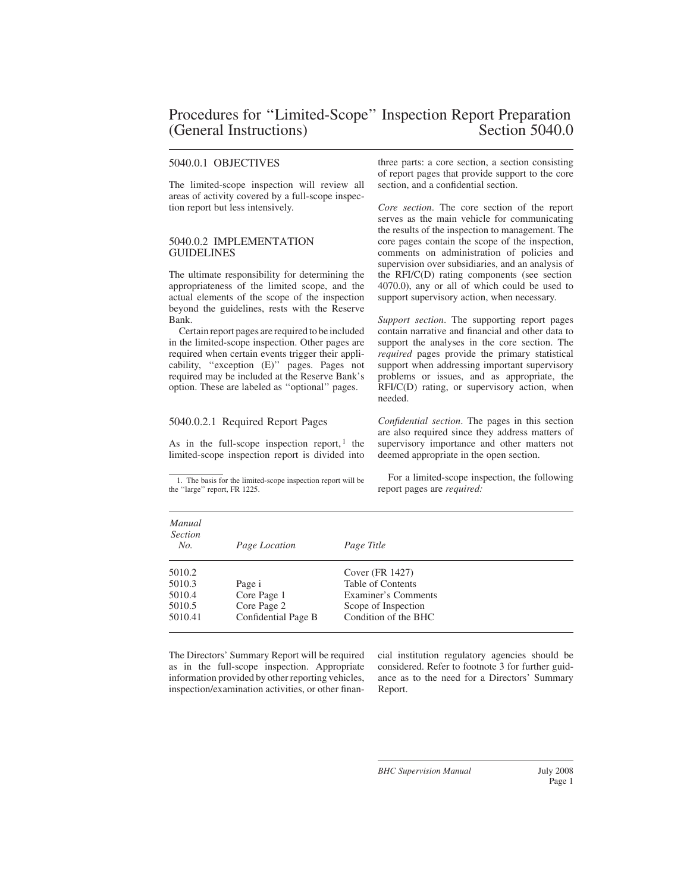# Procedures for "Limited-Scope" Inspection Report Preparation (General Instructions) Section 5040.0

## 5040.0.1 OBJECTIVES

The limited-scope inspection will review all areas of activity covered by a full-scope inspection report but less intensively.

## 5040.0.2 IMPLEMENTATION GUIDELINES

The ultimate responsibility for determining the appropriateness of the limited scope, and the actual elements of the scope of the inspection beyond the guidelines, rests with the Reserve Bank.

Certain report pages are required to be included in the limited-scope inspection. Other pages are required when certain events trigger their applicability, "exception (E)" pages. Pages not required may be included at the Reserve Bank's option. These are labeled as "optional" pages.

### 5040.0.2.1 Required Report Pages

As in the full-scope inspection report,[1] the limited-scope inspection report is divided into three parts: a core section, a section consisting of report pages that provide support to the core section, and a confidential section.

*Core section*. The core section of the report serves as the main vehicle for communicating the results of the inspection to management. The core pages contain the scope of the inspection, comments on administration of policies and supervision over subsidiaries, and an analysis of the RFI/C(D) rating components (see section 4070.0), any or all of which could be used to support supervisory action, when necessary.

*Support section*. The supporting report pages contain narrative and financial and other data to support the analyses in the core section. The *required* pages provide the primary statistical support when addressing important supervisory problems or issues, and as appropriate, the RFI/C(D) rating, or supervisory action, when needed.

*Confidential section*. The pages in this section are also required since they address matters of supervisory importance and other matters not deemed appropriate in the open section.

For a limited-scope inspection, the following report pages are *required:*

| *Manual Section No.* | *Page Location* | *Page Title* |
|---|---|---|
| 5010.2 | | Cover (FR 1427) |
| 5010.3 | Page i | Table of Contents |
| 5010.4 | Core Page 1 | Examiner's Comments |
| 5010.5 | Core Page 2 | Scope of Inspection |
| 5010.41 | Confidential Page B | Condition of the BHC |

The Directors' Summary Report will be required as in the full-scope inspection. Appropriate information provided by other reporting vehicles, inspection/examination activities, or other financial institution regulatory agencies should be considered. Refer to footnote 3 for further guidance as to the need for a Directors' Summary Report.

1. The basis for the limited-scope inspection report will be the "large" report, FR 1225.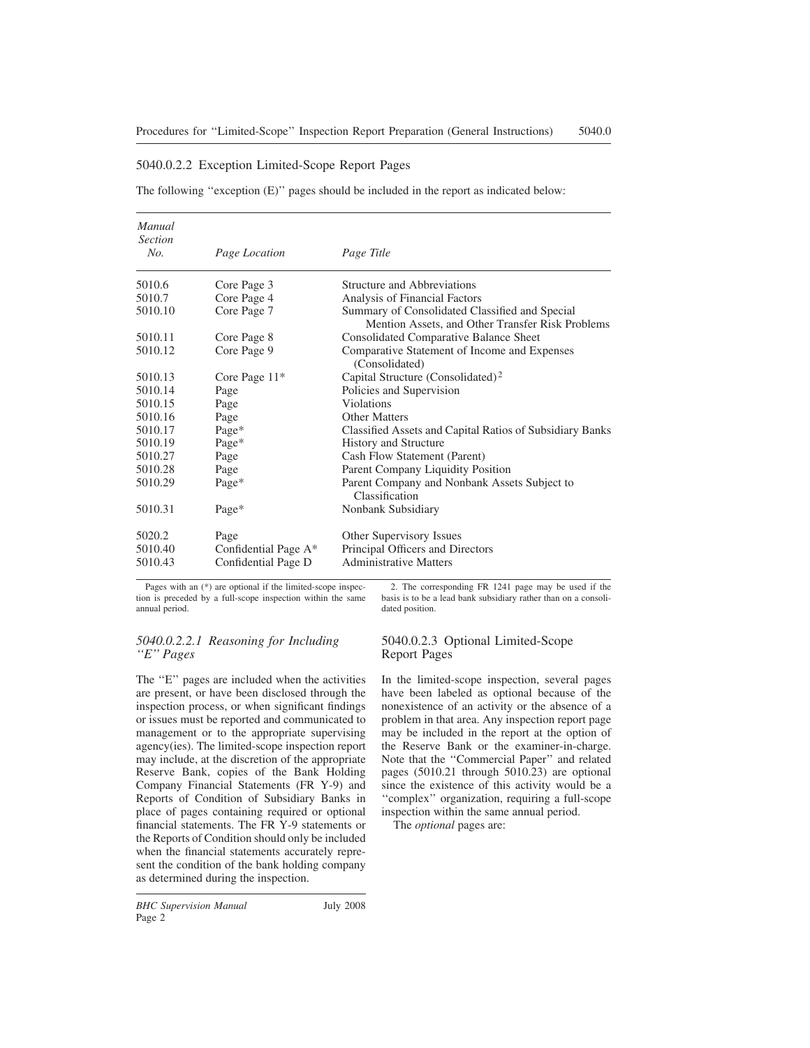### 5040.0.2.2 Exception Limited-Scope Report Pages

The following "exception (E)" pages should be included in the report as indicated below:

| *Manual Section No.* | *Page Location* | *Page Title* |
|---|---|---|
| 5010.6 | Core Page 3 | Structure and Abbreviations |
| 5010.7 | Core Page 4 | Analysis of Financial Factors |
| 5010.10 | Core Page 7 | Summary of Consolidated Classified and Special Mention Assets, and Other Transfer Risk Problems |
| 5010.11 | Core Page 8 | Consolidated Comparative Balance Sheet |
| 5010.12 | Core Page 9 | Comparative Statement of Income and Expenses (Consolidated) |
| 5010.13 | Core Page 11* | Capital Structure (Consolidated)[2] |
| 5010.14 | Page | Policies and Supervision |
| 5010.15 | Page | Violations |
| 5010.16 | Page | Other Matters |
| 5010.17 | Page* | Classified Assets and Capital Ratios of Subsidiary Banks |
| 5010.19 | Page* | History and Structure |
| 5010.27 | Page | Cash Flow Statement (Parent) |
| 5010.28 | Page | Parent Company Liquidity Position |
| 5010.29 | Page* | Parent Company and Nonbank Assets Subject to Classification |
| 5010.31 | Page* | Nonbank Subsidiary |
| 5020.2 | Page | Other Supervisory Issues |
| 5010.40 | Confidential Page A* | Principal Officers and Directors |
| 5010.43 | Confidential Page D | Administrative Matters |

Pages with an (*) are optional if the limited-scope inspection is preceded by a full-scope inspection within the same annual period.

2. The corresponding FR 1241 page may be used if the basis is to be a lead bank subsidiary rather than on a consolidated position.

#### *5040.0.2.2.1 Reasoning for Including "E" Pages*

The "E" pages are included when the activities are present, or have been disclosed through the inspection process, or when significant findings or issues must be reported and communicated to management or to the appropriate supervising agency(ies). The limited-scope inspection report may include, at the discretion of the appropriate Reserve Bank, copies of the Bank Holding Company Financial Statements (FR Y-9) and Reports of Condition of Subsidiary Banks in place of pages containing required or optional financial statements. The FR Y-9 statements or the Reports of Condition should only be included when the financial statements accurately represent the condition of the bank holding company as determined during the inspection.

### 5040.0.2.3 Optional Limited-Scope Report Pages

In the limited-scope inspection, several pages have been labeled as optional because of the nonexistence of an activity or the absence of a problem in that area. Any inspection report page may be included in the report at the option of the Reserve Bank or the examiner-in-charge. Note that the "Commercial Paper" and related pages (5010.21 through 5010.23) are optional since the existence of this activity would be a "complex" organization, requiring a full-scope inspection within the same annual period.

The *optional* pages are: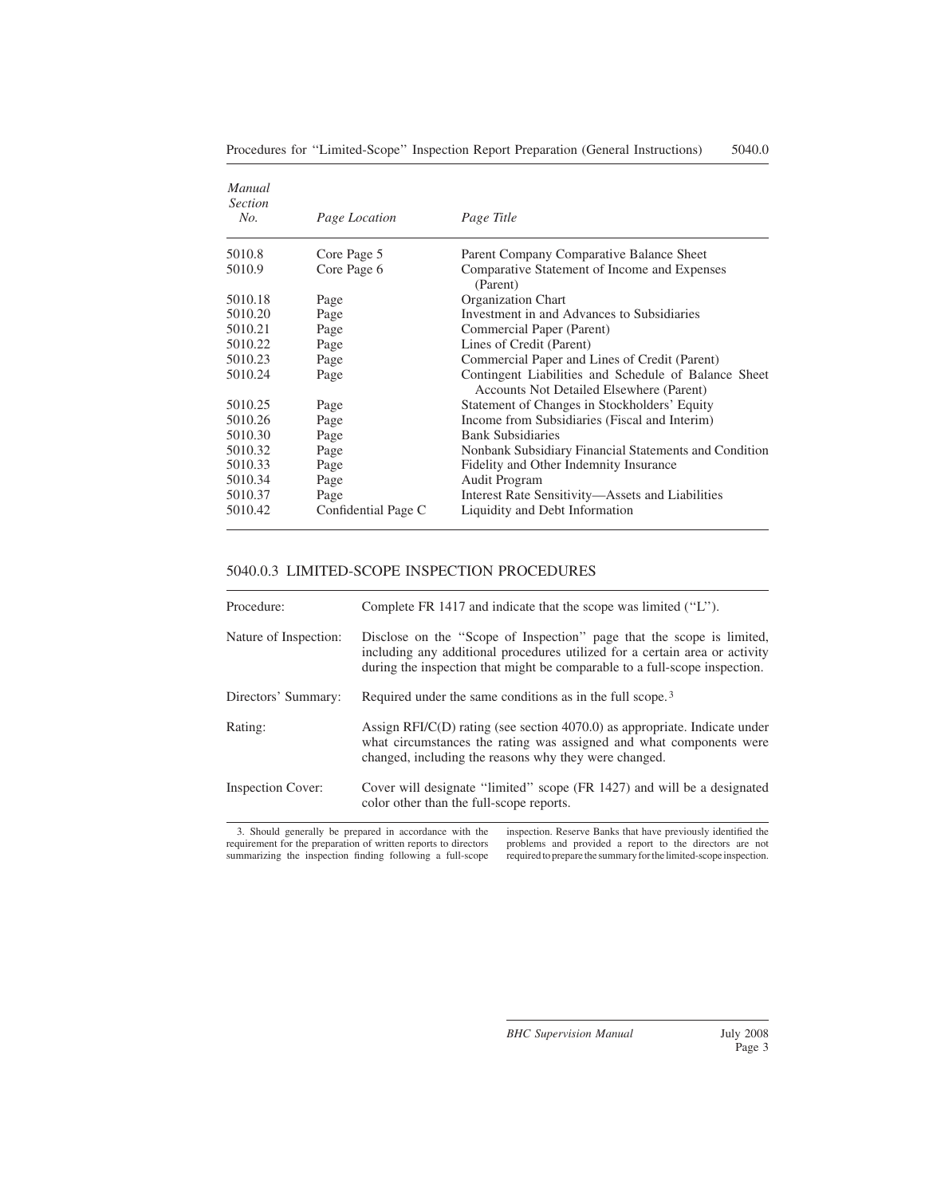| Manual Section No. | Page Location | Page Title |
|---|---|---|
| 5010.8 | Core Page 5 | Parent Company Comparative Balance Sheet |
| 5010.9 | Core Page 6 | Comparative Statement of Income and Expenses (Parent) |
| 5010.18 | Page | Organization Chart |
| 5010.20 | Page | Investment in and Advances to Subsidiaries |
| 5010.21 | Page | Commercial Paper (Parent) |
| 5010.22 | Page | Lines of Credit (Parent) |
| 5010.23 | Page | Commercial Paper and Lines of Credit (Parent) |
| 5010.24 | Page | Contingent Liabilities and Schedule of Balance Sheet Accounts Not Detailed Elsewhere (Parent) |
| 5010.25 | Page | Statement of Changes in Stockholders' Equity |
| 5010.26 | Page | Income from Subsidiaries (Fiscal and Interim) |
| 5010.30 | Page | Bank Subsidiaries |
| 5010.32 | Page | Nonbank Subsidiary Financial Statements and Condition |
| 5010.33 | Page | Fidelity and Other Indemnity Insurance |
| 5010.34 | Page | Audit Program |
| 5010.37 | Page | Interest Rate Sensitivity—Assets and Liabilities |
| 5010.42 | Confidential Page C | Liquidity and Debt Information |

## 5040.0.3 LIMITED-SCOPE INSPECTION PROCEDURES

| | |
|---|---|
| Procedure: | Complete FR 1417 and indicate that the scope was limited (''L''). |
| Nature of Inspection: | Disclose on the ''Scope of Inspection'' page that the scope is limited, including any additional procedures utilized for a certain area or activity during the inspection that might be comparable to a full-scope inspection. |
| Directors' Summary: | Required under the same conditions as in the full scope.[3] |
| Rating: | Assign RFI/C(D) rating (see section 4070.0) as appropriate. Indicate under what circumstances the rating was assigned and what components were changed, including the reasons why they were changed. |
| Inspection Cover: | Cover will designate ''limited'' scope (FR 1427) and will be a designated color other than the full-scope reports. |

3. Should generally be prepared in accordance with the requirement for the preparation of written reports to directors summarizing the inspection finding following a full-scope inspection. Reserve Banks that have previously identified the problems and provided a report to the directors are not required to prepare the summary for the limited-scope inspection.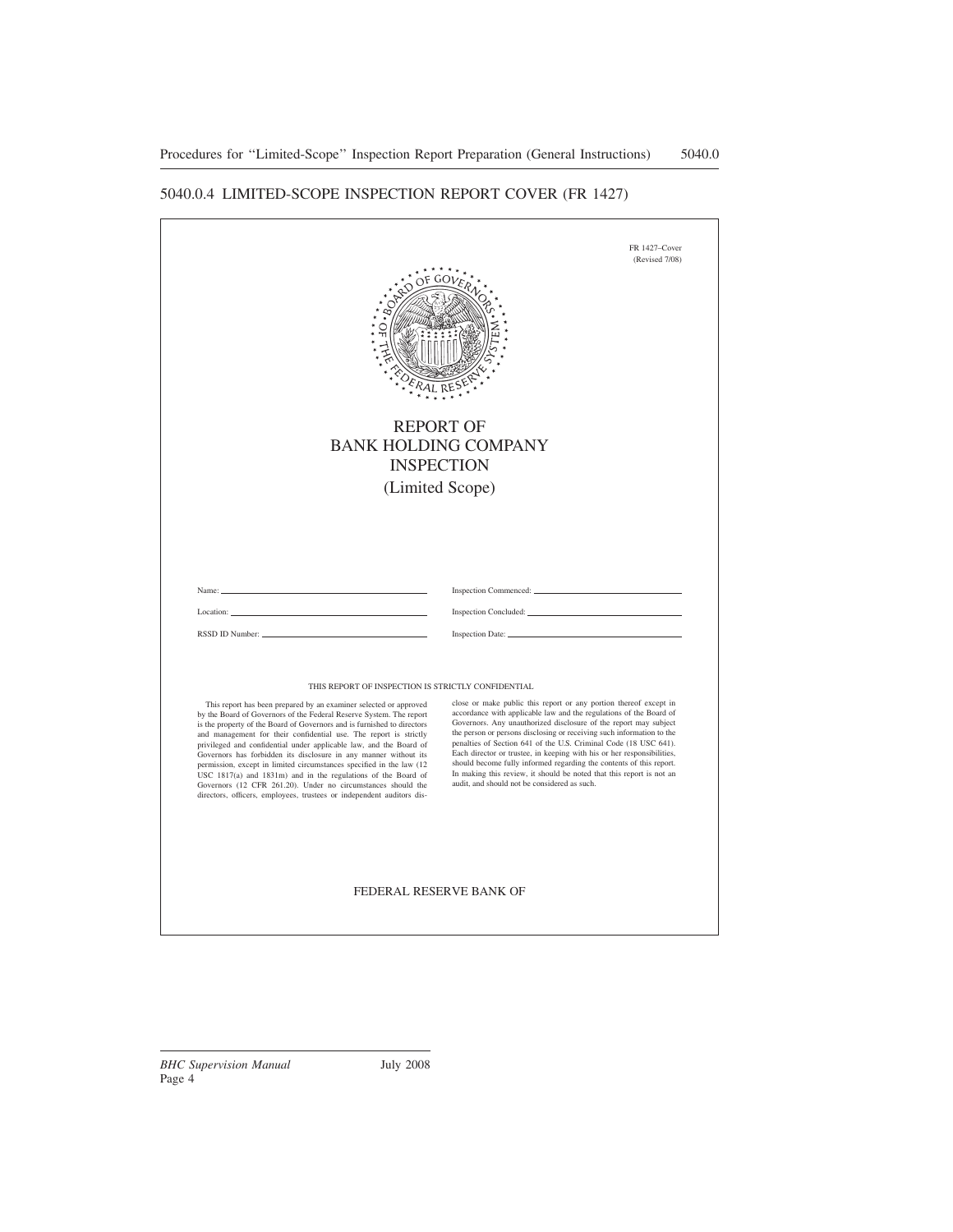## 5040.0.4 LIMITED-SCOPE INSPECTION REPORT COVER (FR 1427)

FR 1427–Cover
(Revised 7/08)

# REPORT OF
# BANK HOLDING COMPANY
# INSPECTION
## (Limited Scope)

Name: ______________________

Location: ______________________

RSSD ID Number: ______________________

Inspection Commenced: ______________________

Inspection Concluded: ______________________

Inspection Date: ______________________

THIS REPORT OF INSPECTION IS STRICTLY CONFIDENTIAL

This report has been prepared by an examiner selected or approved by the Board of Governors of the Federal Reserve System. The report is the property of the Board of Governors and is furnished to directors and management for their confidential use. The report is strictly privileged and confidential under applicable law, and the Board of Governors has forbidden its disclosure in any manner without its permission, except in limited circumstances specified in the law (12 USC 1817(a) and 1831m) and in the regulations of the Board of Governors (12 CFR 261.20). Under no circumstances should the directors, officers, employees, trustees or independent auditors disclose or make public this report or any portion thereof except in accordance with applicable law and the regulations of the Board of Governors. Any unauthorized disclosure of the report may subject the person or persons disclosing or receiving such information to the penalties of Section 641 of the U.S. Criminal Code (18 USC 641). Each director or trustee, in keeping with his or her responsibilities, should become fully informed regarding the contents of this report. In making this review, it should be noted that this report is not an audit, and should not be considered as such.

FEDERAL RESERVE BANK OF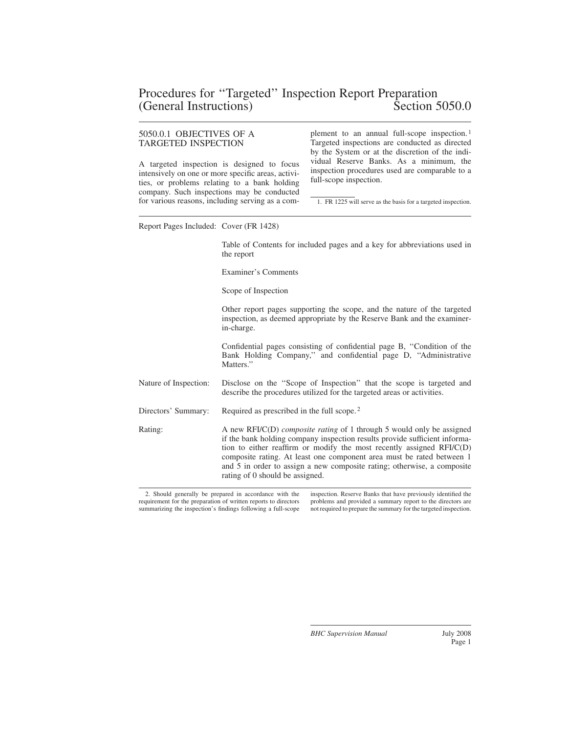# Procedures for "Targeted" Inspection Report Preparation (General Instructions) Section 5050.0

## 5050.0.1 OBJECTIVES OF A TARGETED INSPECTION

A targeted inspection is designed to focus intensively on one or more specific areas, activities, or problems relating to a bank holding company. Such inspections may be conducted for various reasons, including serving as a complement to an annual full-scope inspection.[1] Targeted inspections are conducted as directed by the System or at the discretion of the individual Reserve Banks. As a minimum, the inspection procedures used are comparable to a full-scope inspection.

1. FR 1225 will serve as the basis for a targeted inspection.

| | |
|---|---|
| Report Pages Included: | Cover (FR 1428)<br><br>Table of Contents for included pages and a key for abbreviations used in the report<br><br>Examiner's Comments<br><br>Scope of Inspection<br><br>Other report pages supporting the scope, and the nature of the targeted inspection, as deemed appropriate by the Reserve Bank and the examiner-in-charge.<br><br>Confidential pages consisting of confidential page B, "Condition of the Bank Holding Company," and confidential page D, "Administrative Matters." |
| Nature of Inspection: | Disclose on the "Scope of Inspection" that the scope is targeted and describe the procedures utilized for the targeted areas or activities. |
| Directors' Summary: | Required as prescribed in the full scope.[2] |
| Rating: | A new RFI/C(D) *composite rating* of 1 through 5 would only be assigned if the bank holding company inspection results provide sufficient information to either reaffirm or modify the most recently assigned RFI/C(D) composite rating. At least one component area must be rated between 1 and 5 in order to assign a new composite rating; otherwise, a composite rating of 0 should be assigned. |

2. Should generally be prepared in accordance with the requirement for the preparation of written reports to directors summarizing the inspection's findings following a full-scope inspection. Reserve Banks that have previously identified the problems and provided a summary report to the directors are not required to prepare the summary for the targeted inspection.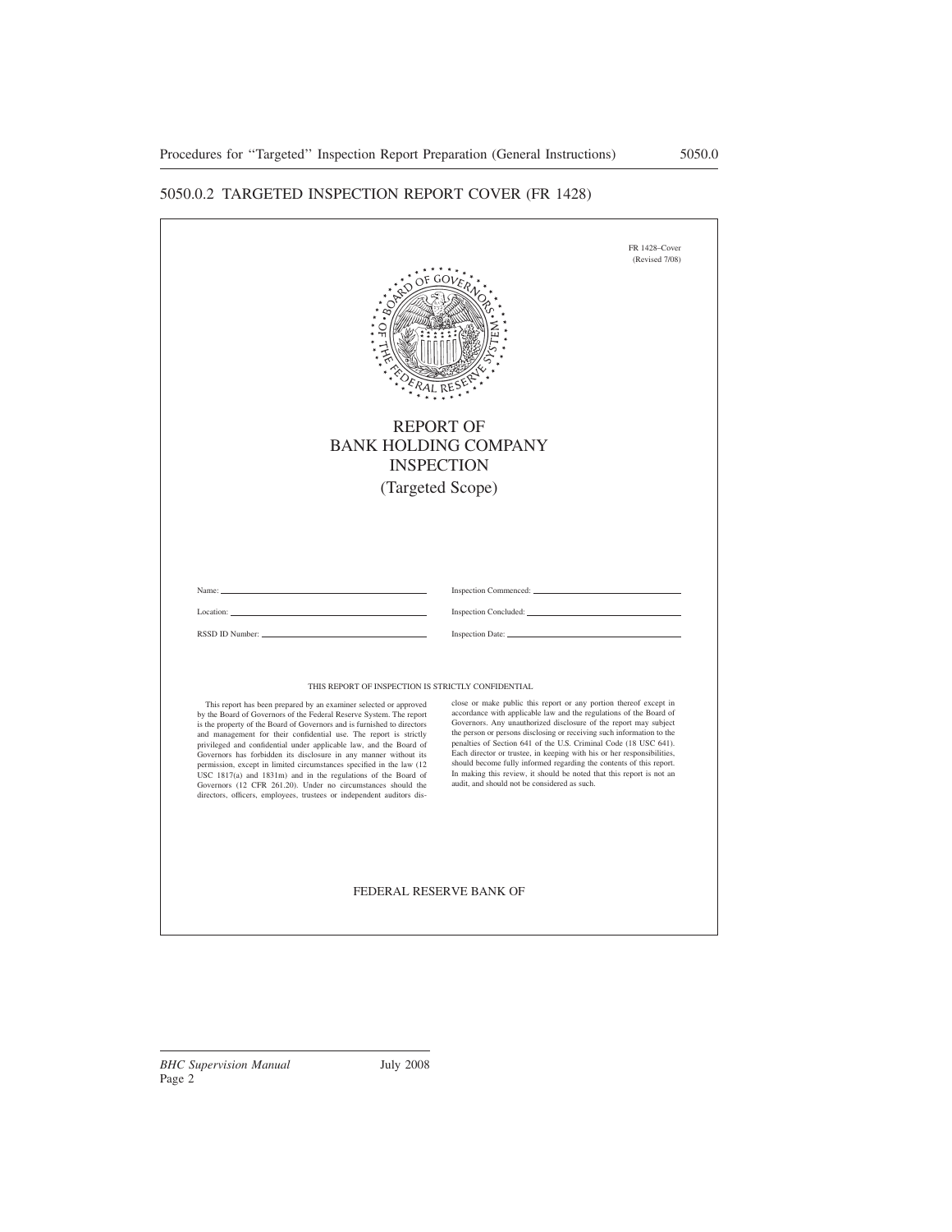## 5050.0.2 TARGETED INSPECTION REPORT COVER (FR 1428)

FR 1428–Cover
(Revised 7/08)

REPORT OF
BANK HOLDING COMPANY
INSPECTION
(Targeted Scope)

Name: ______________________ Inspection Commenced: ______________________

Location: ______________________ Inspection Concluded: ______________________

RSSD ID Number: ______________________ Inspection Date: ______________________

THIS REPORT OF INSPECTION IS STRICTLY CONFIDENTIAL

This report has been prepared by an examiner selected or approved by the Board of Governors of the Federal Reserve System. The report is the property of the Board of Governors and is furnished to directors and management for their confidential use. The report is strictly privileged and confidential under applicable law, and the Board of Governors has forbidden its disclosure in any manner without its permission, except in limited circumstances specified in the law (12 USC 1817(a) and 1831m) and in the regulations of the Board of Governors (12 CFR 261.20). Under no circumstances should the directors, officers, employees, trustees or independent auditors disclose or make public this report or any portion thereof except in accordance with applicable law and the regulations of the Board of Governors. Any unauthorized disclosure of the report may subject the person or persons disclosing or receiving such information to the penalties of Section 641 of the U.S. Criminal Code (18 USC 641). Each director or trustee, in keeping with his or her responsibilities, should become fully informed regarding the contents of this report. In making this review, it should be noted that this report is not an audit, and should not be considered as such.

FEDERAL RESERVE BANK OF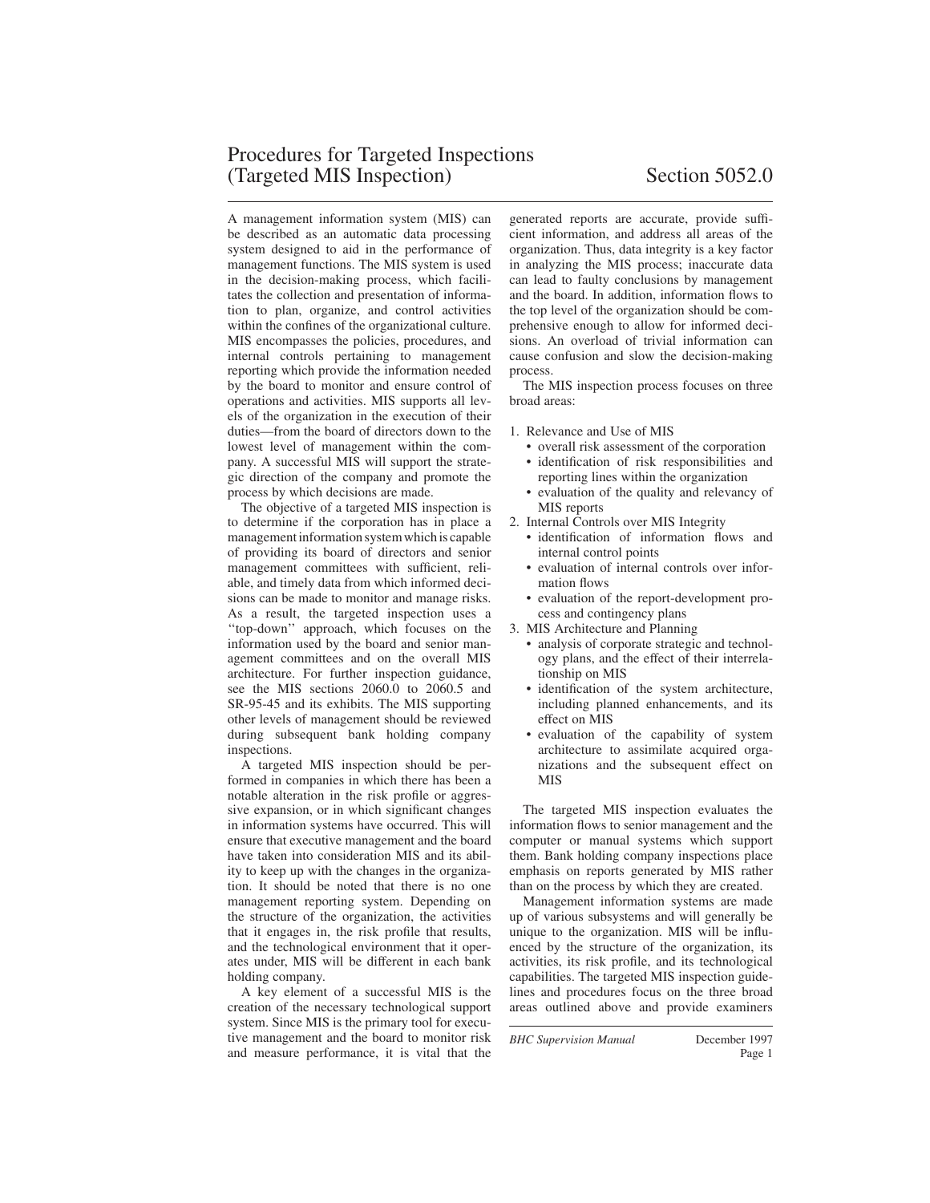# Procedures for Targeted Inspections (Targeted MIS Inspection) Section 5052.0

A management information system (MIS) can be described as an automatic data processing system designed to aid in the performance of management functions. The MIS system is used in the decision-making process, which facilitates the collection and presentation of information to plan, organize, and control activities within the confines of the organizational culture. MIS encompasses the policies, procedures, and internal controls pertaining to management reporting which provide the information needed by the board to monitor and ensure control of operations and activities. MIS supports all levels of the organization in the execution of their duties—from the board of directors down to the lowest level of management within the company. A successful MIS will support the strategic direction of the company and promote the process by which decisions are made.

The objective of a targeted MIS inspection is to determine if the corporation has in place a management information system which is capable of providing its board of directors and senior management committees with sufficient, reliable, and timely data from which informed decisions can be made to monitor and manage risks. As a result, the targeted inspection uses a ''top-down'' approach, which focuses on the information used by the board and senior management committees and on the overall MIS architecture. For further inspection guidance, see the MIS sections 2060.0 to 2060.5 and SR-95-45 and its exhibits. The MIS supporting other levels of management should be reviewed during subsequent bank holding company inspections.

A targeted MIS inspection should be performed in companies in which there has been a notable alteration in the risk profile or aggressive expansion, or in which significant changes in information systems have occurred. This will ensure that executive management and the board have taken into consideration MIS and its ability to keep up with the changes in the organization. It should be noted that there is no one management reporting system. Depending on the structure of the organization, the activities that it engages in, the risk profile that results, and the technological environment that it operates under, MIS will be different in each bank holding company.

A key element of a successful MIS is the creation of the necessary technological support system. Since MIS is the primary tool for executive management and the board to monitor risk and measure performance, it is vital that the generated reports are accurate, provide sufficient information, and address all areas of the organization. Thus, data integrity is a key factor in analyzing the MIS process; inaccurate data can lead to faulty conclusions by management and the board. In addition, information flows to the top level of the organization should be comprehensive enough to allow for informed decisions. An overload of trivial information can cause confusion and slow the decision-making process.

The MIS inspection process focuses on three broad areas:

1. Relevance and Use of MIS
   - overall risk assessment of the corporation
   - identification of risk responsibilities and reporting lines within the organization
   - evaluation of the quality and relevancy of MIS reports
2. Internal Controls over MIS Integrity
   - identification of information flows and internal control points
   - evaluation of internal controls over information flows
   - evaluation of the report-development process and contingency plans
3. MIS Architecture and Planning
   - analysis of corporate strategic and technology plans, and the effect of their interrelationship on MIS
   - identification of the system architecture, including planned enhancements, and its effect on MIS
   - evaluation of the capability of system architecture to assimilate acquired organizations and the subsequent effect on MIS

The targeted MIS inspection evaluates the information flows to senior management and the computer or manual systems which support them. Bank holding company inspections place emphasis on reports generated by MIS rather than on the process by which they are created.

Management information systems are made up of various subsystems and will generally be unique to the organization. MIS will be influenced by the structure of the organization, its activities, its risk profile, and its technological capabilities. The targeted MIS inspection guidelines and procedures focus on the three broad areas outlined above and provide examiners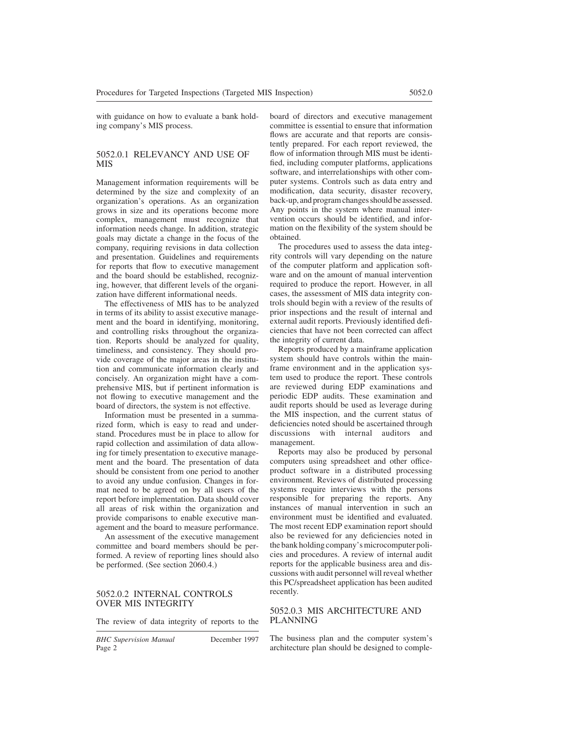with guidance on how to evaluate a bank holding company's MIS process.

## 5052.0.1 RELEVANCY AND USE OF MIS

Management information requirements will be determined by the size and complexity of an organization's operations. As an organization grows in size and its operations become more complex, management must recognize that information needs change. In addition, strategic goals may dictate a change in the focus of the company, requiring revisions in data collection and presentation. Guidelines and requirements for reports that flow to executive management and the board should be established, recognizing, however, that different levels of the organization have different informational needs.

The effectiveness of MIS has to be analyzed in terms of its ability to assist executive management and the board in identifying, monitoring, and controlling risks throughout the organization. Reports should be analyzed for quality, timeliness, and consistency. They should provide coverage of the major areas in the institution and communicate information clearly and concisely. An organization might have a comprehensive MIS, but if pertinent information is not flowing to executive management and the board of directors, the system is not effective.

Information must be presented in a summarized form, which is easy to read and understand. Procedures must be in place to allow for rapid collection and assimilation of data allowing for timely presentation to executive management and the board. The presentation of data should be consistent from one period to another to avoid any undue confusion. Changes in format need to be agreed on by all users of the report before implementation. Data should cover all areas of risk within the organization and provide comparisons to enable executive management and the board to measure performance.

An assessment of the executive management committee and board members should be performed. A review of reporting lines should also be performed. (See section 2060.4.)

## 5052.0.2 INTERNAL CONTROLS OVER MIS INTEGRITY

The review of data integrity of reports to the board of directors and executive management committee is essential to ensure that information flows are accurate and that reports are consistently prepared. For each report reviewed, the flow of information through MIS must be identified, including computer platforms, applications software, and interrelationships with other computer systems. Controls such as data entry and modification, data security, disaster recovery, back-up, and program changes should be assessed. Any points in the system where manual intervention occurs should be identified, and information on the flexibility of the system should be obtained.

The procedures used to assess the data integrity controls will vary depending on the nature of the computer platform and application software and on the amount of manual intervention required to produce the report. However, in all cases, the assessment of MIS data integrity controls should begin with a review of the results of prior inspections and the result of internal and external audit reports. Previously identified deficiencies that have not been corrected can affect the integrity of current data.

Reports produced by a mainframe application system should have controls within the mainframe environment and in the application system used to produce the report. These controls are reviewed during EDP examinations and periodic EDP audits. These examination and audit reports should be used as leverage during the MIS inspection, and the current status of deficiencies noted should be ascertained through discussions with internal auditors and management.

Reports may also be produced by personal computers using spreadsheet and other office-product software in a distributed processing environment. Reviews of distributed processing systems require interviews with the persons responsible for preparing the reports. Any instances of manual intervention in such an environment must be identified and evaluated. The most recent EDP examination report should also be reviewed for any deficiencies noted in the bank holding company's microcomputer policies and procedures. A review of internal audit reports for the applicable business area and discussions with audit personnel will reveal whether this PC/spreadsheet application has been audited recently.

## 5052.0.3 MIS ARCHITECTURE AND PLANNING

The business plan and the computer system's architecture plan should be designed to comple-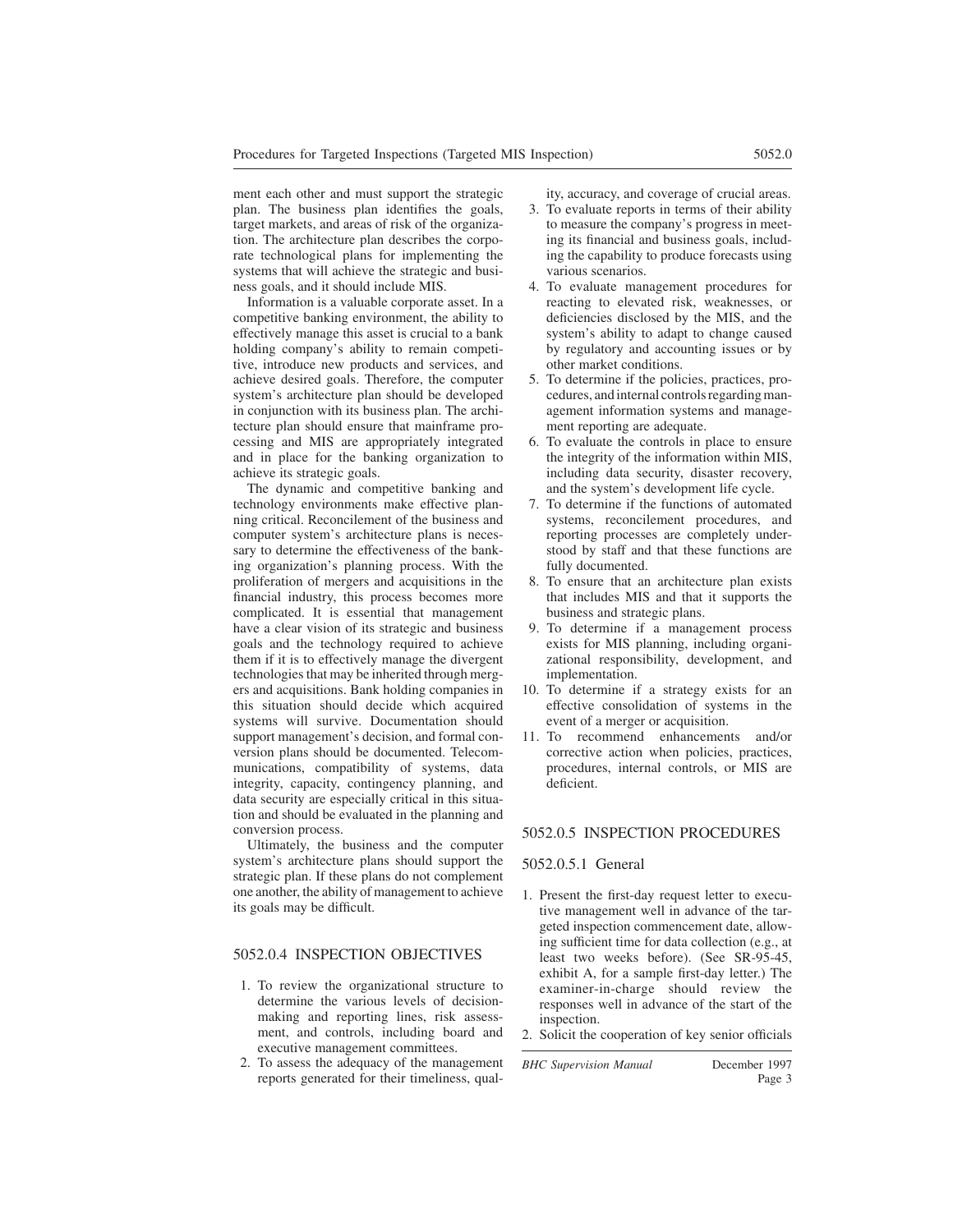ment each other and must support the strategic plan. The business plan identifies the goals, target markets, and areas of risk of the organization. The architecture plan describes the corporate technological plans for implementing the systems that will achieve the strategic and business goals, and it should include MIS.

Information is a valuable corporate asset. In a competitive banking environment, the ability to effectively manage this asset is crucial to a bank holding company's ability to remain competitive, introduce new products and services, and achieve desired goals. Therefore, the computer system's architecture plan should be developed in conjunction with its business plan. The architecture plan should ensure that mainframe processing and MIS are appropriately integrated and in place for the banking organization to achieve its strategic goals.

The dynamic and competitive banking and technology environments make effective planning critical. Reconcilement of the business and computer system's architecture plans is necessary to determine the effectiveness of the banking organization's planning process. With the proliferation of mergers and acquisitions in the financial industry, this process becomes more complicated. It is essential that management have a clear vision of its strategic and business goals and the technology required to achieve them if it is to effectively manage the divergent technologies that may be inherited through mergers and acquisitions. Bank holding companies in this situation should decide which acquired systems will survive. Documentation should support management's decision, and formal conversion plans should be documented. Telecommunications, compatibility of systems, data integrity, capacity, contingency planning, and data security are especially critical in this situation and should be evaluated in the planning and conversion process.

Ultimately, the business and the computer system's architecture plans should support the strategic plan. If these plans do not complement one another, the ability of management to achieve its goals may be difficult.

## 5052.0.4 INSPECTION OBJECTIVES

1. To review the organizational structure to determine the various levels of decision-making and reporting lines, risk assessment, and controls, including board and executive management committees.
2. To assess the adequacy of the management reports generated for their timeliness, quality, accuracy, and coverage of crucial areas.
3. To evaluate reports in terms of their ability to measure the company's progress in meeting its financial and business goals, including the capability to produce forecasts using various scenarios.
4. To evaluate management procedures for reacting to elevated risk, weaknesses, or deficiencies disclosed by the MIS, and the system's ability to adapt to change caused by regulatory and accounting issues or by other market conditions.
5. To determine if the policies, practices, procedures, and internal controls regarding management information systems and management reporting are adequate.
6. To evaluate the controls in place to ensure the integrity of the information within MIS, including data security, disaster recovery, and the system's development life cycle.
7. To determine if the functions of automated systems, reconcilement procedures, and reporting processes are completely understood by staff and that these functions are fully documented.
8. To ensure that an architecture plan exists that includes MIS and that it supports the business and strategic plans.
9. To determine if a management process exists for MIS planning, including organizational responsibility, development, and implementation.
10. To determine if a strategy exists for an effective consolidation of systems in the event of a merger or acquisition.
11. To recommend enhancements and/or corrective action when policies, practices, procedures, internal controls, or MIS are deficient.

## 5052.0.5 INSPECTION PROCEDURES

### 5052.0.5.1 General

1. Present the first-day request letter to executive management well in advance of the targeted inspection commencement date, allowing sufficient time for data collection (e.g., at least two weeks before). (See SR-95-45, exhibit A, for a sample first-day letter.) The examiner-in-charge should review the responses well in advance of the start of the inspection.
2. Solicit the cooperation of key senior officials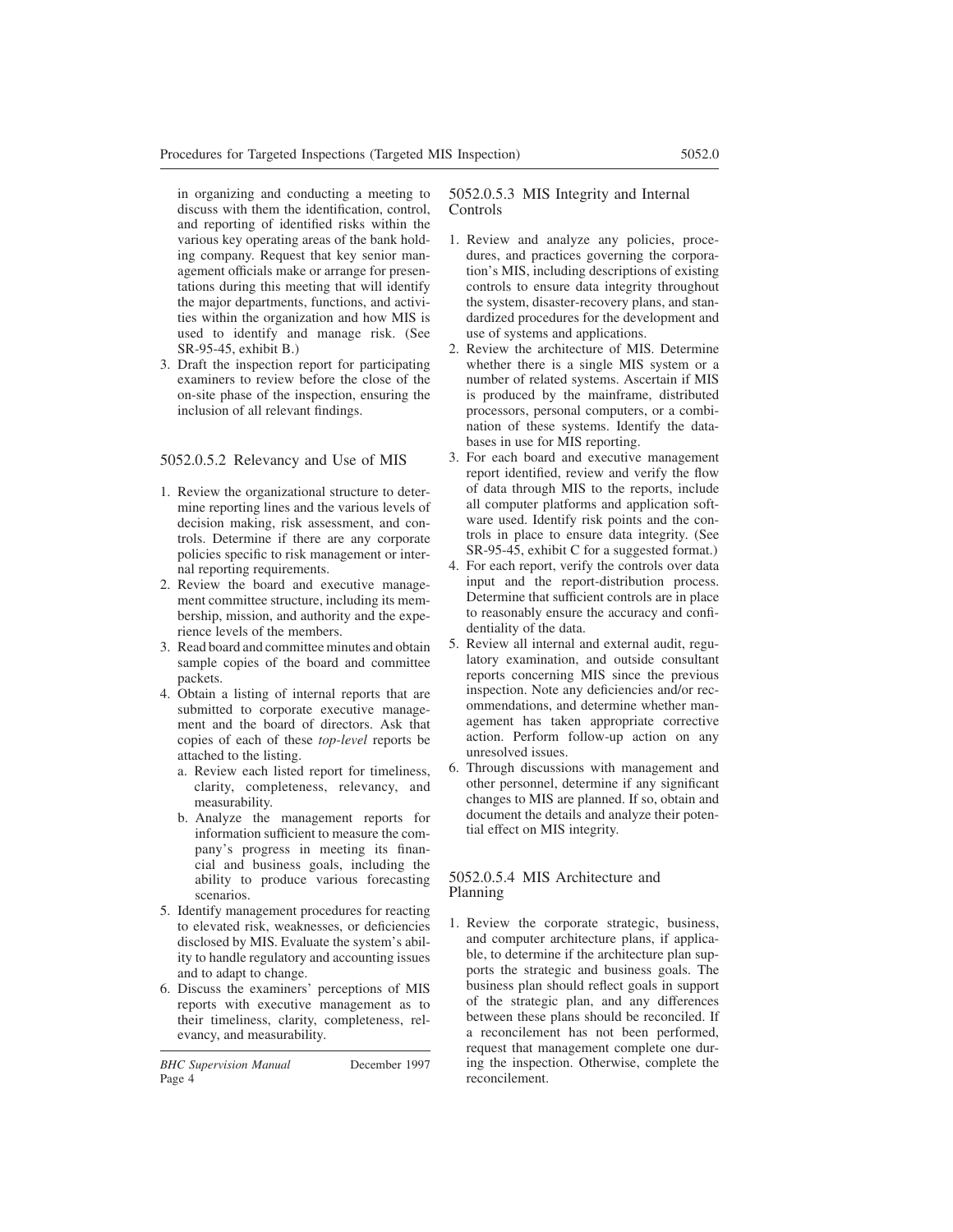in organizing and conducting a meeting to discuss with them the identification, control, and reporting of identified risks within the various key operating areas of the bank holding company. Request that key senior management officials make or arrange for presentations during this meeting that will identify the major departments, functions, and activities within the organization and how MIS is used to identify and manage risk. (See SR-95-45, exhibit B.)

3. Draft the inspection report for participating examiners to review before the close of the on-site phase of the inspection, ensuring the inclusion of all relevant findings.

### 5052.0.5.2 Relevancy and Use of MIS

1. Review the organizational structure to determine reporting lines and the various levels of decision making, risk assessment, and controls. Determine if there are any corporate policies specific to risk management or internal reporting requirements.
2. Review the board and executive management committee structure, including its membership, mission, and authority and the experience levels of the members.
3. Read board and committee minutes and obtain sample copies of the board and committee packets.
4. Obtain a listing of internal reports that are submitted to corporate executive management and the board of directors. Ask that copies of each of these *top-level* reports be attached to the listing.
   a. Review each listed report for timeliness, clarity, completeness, relevancy, and measurability.
   b. Analyze the management reports for information sufficient to measure the company's progress in meeting its financial and business goals, including the ability to produce various forecasting scenarios.
5. Identify management procedures for reacting to elevated risk, weaknesses, or deficiencies disclosed by MIS. Evaluate the system's ability to handle regulatory and accounting issues and to adapt to change.
6. Discuss the examiners' perceptions of MIS reports with executive management as to their timeliness, clarity, completeness, relevancy, and measurability.

### 5052.0.5.3 MIS Integrity and Internal Controls

1. Review and analyze any policies, procedures, and practices governing the corporation's MIS, including descriptions of existing controls to ensure data integrity throughout the system, disaster-recovery plans, and standardized procedures for the development and use of systems and applications.
2. Review the architecture of MIS. Determine whether there is a single MIS system or a number of related systems. Ascertain if MIS is produced by the mainframe, distributed processors, personal computers, or a combination of these systems. Identify the databases in use for MIS reporting.
3. For each board and executive management report identified, review and verify the flow of data through MIS to the reports, include all computer platforms and application software used. Identify risk points and the controls in place to ensure data integrity. (See SR-95-45, exhibit C for a suggested format.)
4. For each report, verify the controls over data input and the report-distribution process. Determine that sufficient controls are in place to reasonably ensure the accuracy and confidentiality of the data.
5. Review all internal and external audit, regulatory examination, and outside consultant reports concerning MIS since the previous inspection. Note any deficiencies and/or recommendations, and determine whether management has taken appropriate corrective action. Perform follow-up action on any unresolved issues.
6. Through discussions with management and other personnel, determine if any significant changes to MIS are planned. If so, obtain and document the details and analyze their potential effect on MIS integrity.

### 5052.0.5.4 MIS Architecture and Planning

1. Review the corporate strategic, business, and computer architecture plans, if applicable, to determine if the architecture plan supports the strategic and business goals. The business plan should reflect goals in support of the strategic plan, and any differences between these plans should be reconciled. If a reconcilement has not been performed, request that management complete one during the inspection. Otherwise, complete the reconcilement.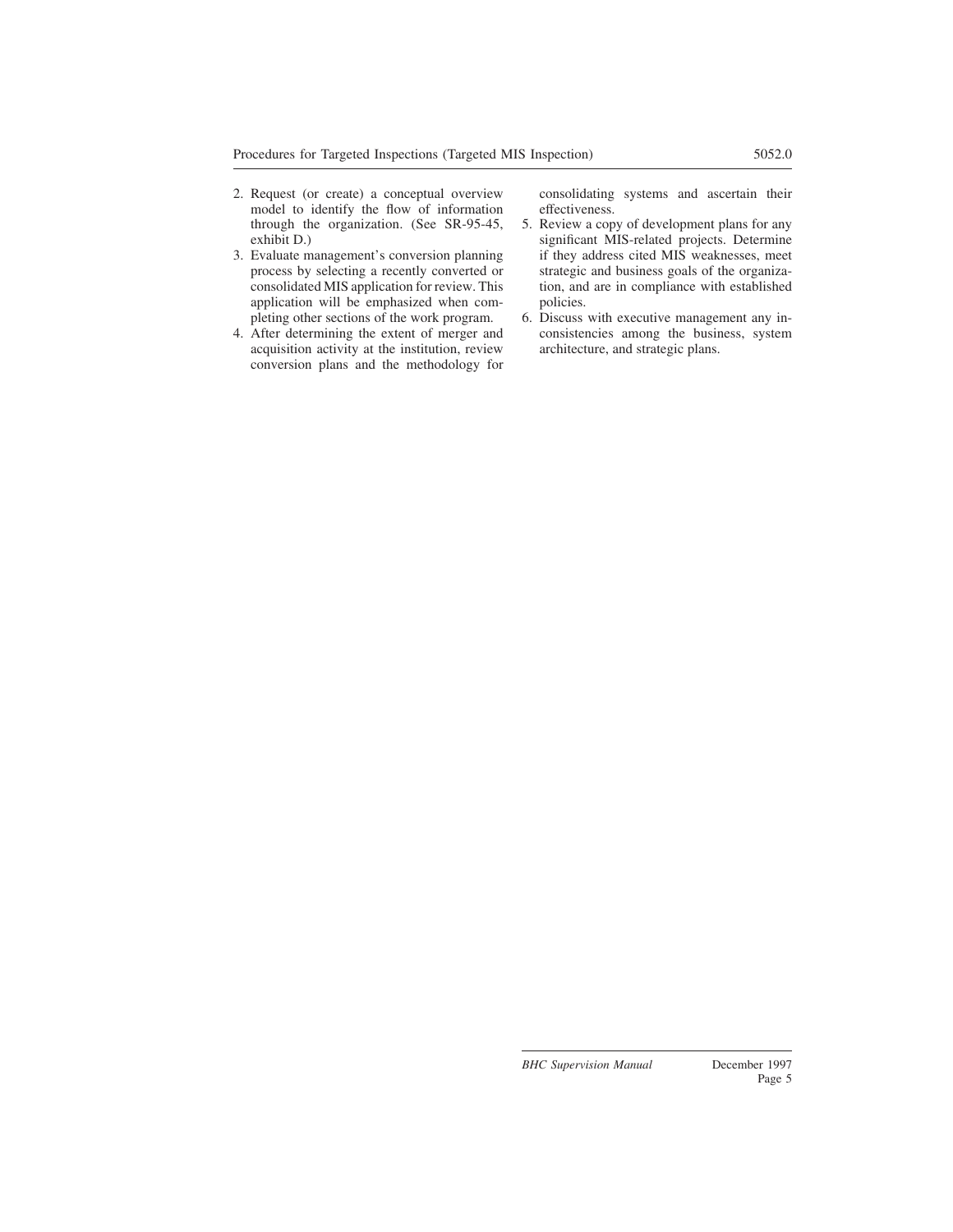2. Request (or create) a conceptual overview model to identify the flow of information through the organization. (See SR-95-45, exhibit D.)
3. Evaluate management's conversion planning process by selecting a recently converted or consolidated MIS application for review. This application will be emphasized when completing other sections of the work program.
4. After determining the extent of merger and acquisition activity at the institution, review conversion plans and the methodology for consolidating systems and ascertain their effectiveness.
5. Review a copy of development plans for any significant MIS-related projects. Determine if they address cited MIS weaknesses, meet strategic and business goals of the organization, and are in compliance with established policies.
6. Discuss with executive management any inconsistencies among the business, system architecture, and strategic plans.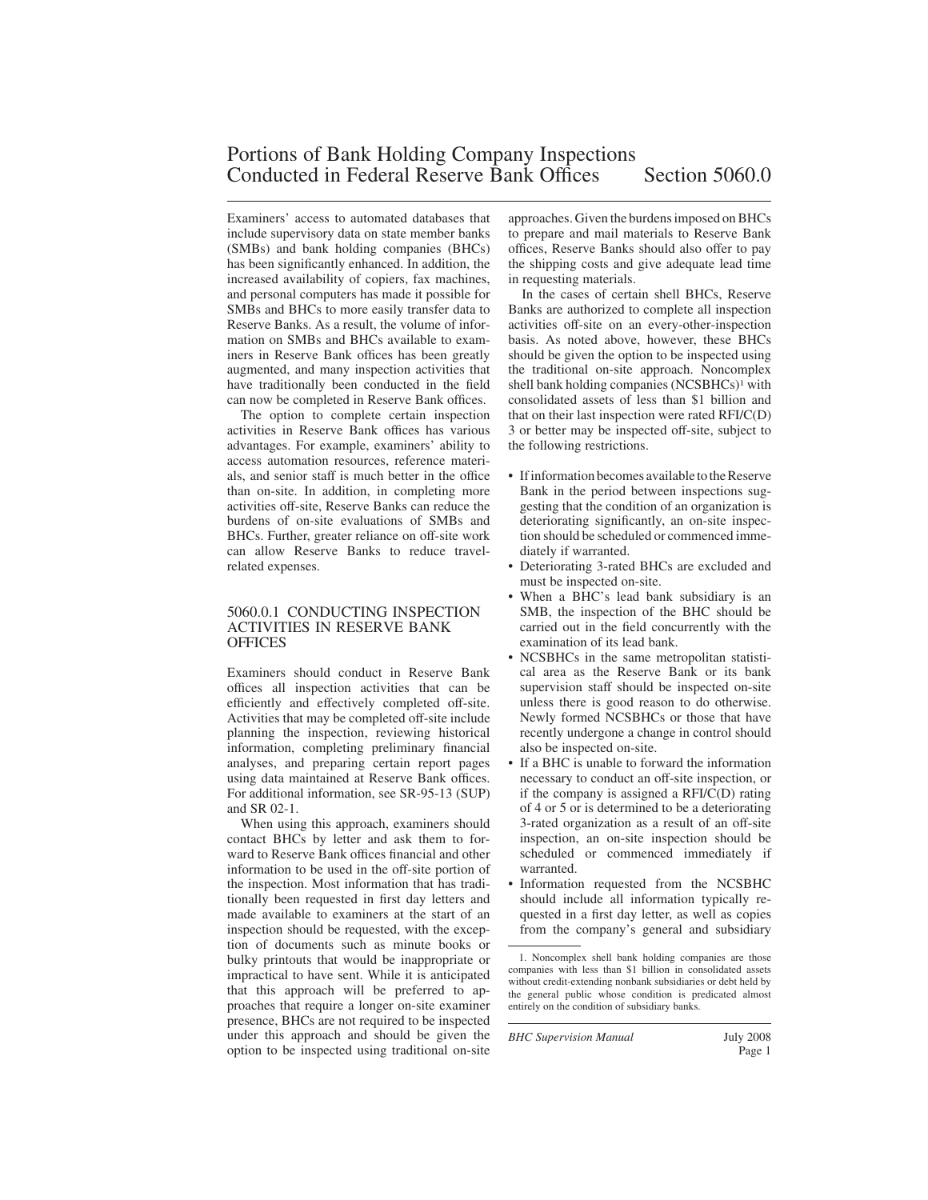# Portions of Bank Holding Company Inspections Conducted in Federal Reserve Bank Offices — Section 5060.0

Examiners' access to automated databases that include supervisory data on state member banks (SMBs) and bank holding companies (BHCs) has been significantly enhanced. In addition, the increased availability of copiers, fax machines, and personal computers has made it possible for SMBs and BHCs to more easily transfer data to Reserve Banks. As a result, the volume of information on SMBs and BHCs available to examiners in Reserve Bank offices has been greatly augmented, and many inspection activities that have traditionally been conducted in the field can now be completed in Reserve Bank offices.

The option to complete certain inspection activities in Reserve Bank offices has various advantages. For example, examiners' ability to access automation resources, reference materials, and senior staff is much better in the office than on-site. In addition, in completing more activities off-site, Reserve Banks can reduce the burdens of on-site evaluations of SMBs and BHCs. Further, greater reliance on off-site work can allow Reserve Banks to reduce travel-related expenses.

## 5060.0.1 CONDUCTING INSPECTION ACTIVITIES IN RESERVE BANK OFFICES

Examiners should conduct in Reserve Bank offices all inspection activities that can be efficiently and effectively completed off-site. Activities that may be completed off-site include planning the inspection, reviewing historical information, completing preliminary financial analyses, and preparing certain report pages using data maintained at Reserve Bank offices. For additional information, see SR-95-13 (SUP) and SR 02-1.

When using this approach, examiners should contact BHCs by letter and ask them to forward to Reserve Bank offices financial and other information to be used in the off-site portion of the inspection. Most information that has traditionally been requested in first day letters and made available to examiners at the start of an inspection should be requested, with the exception of documents such as minute books or bulky printouts that would be inappropriate or impractical to have sent. While it is anticipated that this approach will be preferred to approaches that require a longer on-site examiner presence, BHCs are not required to be inspected under this approach and should be given the option to be inspected using traditional on-site approaches. Given the burdens imposed on BHCs to prepare and mail materials to Reserve Bank offices, Reserve Banks should also offer to pay the shipping costs and give adequate lead time in requesting materials.

In the cases of certain shell BHCs, Reserve Banks are authorized to complete all inspection activities off-site on an every-other-inspection basis. As noted above, however, these BHCs should be given the option to be inspected using the traditional on-site approach. Noncomplex shell bank holding companies (NCSBHCs)[1] with consolidated assets of less than $1 billion and that on their last inspection were rated RFI/C(D) 3 or better may be inspected off-site, subject to the following restrictions.

- If information becomes available to the Reserve Bank in the period between inspections suggesting that the condition of an organization is deteriorating significantly, an on-site inspection should be scheduled or commenced immediately if warranted.
- Deteriorating 3-rated BHCs are excluded and must be inspected on-site.
- When a BHC's lead bank subsidiary is an SMB, the inspection of the BHC should be carried out in the field concurrently with the examination of its lead bank.
- NCSBHCs in the same metropolitan statistical area as the Reserve Bank or its bank supervision staff should be inspected on-site unless there is good reason to do otherwise. Newly formed NCSBHCs or those that have recently undergone a change in control should also be inspected on-site.
- If a BHC is unable to forward the information necessary to conduct an off-site inspection, or if the company is assigned a RFI/C(D) rating of 4 or 5 or is determined to be a deteriorating 3-rated organization as a result of an off-site inspection, an on-site inspection should be scheduled or commenced immediately if warranted.
- Information requested from the NCSBHC should include all information typically requested in a first day letter, as well as copies from the company's general and subsidiary

---

1. Noncomplex shell bank holding companies are those companies with less than $1 billion in consolidated assets without credit-extending nonbank subsidiaries or debt held by the general public whose condition is predicated almost entirely on the condition of subsidiary banks.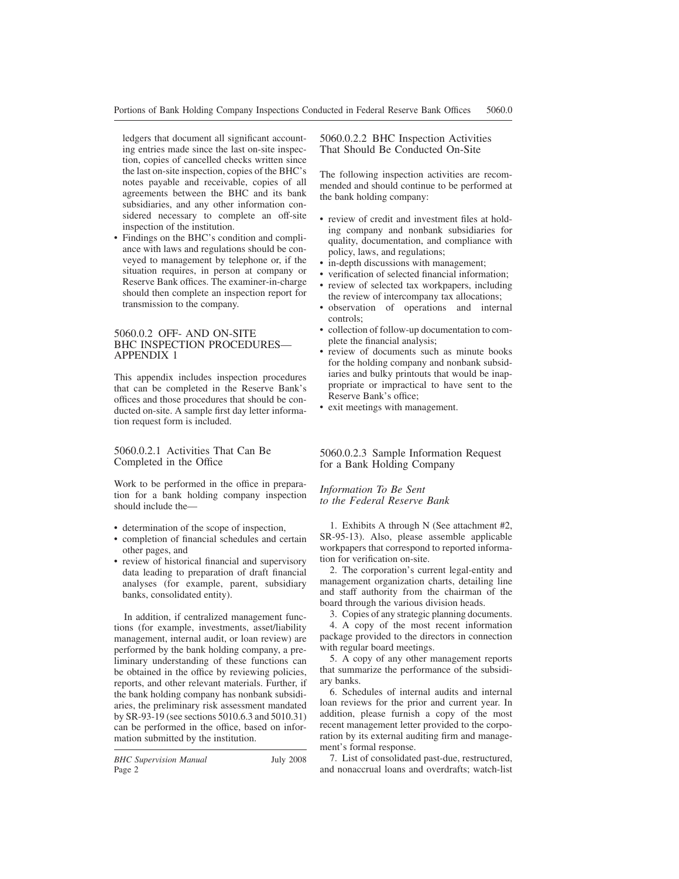ledgers that document all significant accounting entries made since the last on-site inspection, copies of cancelled checks written since the last on-site inspection, copies of the BHC's notes payable and receivable, copies of all agreements between the BHC and its bank subsidiaries, and any other information considered necessary to complete an off-site inspection of the institution.
- Findings on the BHC's condition and compliance with laws and regulations should be conveyed to management by telephone or, if the situation requires, in person at company or Reserve Bank offices. The examiner-in-charge should then complete an inspection report for transmission to the company.

## 5060.0.2 OFF- AND ON-SITE BHC INSPECTION PROCEDURES—APPENDIX 1

This appendix includes inspection procedures that can be completed in the Reserve Bank's offices and those procedures that should be conducted on-site. A sample first day letter information request form is included.

### 5060.0.2.1 Activities That Can Be Completed in the Office

Work to be performed in the office in preparation for a bank holding company inspection should include the—

- determination of the scope of inspection,
- completion of financial schedules and certain other pages, and
- review of historical financial and supervisory data leading to preparation of draft financial analyses (for example, parent, subsidiary banks, consolidated entity).

In addition, if centralized management functions (for example, investments, asset/liability management, internal audit, or loan review) are performed by the bank holding company, a preliminary understanding of these functions can be obtained in the office by reviewing policies, reports, and other relevant materials. Further, if the bank holding company has nonbank subsidiaries, the preliminary risk assessment mandated by SR-93-19 (see sections 5010.6.3 and 5010.31) can be performed in the office, based on information submitted by the institution.

### 5060.0.2.2 BHC Inspection Activities That Should Be Conducted On-Site

The following inspection activities are recommended and should continue to be performed at the bank holding company:

- review of credit and investment files at holding company and nonbank subsidiaries for quality, documentation, and compliance with policy, laws, and regulations;
- in-depth discussions with management;
- verification of selected financial information;
- review of selected tax workpapers, including the review of intercompany tax allocations;
- observation of operations and internal controls;
- collection of follow-up documentation to complete the financial analysis;
- review of documents such as minute books for the holding company and nonbank subsidiaries and bulky printouts that would be inappropriate or impractical to have sent to the Reserve Bank's office;
- exit meetings with management.

### 5060.0.2.3 Sample Information Request for a Bank Holding Company

*Information To Be Sent to the Federal Reserve Bank*

1. Exhibits A through N (See attachment #2, SR-95-13). Also, please assemble applicable workpapers that correspond to reported information for verification on-site.
2. The corporation's current legal-entity and management organization charts, detailing line and staff authority from the chairman of the board through the various division heads.
3. Copies of any strategic planning documents.
4. A copy of the most recent information package provided to the directors in connection with regular board meetings.
5. A copy of any other management reports that summarize the performance of the subsidiary banks.
6. Schedules of internal audits and internal loan reviews for the prior and current year. In addition, please furnish a copy of the most recent management letter provided to the corporation by its external auditing firm and management's formal response.
7. List of consolidated past-due, restructured, and nonaccrual loans and overdrafts; watch-list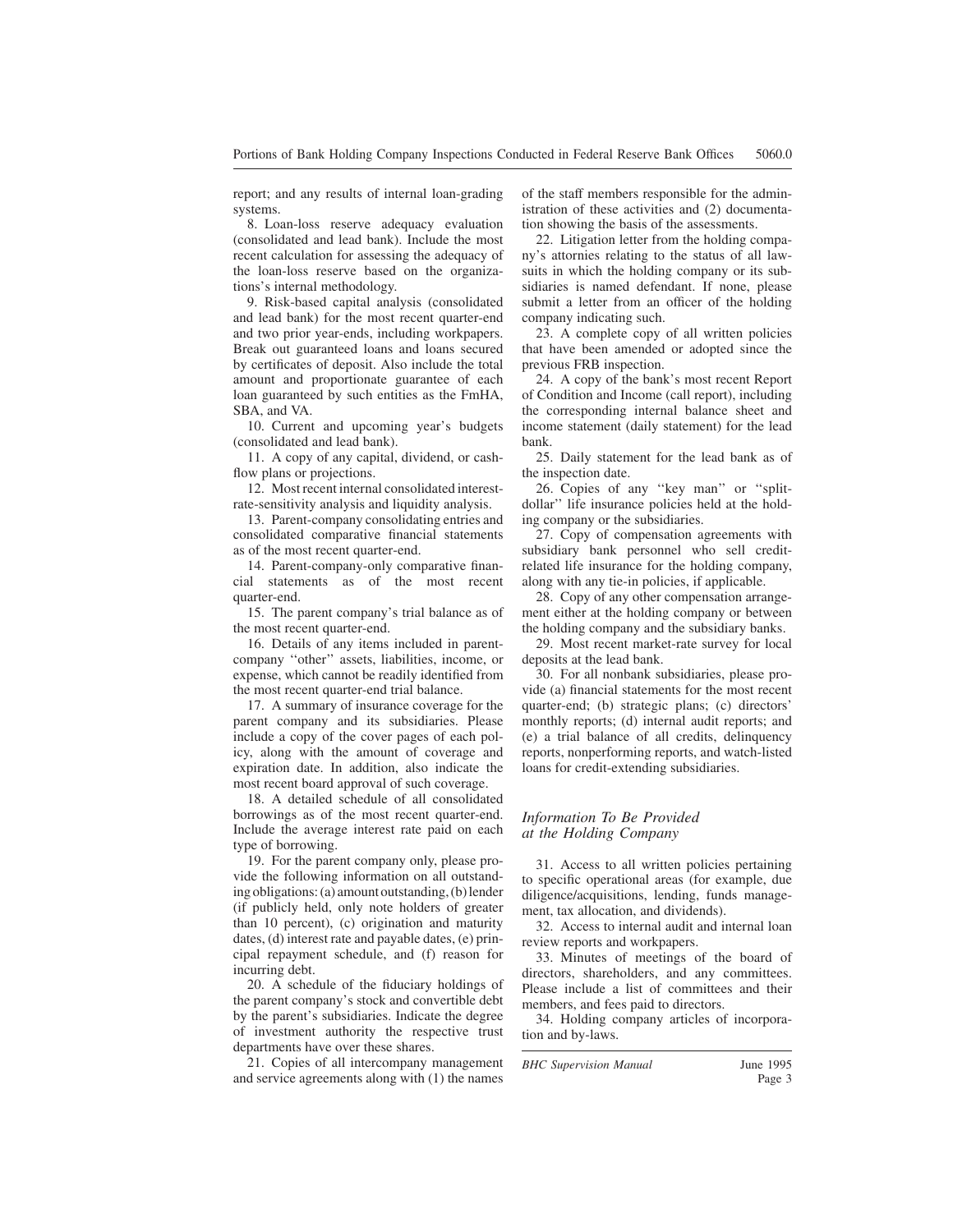report; and any results of internal loan-grading systems.

8. Loan-loss reserve adequacy evaluation (consolidated and lead bank). Include the most recent calculation for assessing the adequacy of the loan-loss reserve based on the organizations's internal methodology.

9. Risk-based capital analysis (consolidated and lead bank) for the most recent quarter-end and two prior year-ends, including workpapers. Break out guaranteed loans and loans secured by certificates of deposit. Also include the total amount and proportionate guarantee of each loan guaranteed by such entities as the FmHA, SBA, and VA.

10. Current and upcoming year's budgets (consolidated and lead bank).

11. A copy of any capital, dividend, or cash-flow plans or projections.

12. Most recent internal consolidated interest-rate-sensitivity analysis and liquidity analysis.

13. Parent-company consolidating entries and consolidated comparative financial statements as of the most recent quarter-end.

14. Parent-company-only comparative financial statements as of the most recent quarter-end.

15. The parent company's trial balance as of the most recent quarter-end.

16. Details of any items included in parent-company ''other'' assets, liabilities, income, or expense, which cannot be readily identified from the most recent quarter-end trial balance.

17. A summary of insurance coverage for the parent company and its subsidiaries. Please include a copy of the cover pages of each policy, along with the amount of coverage and expiration date. In addition, also indicate the most recent board approval of such coverage.

18. A detailed schedule of all consolidated borrowings as of the most recent quarter-end. Include the average interest rate paid on each type of borrowing.

19. For the parent company only, please provide the following information on all outstanding obligations: (a) amount outstanding, (b) lender (if publicly held, only note holders of greater than 10 percent), (c) origination and maturity dates, (d) interest rate and payable dates, (e) principal repayment schedule, and (f) reason for incurring debt.

20. A schedule of the fiduciary holdings of the parent company's stock and convertible debt by the parent's subsidiaries. Indicate the degree of investment authority the respective trust departments have over these shares.

21. Copies of all intercompany management and service agreements along with (1) the names of the staff members responsible for the administration of these activities and (2) documentation showing the basis of the assessments.

22. Litigation letter from the holding company's attorneys relating to the status of all lawsuits in which the holding company or its subsidiaries is named defendant. If none, please submit a letter from an officer of the holding company indicating such.

23. A complete copy of all written policies that have been amended or adopted since the previous FRB inspection.

24. A copy of the bank's most recent Report of Condition and Income (call report), including the corresponding internal balance sheet and income statement (daily statement) for the lead bank.

25. Daily statement for the lead bank as of the inspection date.

26. Copies of any ''key man'' or ''split-dollar'' life insurance policies held at the holding company or the subsidiaries.

27. Copy of compensation agreements with subsidiary bank personnel who sell credit-related life insurance for the holding company, along with any tie-in policies, if applicable.

28. Copy of any other compensation arrangement either at the holding company or between the holding company and the subsidiary banks.

29. Most recent market-rate survey for local deposits at the lead bank.

30. For all nonbank subsidiaries, please provide (a) financial statements for the most recent quarter-end; (b) strategic plans; (c) directors' monthly reports; (d) internal audit reports; and (e) a trial balance of all credits, delinquency reports, nonperforming reports, and watch-listed loans for credit-extending subsidiaries.

### *Information To Be Provided at the Holding Company*

31. Access to all written policies pertaining to specific operational areas (for example, due diligence/acquisitions, lending, funds management, tax allocation, and dividends).

32. Access to internal audit and internal loan review reports and workpapers.

33. Minutes of meetings of the board of directors, shareholders, and any committees. Please include a list of committees and their members, and fees paid to directors.

34. Holding company articles of incorporation and by-laws.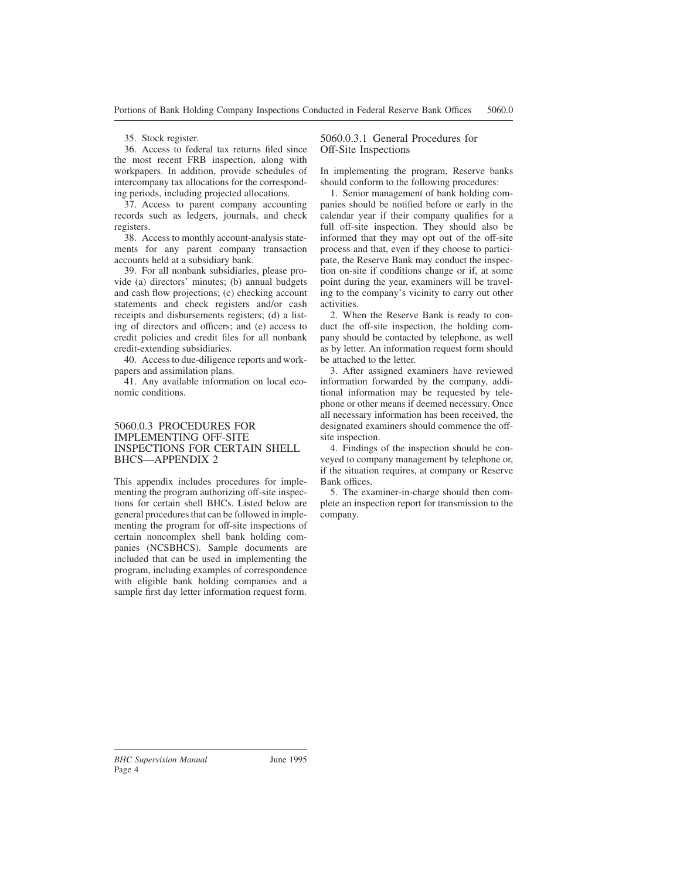35. Stock register.

36. Access to federal tax returns filed since the most recent FRB inspection, along with workpapers. In addition, provide schedules of intercompany tax allocations for the corresponding periods, including projected allocations.

37. Access to parent company accounting records such as ledgers, journals, and check registers.

38. Access to monthly account-analysis statements for any parent company transaction accounts held at a subsidiary bank.

39. For all nonbank subsidiaries, please provide (a) directors' minutes; (b) annual budgets and cash flow projections; (c) checking account statements and check registers and/or cash receipts and disbursements registers; (d) a listing of directors and officers; and (e) access to credit policies and credit files for all nonbank credit-extending subsidiaries.

40. Access to due-diligence reports and workpapers and assimilation plans.

41. Any available information on local economic conditions.

## 5060.0.3 PROCEDURES FOR IMPLEMENTING OFF-SITE INSPECTIONS FOR CERTAIN SHELL BHCS—APPENDIX 2

This appendix includes procedures for implementing the program authorizing off-site inspections for certain shell BHCs. Listed below are general procedures that can be followed in implementing the program for off-site inspections of certain noncomplex shell bank holding companies (NCSBHCS). Sample documents are included that can be used in implementing the program, including examples of correspondence with eligible bank holding companies and a sample first day letter information request form.

### 5060.0.3.1 General Procedures for Off-Site Inspections

In implementing the program, Reserve banks should conform to the following procedures:

1. Senior management of bank holding companies should be notified before or early in the calendar year if their company qualifies for a full off-site inspection. They should also be informed that they may opt out of the off-site process and that, even if they choose to participate, the Reserve Bank may conduct the inspection on-site if conditions change or if, at some point during the year, examiners will be traveling to the company's vicinity to carry out other activities.

2. When the Reserve Bank is ready to conduct the off-site inspection, the holding company should be contacted by telephone, as well as by letter. An information request form should be attached to the letter.

3. After assigned examiners have reviewed information forwarded by the company, additional information may be requested by telephone or other means if deemed necessary. Once all necessary information has been received, the designated examiners should commence the off-site inspection.

4. Findings of the inspection should be conveyed to company management by telephone or, if the situation requires, at company or Reserve Bank offices.

5. The examiner-in-charge should then complete an inspection report for transmission to the company.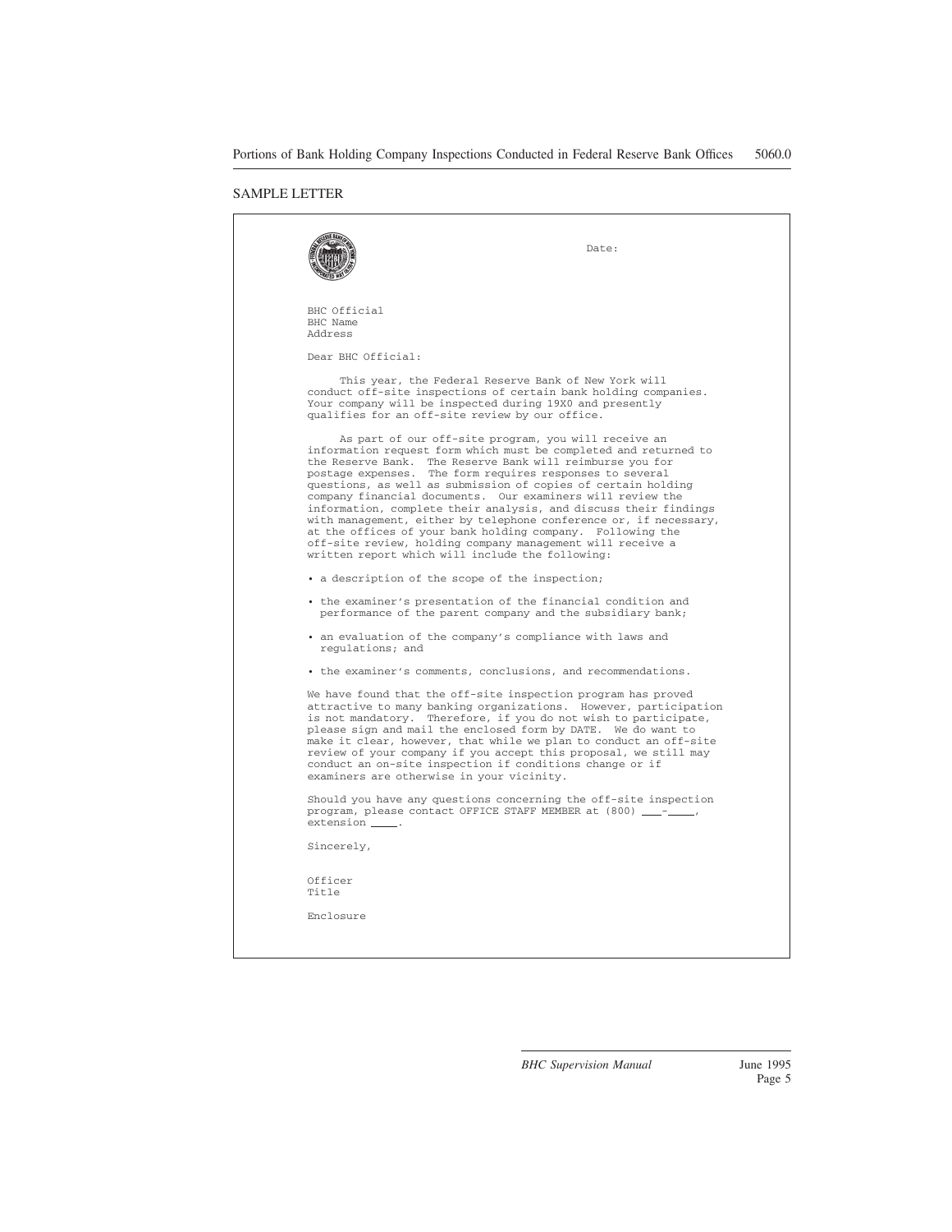## SAMPLE LETTER

Date:

BHC Official
BHC Name
Address

Dear BHC Official:

This year, the Federal Reserve Bank of New York will conduct off-site inspections of certain bank holding companies. Your company will be inspected during 19X0 and presently qualifies for an off-site review by our office.

As part of our off-site program, you will receive an information request form which must be completed and returned to the Reserve Bank. The Reserve Bank will reimburse you for postage expenses. The form requires responses to several questions, as well as submission of copies of certain holding company financial documents. Our examiners will review the information, complete their analysis, and discuss their findings with management, either by telephone conference or, if necessary, at the offices of your bank holding company. Following the off-site review, holding company management will receive a written report which will include the following:

- a description of the scope of the inspection;
- the examiner's presentation of the financial condition and performance of the parent company and the subsidiary bank;
- an evaluation of the company's compliance with laws and regulations; and
- the examiner's comments, conclusions, and recommendations.

We have found that the off-site inspection program has proved attractive to many banking organizations. However, participation is not mandatory. Therefore, if you do not wish to participate, please sign and mail the enclosed form by DATE. We do want to make it clear, however, that while we plan to conduct an off-site review of your company if you accept this proposal, we still may conduct an on-site inspection if conditions change or if examiners are otherwise in your vicinity.

Should you have any questions concerning the off-site inspection program, please contact OFFICE STAFF MEMBER at (800) ___-____, extension ____.

Sincerely,

Officer
Title

Enclosure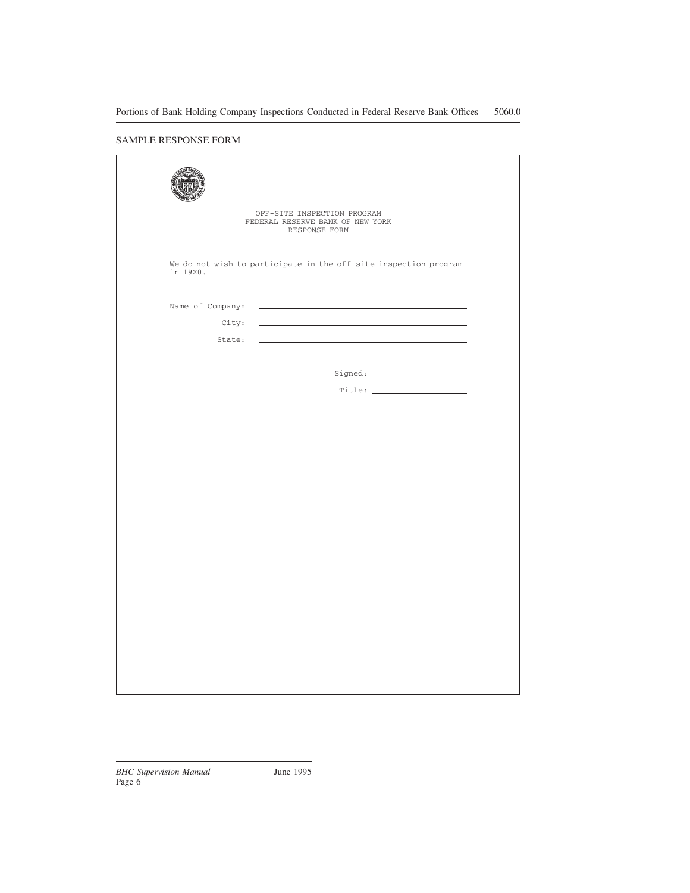SAMPLE RESPONSE FORM

OFF-SITE INSPECTION PROGRAM
FEDERAL RESERVE BANK OF NEW YORK
RESPONSE FORM

We do not wish to participate in the off-site inspection program in 19X0.

Name of Company: \_\_\_\_\_\_\_\_\_\_\_\_\_\_\_\_\_\_\_\_\_\_\_\_\_\_\_\_\_\_

City: \_\_\_\_\_\_\_\_\_\_\_\_\_\_\_\_\_\_\_\_\_\_\_\_\_\_\_\_\_\_

State: \_\_\_\_\_\_\_\_\_\_\_\_\_\_\_\_\_\_\_\_\_\_\_\_\_\_\_\_\_\_

Signed: \_\_\_\_\_\_\_\_\_\_\_\_\_\_\_\_\_\_\_\_

Title: \_\_\_\_\_\_\_\_\_\_\_\_\_\_\_\_\_\_\_\_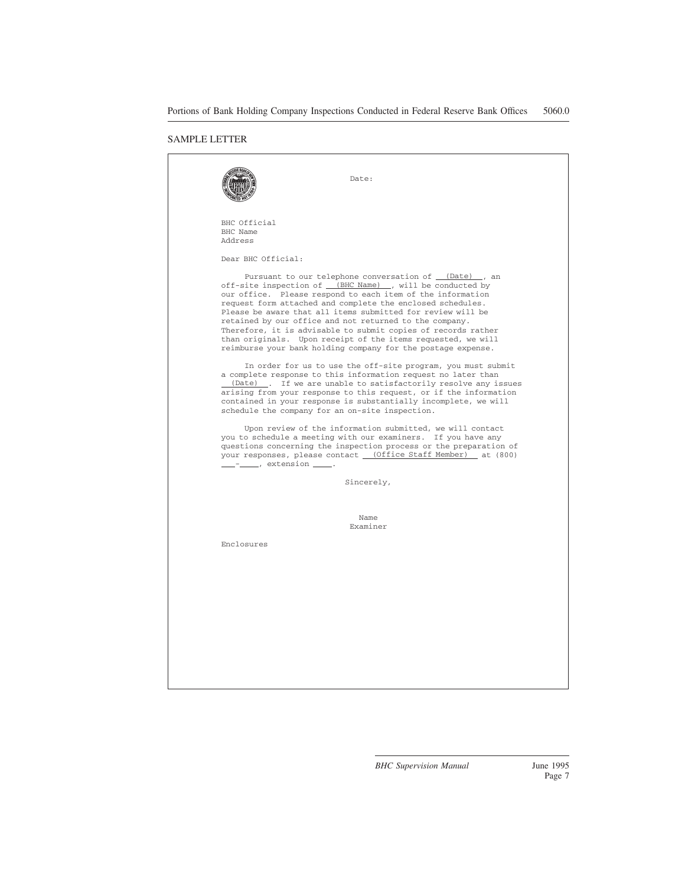## SAMPLE LETTER

Date:

BHC Official
BHC Name
Address

Dear BHC Official:

Pursuant to our telephone conversation of \_\_(Date)\_\_, an off-site inspection of \_\_(BHC Name)\_\_, will be conducted by our office. Please respond to each item of the information request form attached and complete the enclosed schedules. Please be aware that all items submitted for review will be retained by our office and not returned to the company. Therefore, it is advisable to submit copies of records rather than originals. Upon receipt of the items requested, we will reimburse your bank holding company for the postage expense.

In order for us to use the off-site program, you must submit a complete response to this information request no later than \_\_(Date)\_\_. If we are unable to satisfactorily resolve any issues arising from your response to this request, or if the information contained in your response is substantially incomplete, we will schedule the company for an on-site inspection.

Upon review of the information submitted, we will contact you to schedule a meeting with our examiners. If you have any questions concerning the inspection process or the preparation of your responses, please contact \_\_(Office Staff Member)\_\_ at (800) \_\_\_-\_\_\_\_, extension \_\_\_\_.

Sincerely,

Name
Examiner

Enclosures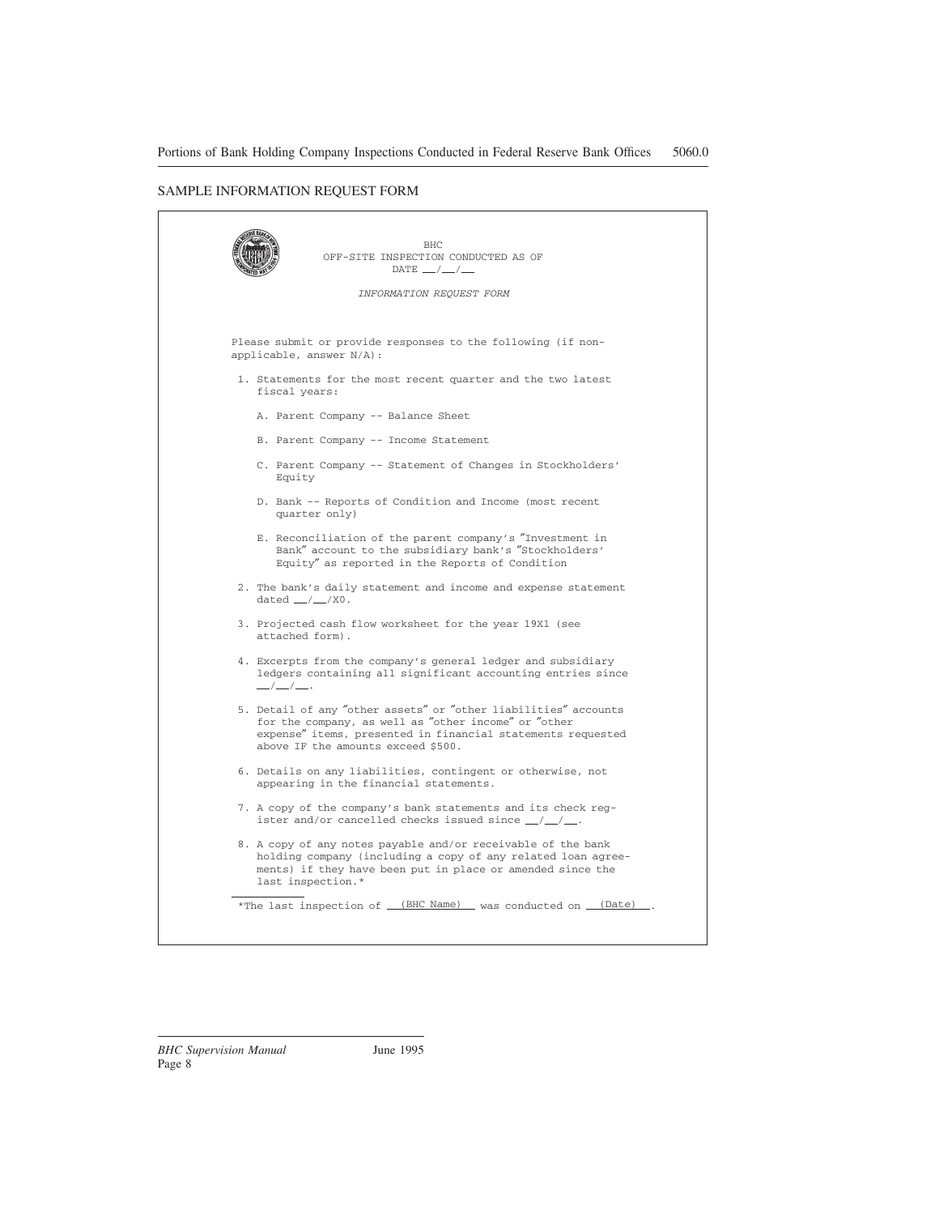## SAMPLE INFORMATION REQUEST FORM

BHC
OFF-SITE INSPECTION CONDUCTED AS OF
DATE \_\_/\_\_/\_\_

*INFORMATION REQUEST FORM*

Please submit or provide responses to the following (if non-applicable, answer N/A):

1. Statements for the most recent quarter and the two latest fiscal years:

   A. Parent Company -- Balance Sheet

   B. Parent Company -- Income Statement

   C. Parent Company -- Statement of Changes in Stockholders' Equity

   D. Bank -- Reports of Condition and Income (most recent quarter only)

   E. Reconciliation of the parent company's "Investment in Bank" account to the subsidiary bank's "Stockholders' Equity" as reported in the Reports of Condition

2. The bank's daily statement and income and expense statement dated \_\_/\_\_/X0.

3. Projected cash flow worksheet for the year 19X1 (see attached form).

4. Excerpts from the company's general ledger and subsidiary ledgers containing all significant accounting entries since \_\_/\_\_/\_\_.

5. Detail of any "other assets" or "other liabilities" accounts for the company, as well as "other income" or "other expense" items, presented in financial statements requested above IF the amounts exceed $500.

6. Details on any liabilities, contingent or otherwise, not appearing in the financial statements.

7. A copy of the company's bank statements and its check register and/or cancelled checks issued since \_\_/\_\_/\_\_.

8. A copy of any notes payable and/or receivable of the bank holding company (including a copy of any related loan agreements) if they have been put in place or amended since the last inspection.*

---

*The last inspection of \_\_(BHC Name)\_\_ was conducted on \_\_(Date)\_\_.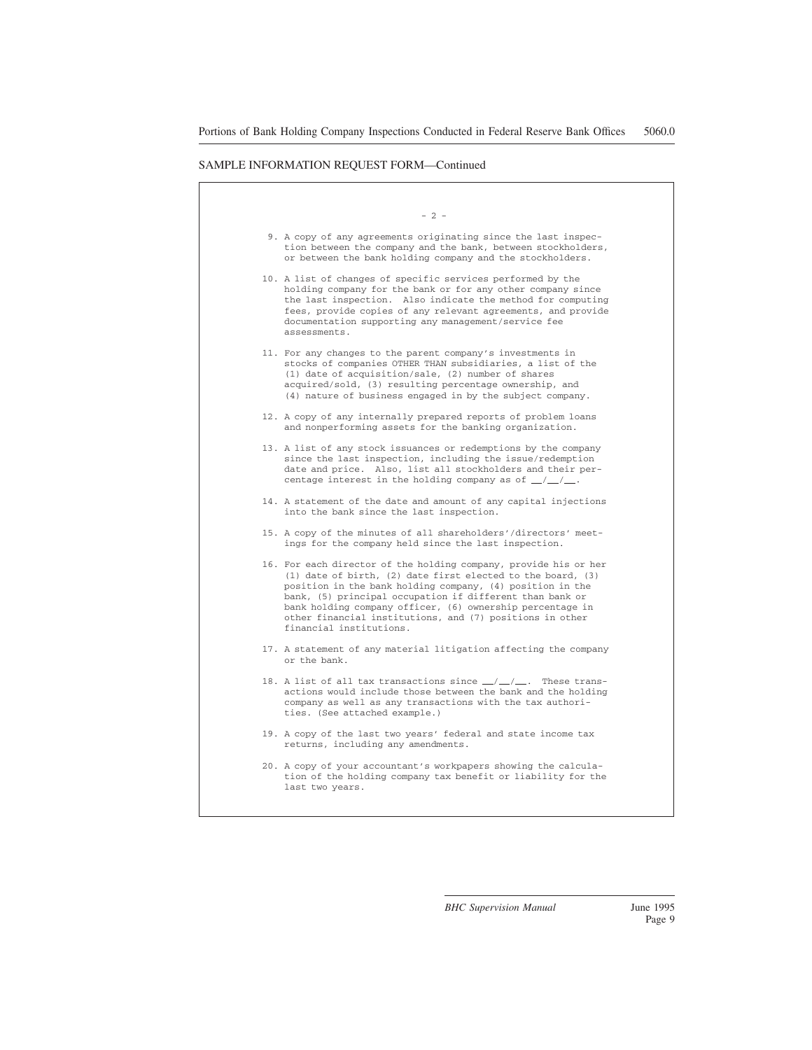SAMPLE INFORMATION REQUEST FORM—Continued

- 2 -

9. A copy of any agreements originating since the last inspection between the company and the bank, between stockholders, or between the bank holding company and the stockholders.

10. A list of changes of specific services performed by the holding company for the bank or for any other company since the last inspection. Also indicate the method for computing fees, provide copies of any relevant agreements, and provide documentation supporting any management/service fee assessments.

11. For any changes to the parent company's investments in stocks of companies OTHER THAN subsidiaries, a list of the (1) date of acquisition/sale, (2) number of shares acquired/sold, (3) resulting percentage ownership, and (4) nature of business engaged in by the subject company.

12. A copy of any internally prepared reports of problem loans and nonperforming assets for the banking organization.

13. A list of any stock issuances or redemptions by the company since the last inspection, including the issue/redemption date and price. Also, list all stockholders and their percentage interest in the holding company as of __/__/__.

14. A statement of the date and amount of any capital injections into the bank since the last inspection.

15. A copy of the minutes of all shareholders'/directors' meetings for the company held since the last inspection.

16. For each director of the holding company, provide his or her (1) date of birth, (2) date first elected to the board, (3) position in the bank holding company, (4) position in the bank, (5) principal occupation if different than bank or bank holding company officer, (6) ownership percentage in other financial institutions, and (7) positions in other financial institutions.

17. A statement of any material litigation affecting the company or the bank.

18. A list of all tax transactions since __/__/__. These transactions would include those between the bank and the holding company as well as any transactions with the tax authorities. (See attached example.)

19. A copy of the last two years' federal and state income tax returns, including any amendments.

20. A copy of your accountant's workpapers showing the calculation of the holding company tax benefit or liability for the last two years.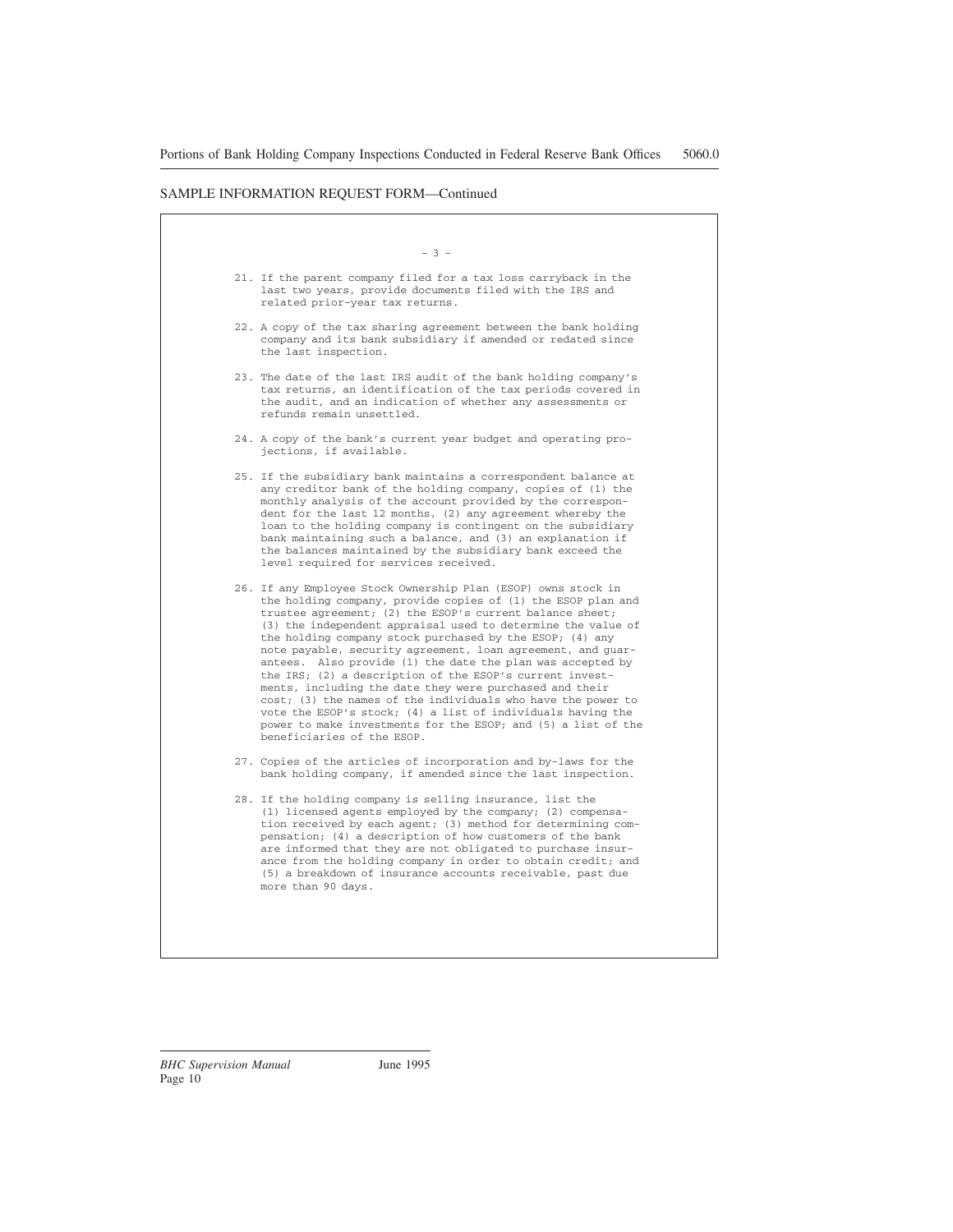SAMPLE INFORMATION REQUEST FORM—Continued

- 3 -

21. If the parent company filed for a tax loss carryback in the last two years, provide documents filed with the IRS and related prior-year tax returns.

22. A copy of the tax sharing agreement between the bank holding company and its bank subsidiary if amended or redated since the last inspection.

23. The date of the last IRS audit of the bank holding company's tax returns, an identification of the tax periods covered in the audit, and an indication of whether any assessments or refunds remain unsettled.

24. A copy of the bank's current year budget and operating projections, if available.

25. If the subsidiary bank maintains a correspondent balance at any creditor bank of the holding company, copies of (1) the monthly analysis of the account provided by the correspondent for the last 12 months, (2) any agreement whereby the loan to the holding company is contingent on the subsidiary bank maintaining such a balance, and (3) an explanation if the balances maintained by the subsidiary bank exceed the level required for services received.

26. If any Employee Stock Ownership Plan (ESOP) owns stock in the holding company, provide copies of (1) the ESOP plan and trustee agreement; (2) the ESOP's current balance sheet; (3) the independent appraisal used to determine the value of the holding company stock purchased by the ESOP; (4) any note payable, security agreement, loan agreement, and guarantees. Also provide (1) the date the plan was accepted by the IRS; (2) a description of the ESOP's current investments, including the date they were purchased and their cost; (3) the names of the individuals who have the power to vote the ESOP's stock; (4) a list of individuals having the power to make investments for the ESOP; and (5) a list of the beneficiaries of the ESOP.

27. Copies of the articles of incorporation and by-laws for the bank holding company, if amended since the last inspection.

28. If the holding company is selling insurance, list the (1) licensed agents employed by the company; (2) compensation received by each agent; (3) method for determining compensation; (4) a description of how customers of the bank are informed that they are not obligated to purchase insurance from the holding company in order to obtain credit; and (5) a breakdown of insurance accounts receivable, past due more than 90 days.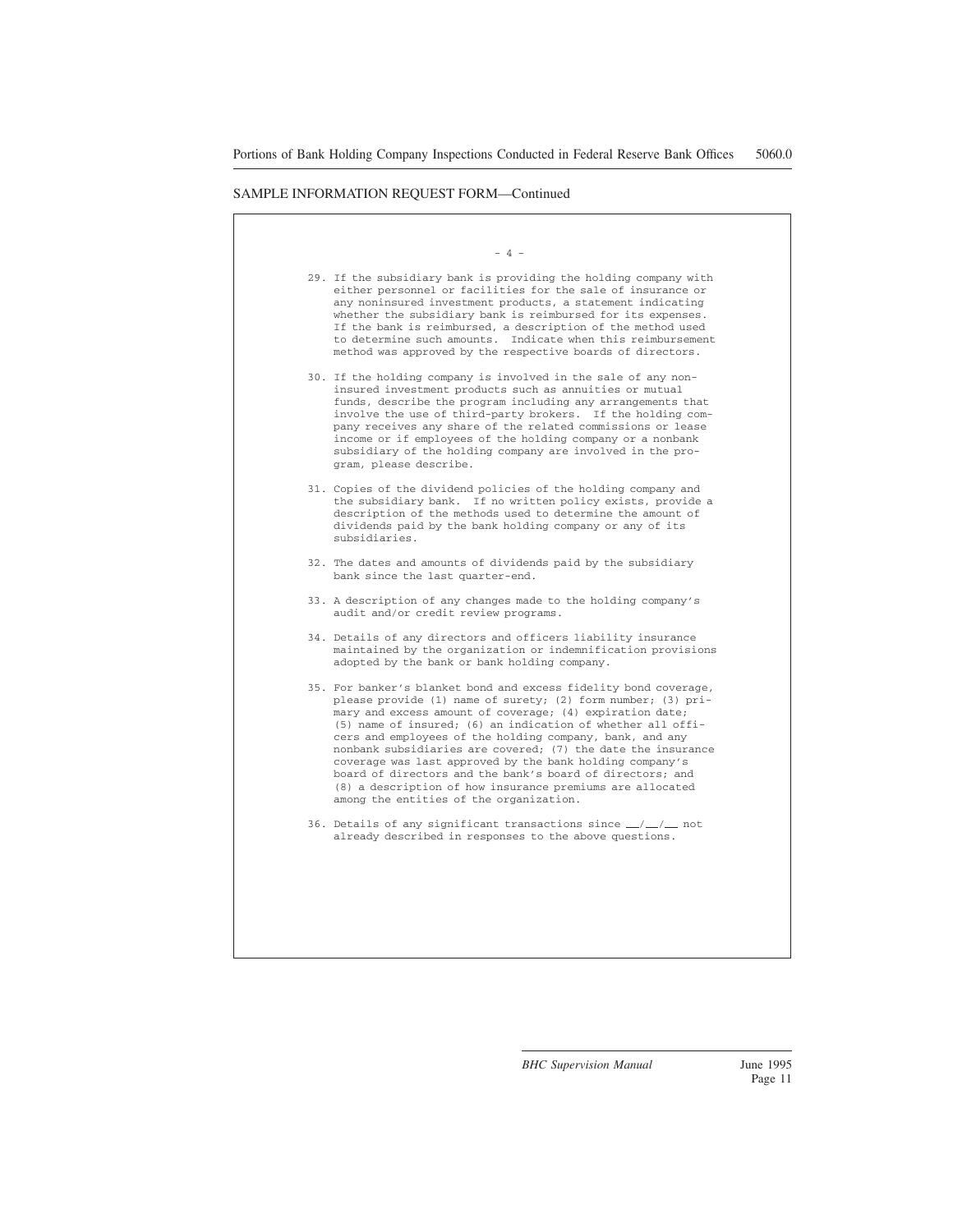SAMPLE INFORMATION REQUEST FORM—Continued

- 4 -

29. If the subsidiary bank is providing the holding company with either personnel or facilities for the sale of insurance or any noninsured investment products, a statement indicating whether the subsidiary bank is reimbursed for its expenses. If the bank is reimbursed, a description of the method used to determine such amounts. Indicate when this reimbursement method was approved by the respective boards of directors.

30. If the holding company is involved in the sale of any noninsured investment products such as annuities or mutual funds, describe the program including any arrangements that involve the use of third-party brokers. If the holding company receives any share of the related commissions or lease income or if employees of the holding company or a nonbank subsidiary of the holding company are involved in the program, please describe.

31. Copies of the dividend policies of the holding company and the subsidiary bank. If no written policy exists, provide a description of the methods used to determine the amount of dividends paid by the bank holding company or any of its subsidiaries.

32. The dates and amounts of dividends paid by the subsidiary bank since the last quarter-end.

33. A description of any changes made to the holding company's audit and/or credit review programs.

34. Details of any directors and officers liability insurance maintained by the organization or indemnification provisions adopted by the bank or bank holding company.

35. For banker's blanket bond and excess fidelity bond coverage, please provide (1) name of surety; (2) form number; (3) primary and excess amount of coverage; (4) expiration date; (5) name of insured; (6) an indication of whether all officers and employees of the holding company, bank, and any nonbank subsidiaries are covered; (7) the date the insurance coverage was last approved by the bank holding company's board of directors and the bank's board of directors; and (8) a description of how insurance premiums are allocated among the entities of the organization.

36. Details of any significant transactions since \_\_/\_\_/\_\_ not already described in responses to the above questions.